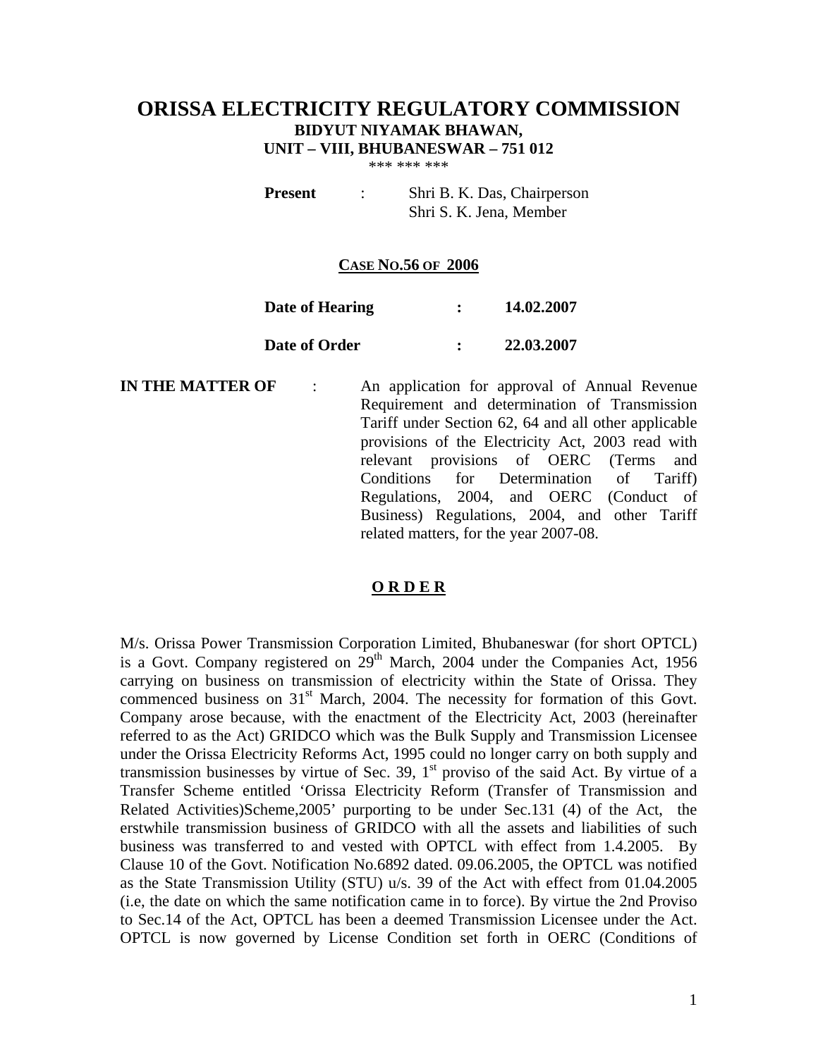# ORISSA ELECTRICITY REGULATORY COMMISSION

**BIDYUT NIYAMAK BHAWAN,**
**UNIT – VIII, BHUBANESWAR – 751 012**

\*\*\* \*\*\* \*\*\*

**Present** : Shri B. K. Das, Chairperson
Shri S. K. Jena, Member

**CASE NO.56 OF 2006**

**Date of Hearing** : **14.02.2007**

**Date of Order** : **22.03.2007**

**IN THE MATTER OF** : An application for approval of Annual Revenue Requirement and determination of Transmission Tariff under Section 62, 64 and all other applicable provisions of the Electricity Act, 2003 read with relevant provisions of OERC (Terms and Conditions for Determination of Tariff) Regulations, 2004, and OERC (Conduct of Business) Regulations, 2004, and other Tariff related matters, for the year 2007-08.

## O R D E R

M/s. Orissa Power Transmission Corporation Limited, Bhubaneswar (for short OPTCL) is a Govt. Company registered on 29th March, 2004 under the Companies Act, 1956 carrying on business on transmission of electricity within the State of Orissa. They commenced business on 31st March, 2004. The necessity for formation of this Govt. Company arose because, with the enactment of the Electricity Act, 2003 (hereinafter referred to as the Act) GRIDCO which was the Bulk Supply and Transmission Licensee under the Orissa Electricity Reforms Act, 1995 could no longer carry on both supply and transmission businesses by virtue of Sec. 39, 1st proviso of the said Act. By virtue of a Transfer Scheme entitled 'Orissa Electricity Reform (Transfer of Transmission and Related Activities)Scheme,2005' purporting to be under Sec.131 (4) of the Act, the erstwhile transmission business of GRIDCO with all the assets and liabilities of such business was transferred to and vested with OPTCL with effect from 1.4.2005. By Clause 10 of the Govt. Notification No.6892 dated. 09.06.2005, the OPTCL was notified as the State Transmission Utility (STU) u/s. 39 of the Act with effect from 01.04.2005 (i.e, the date on which the same notification came in to force). By virtue the 2nd Proviso to Sec.14 of the Act, OPTCL has been a deemed Transmission Licensee under the Act. OPTCL is now governed by License Condition set forth in OERC (Conditions of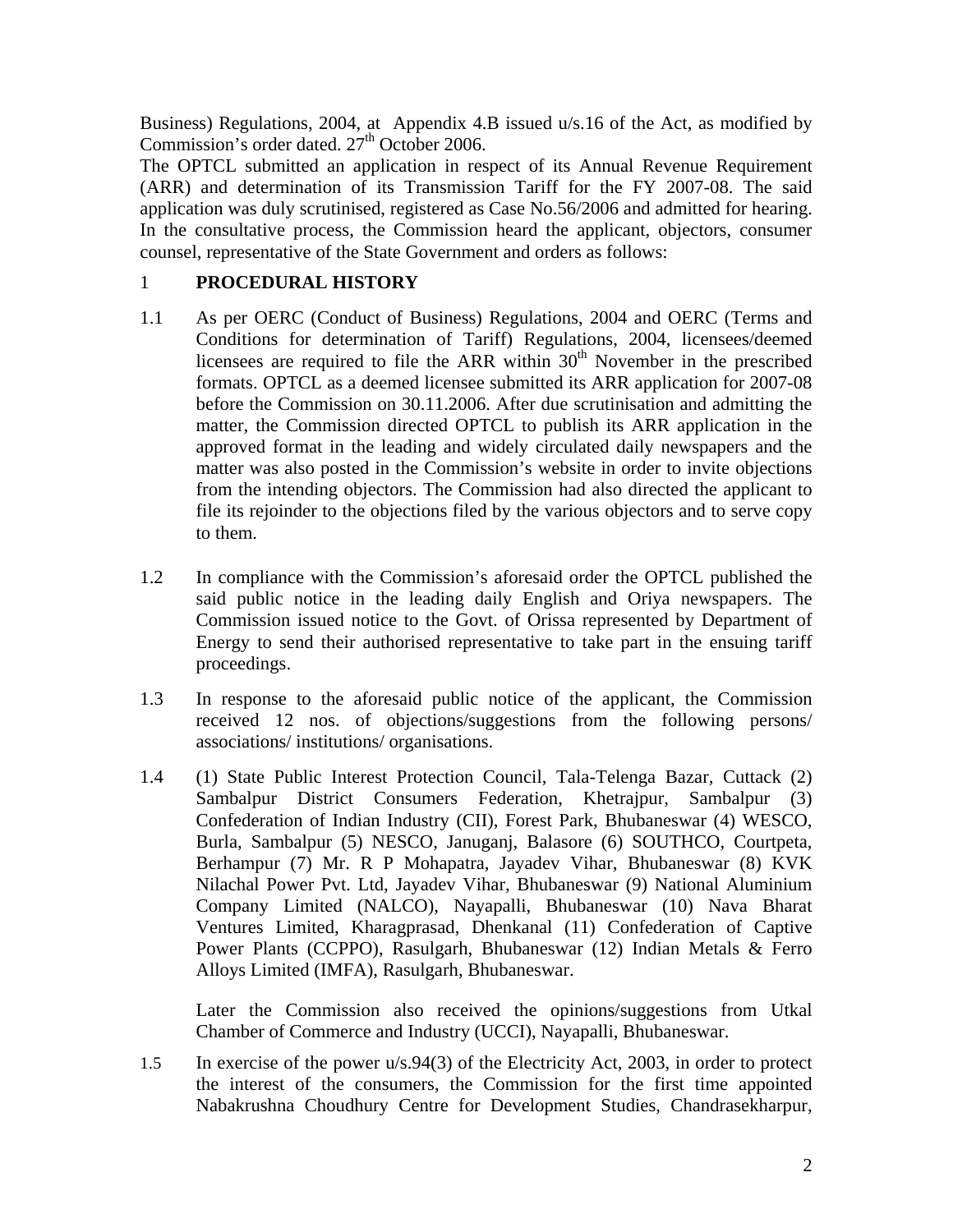Business) Regulations, 2004, at Appendix 4.B issued u/s.16 of the Act, as modified by Commission's order dated. 27th October 2006.

The OPTCL submitted an application in respect of its Annual Revenue Requirement (ARR) and determination of its Transmission Tariff for the FY 2007-08. The said application was duly scrutinised, registered as Case No.56/2006 and admitted for hearing. In the consultative process, the Commission heard the applicant, objectors, consumer counsel, representative of the State Government and orders as follows:

## 1 PROCEDURAL HISTORY

1.1 As per OERC (Conduct of Business) Regulations, 2004 and OERC (Terms and Conditions for determination of Tariff) Regulations, 2004, licensees/deemed licensees are required to file the ARR within 30th November in the prescribed formats. OPTCL as a deemed licensee submitted its ARR application for 2007-08 before the Commission on 30.11.2006. After due scrutinisation and admitting the matter, the Commission directed OPTCL to publish its ARR application in the approved format in the leading and widely circulated daily newspapers and the matter was also posted in the Commission's website in order to invite objections from the intending objectors. The Commission had also directed the applicant to file its rejoinder to the objections filed by the various objectors and to serve copy to them.

1.2 In compliance with the Commission's aforesaid order the OPTCL published the said public notice in the leading daily English and Oriya newspapers. The Commission issued notice to the Govt. of Orissa represented by Department of Energy to send their authorised representative to take part in the ensuing tariff proceedings.

1.3 In response to the aforesaid public notice of the applicant, the Commission received 12 nos. of objections/suggestions from the following persons/ associations/ institutions/ organisations.

1.4 (1) State Public Interest Protection Council, Tala-Telenga Bazar, Cuttack (2) Sambalpur District Consumers Federation, Khetrajpur, Sambalpur (3) Confederation of Indian Industry (CII), Forest Park, Bhubaneswar (4) WESCO, Burla, Sambalpur (5) NESCO, Januganj, Balasore (6) SOUTHCO, Courtpeta, Berhampur (7) Mr. R P Mohapatra, Jayadev Vihar, Bhubaneswar (8) KVK Nilachal Power Pvt. Ltd, Jayadev Vihar, Bhubaneswar (9) National Aluminium Company Limited (NALCO), Nayapalli, Bhubaneswar (10) Nava Bharat Ventures Limited, Kharagprasad, Dhenkanal (11) Confederation of Captive Power Plants (CCPPO), Rasulgarh, Bhubaneswar (12) Indian Metals & Ferro Alloys Limited (IMFA), Rasulgarh, Bhubaneswar.

Later the Commission also received the opinions/suggestions from Utkal Chamber of Commerce and Industry (UCCI), Nayapalli, Bhubaneswar.

1.5 In exercise of the power u/s.94(3) of the Electricity Act, 2003, in order to protect the interest of the consumers, the Commission for the first time appointed Nabakrushna Choudhury Centre for Development Studies, Chandrasekharpur,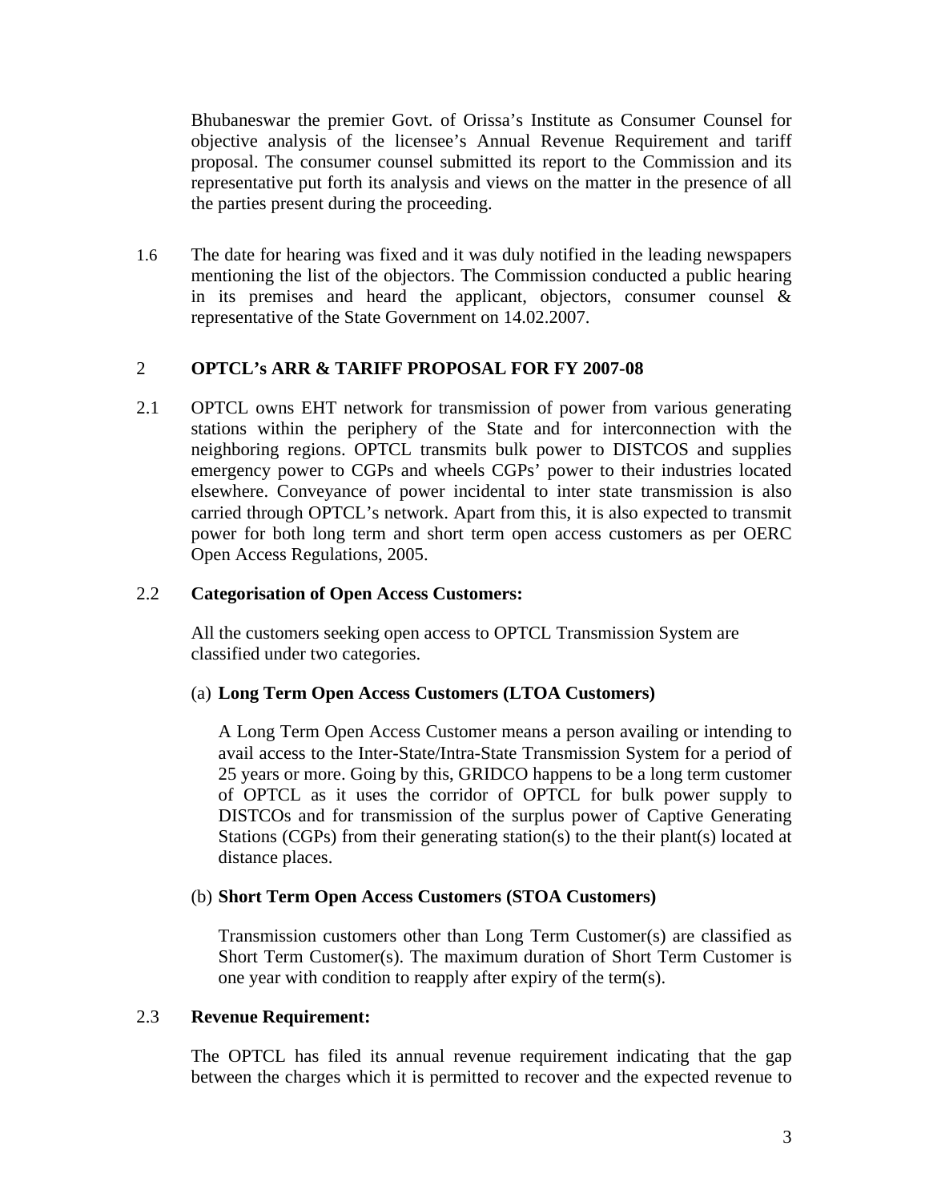Bhubaneswar the premier Govt. of Orissa's Institute as Consumer Counsel for objective analysis of the licensee's Annual Revenue Requirement and tariff proposal. The consumer counsel submitted its report to the Commission and its representative put forth its analysis and views on the matter in the presence of all the parties present during the proceeding.

1.6 The date for hearing was fixed and it was duly notified in the leading newspapers mentioning the list of the objectors. The Commission conducted a public hearing in its premises and heard the applicant, objectors, consumer counsel & representative of the State Government on 14.02.2007.

## 2 OPTCL's ARR & TARIFF PROPOSAL FOR FY 2007-08

2.1 OPTCL owns EHT network for transmission of power from various generating stations within the periphery of the State and for interconnection with the neighboring regions. OPTCL transmits bulk power to DISTCOS and supplies emergency power to CGPs and wheels CGPs' power to their industries located elsewhere. Conveyance of power incidental to inter state transmission is also carried through OPTCL's network. Apart from this, it is also expected to transmit power for both long term and short term open access customers as per OERC Open Access Regulations, 2005.

### 2.2 Categorisation of Open Access Customers:

All the customers seeking open access to OPTCL Transmission System are classified under two categories.

(a) **Long Term Open Access Customers (LTOA Customers)**

A Long Term Open Access Customer means a person availing or intending to avail access to the Inter-State/Intra-State Transmission System for a period of 25 years or more. Going by this, GRIDCO happens to be a long term customer of OPTCL as it uses the corridor of OPTCL for bulk power supply to DISTCOs and for transmission of the surplus power of Captive Generating Stations (CGPs) from their generating station(s) to the their plant(s) located at distance places.

(b) **Short Term Open Access Customers (STOA Customers)**

Transmission customers other than Long Term Customer(s) are classified as Short Term Customer(s). The maximum duration of Short Term Customer is one year with condition to reapply after expiry of the term(s).

### 2.3 Revenue Requirement:

The OPTCL has filed its annual revenue requirement indicating that the gap between the charges which it is permitted to recover and the expected revenue to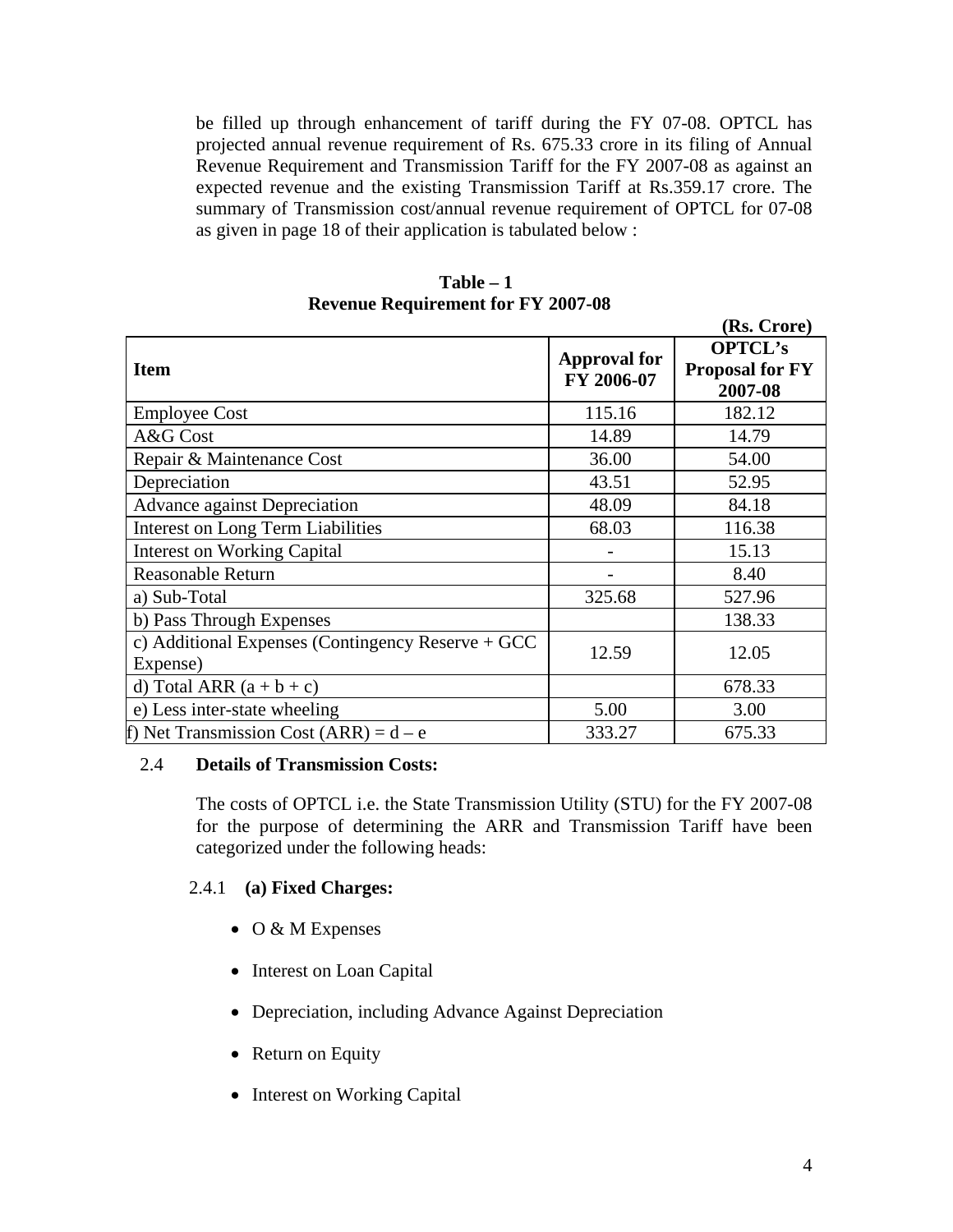be filled up through enhancement of tariff during the FY 07-08. OPTCL has projected annual revenue requirement of Rs. 675.33 crore in its filing of Annual Revenue Requirement and Transmission Tariff for the FY 2007-08 as against an expected revenue and the existing Transmission Tariff at Rs.359.17 crore. The summary of Transmission cost/annual revenue requirement of OPTCL for 07-08 as given in page 18 of their application is tabulated below :

**Table – 1**
**Revenue Requirement for FY 2007-08**

**(Rs. Crore)**

| Item | Approval for FY 2006-07 | OPTCL's Proposal for FY 2007-08 |
|---|---|---|
| Employee Cost | 115.16 | 182.12 |
| A&G Cost | 14.89 | 14.79 |
| Repair & Maintenance Cost | 36.00 | 54.00 |
| Depreciation | 43.51 | 52.95 |
| Advance against Depreciation | 48.09 | 84.18 |
| Interest on Long Term Liabilities | 68.03 | 116.38 |
| Interest on Working Capital | - | 15.13 |
| Reasonable Return | - | 8.40 |
| a) Sub-Total | 325.68 | 527.96 |
| b) Pass Through Expenses | | 138.33 |
| c) Additional Expenses (Contingency Reserve + GCC Expense) | 12.59 | 12.05 |
| d) Total ARR (a + b + c) | | 678.33 |
| e) Less inter-state wheeling | 5.00 | 3.00 |
| f) Net Transmission Cost (ARR) = d – e | 333.27 | 675.33 |

### 2.4 Details of Transmission Costs:

The costs of OPTCL i.e. the State Transmission Utility (STU) for the FY 2007-08 for the purpose of determining the ARR and Transmission Tariff have been categorized under the following heads:

#### 2.4.1 (a) Fixed Charges:

- O & M Expenses
- Interest on Loan Capital
- Depreciation, including Advance Against Depreciation
- Return on Equity
- Interest on Working Capital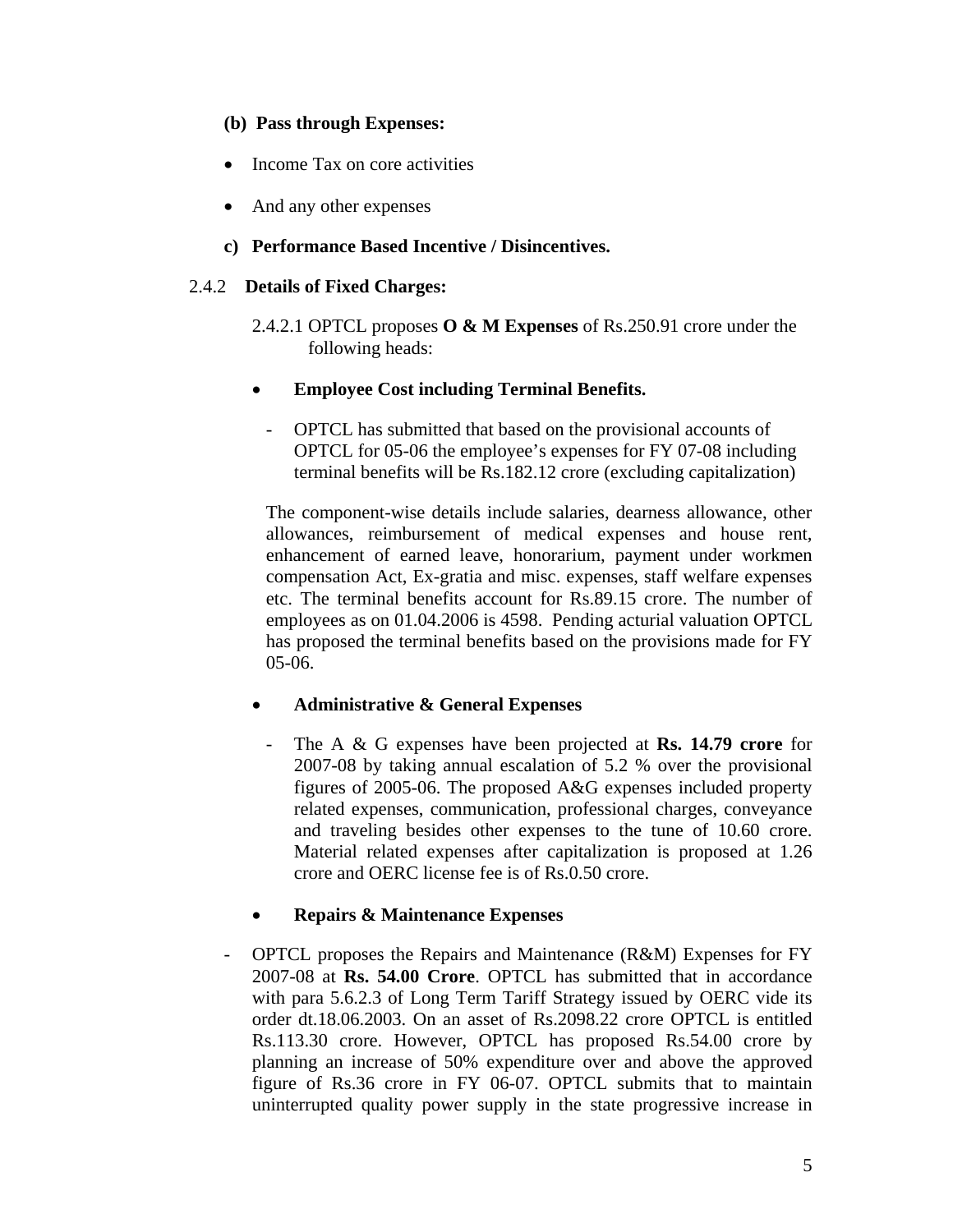**(b) Pass through Expenses:**

- Income Tax on core activities
- And any other expenses

**c) Performance Based Incentive / Disincentives.**

2.4.2 **Details of Fixed Charges:**

2.4.2.1 OPTCL proposes **O & M Expenses** of Rs.250.91 crore under the following heads:

- **Employee Cost including Terminal Benefits.**

  - OPTCL has submitted that based on the provisional accounts of OPTCL for 05-06 the employee's expenses for FY 07-08 including terminal benefits will be Rs.182.12 crore (excluding capitalization)

  The component-wise details include salaries, dearness allowance, other allowances, reimbursement of medical expenses and house rent, enhancement of earned leave, honorarium, payment under workmen compensation Act, Ex-gratia and misc. expenses, staff welfare expenses etc. The terminal benefits account for Rs.89.15 crore. The number of employees as on 01.04.2006 is 4598. Pending acturial valuation OPTCL has proposed the terminal benefits based on the provisions made for FY 05-06.

- **Administrative & General Expenses**

  - The A & G expenses have been projected at **Rs. 14.79 crore** for 2007-08 by taking annual escalation of 5.2 % over the provisional figures of 2005-06. The proposed A&G expenses included property related expenses, communication, professional charges, conveyance and traveling besides other expenses to the tune of 10.60 crore. Material related expenses after capitalization is proposed at 1.26 crore and OERC license fee is of Rs.0.50 crore.

- **Repairs & Maintenance Expenses**

- OPTCL proposes the Repairs and Maintenance (R&M) Expenses for FY 2007-08 at **Rs. 54.00 Crore**. OPTCL has submitted that in accordance with para 5.6.2.3 of Long Term Tariff Strategy issued by OERC vide its order dt.18.06.2003. On an asset of Rs.2098.22 crore OPTCL is entitled Rs.113.30 crore. However, OPTCL has proposed Rs.54.00 crore by planning an increase of 50% expenditure over and above the approved figure of Rs.36 crore in FY 06-07. OPTCL submits that to maintain uninterrupted quality power supply in the state progressive increase in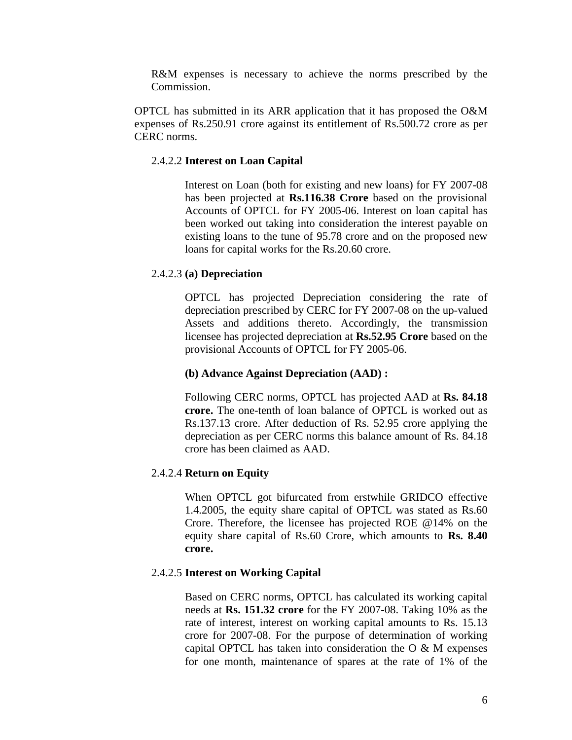R&M expenses is necessary to achieve the norms prescribed by the Commission.

OPTCL has submitted in its ARR application that it has proposed the O&M expenses of Rs.250.91 crore against its entitlement of Rs.500.72 crore as per CERC norms.

#### 2.4.2.2 **Interest on Loan Capital**

Interest on Loan (both for existing and new loans) for FY 2007-08 has been projected at **Rs.116.38 Crore** based on the provisional Accounts of OPTCL for FY 2005-06. Interest on loan capital has been worked out taking into consideration the interest payable on existing loans to the tune of 95.78 crore and on the proposed new loans for capital works for the Rs.20.60 crore.

#### 2.4.2.3 **(a) Depreciation**

OPTCL has projected Depreciation considering the rate of depreciation prescribed by CERC for FY 2007-08 on the up-valued Assets and additions thereto. Accordingly, the transmission licensee has projected depreciation at **Rs.52.95 Crore** based on the provisional Accounts of OPTCL for FY 2005-06.

**(b) Advance Against Depreciation (AAD) :**

Following CERC norms, OPTCL has projected AAD at **Rs. 84.18 crore.** The one-tenth of loan balance of OPTCL is worked out as Rs.137.13 crore. After deduction of Rs. 52.95 crore applying the depreciation as per CERC norms this balance amount of Rs. 84.18 crore has been claimed as AAD.

#### 2.4.2.4 **Return on Equity**

When OPTCL got bifurcated from erstwhile GRIDCO effective 1.4.2005, the equity share capital of OPTCL was stated as Rs.60 Crore. Therefore, the licensee has projected ROE @14% on the equity share capital of Rs.60 Crore, which amounts to **Rs. 8.40 crore.**

#### 2.4.2.5 **Interest on Working Capital**

Based on CERC norms, OPTCL has calculated its working capital needs at **Rs. 151.32 crore** for the FY 2007-08. Taking 10% as the rate of interest, interest on working capital amounts to Rs. 15.13 crore for 2007-08. For the purpose of determination of working capital OPTCL has taken into consideration the O & M expenses for one month, maintenance of spares at the rate of 1% of the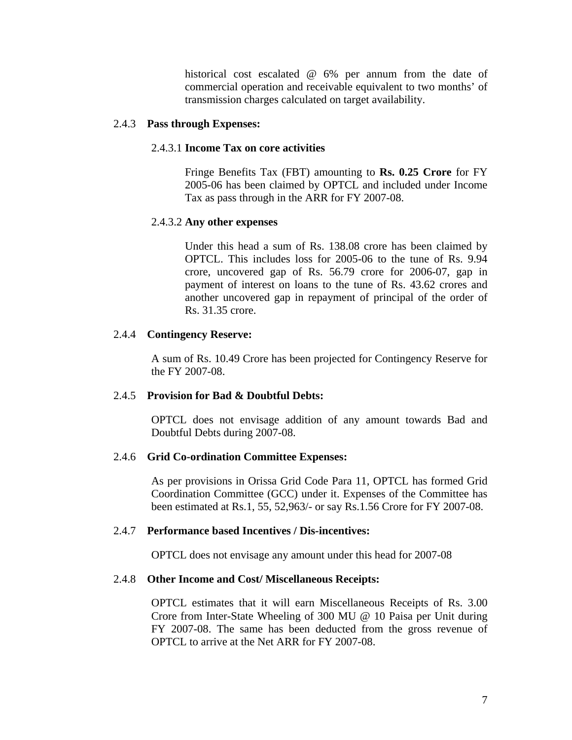historical cost escalated @ 6% per annum from the date of commercial operation and receivable equivalent to two months' of transmission charges calculated on target availability.

### 2.4.3 Pass through Expenses:

#### 2.4.3.1 Income Tax on core activities

Fringe Benefits Tax (FBT) amounting to **Rs. 0.25 Crore** for FY 2005-06 has been claimed by OPTCL and included under Income Tax as pass through in the ARR for FY 2007-08.

#### 2.4.3.2 Any other expenses

Under this head a sum of Rs. 138.08 crore has been claimed by OPTCL. This includes loss for 2005-06 to the tune of Rs. 9.94 crore, uncovered gap of Rs. 56.79 crore for 2006-07, gap in payment of interest on loans to the tune of Rs. 43.62 crores and another uncovered gap in repayment of principal of the order of Rs. 31.35 crore.

### 2.4.4 Contingency Reserve:

A sum of Rs. 10.49 Crore has been projected for Contingency Reserve for the FY 2007-08.

### 2.4.5 Provision for Bad & Doubtful Debts:

OPTCL does not envisage addition of any amount towards Bad and Doubtful Debts during 2007-08.

### 2.4.6 Grid Co-ordination Committee Expenses:

As per provisions in Orissa Grid Code Para 11, OPTCL has formed Grid Coordination Committee (GCC) under it. Expenses of the Committee has been estimated at Rs.1, 55, 52,963/- or say Rs.1.56 Crore for FY 2007-08.

### 2.4.7 Performance based Incentives / Dis-incentives:

OPTCL does not envisage any amount under this head for 2007-08

### 2.4.8 Other Income and Cost/ Miscellaneous Receipts:

OPTCL estimates that it will earn Miscellaneous Receipts of Rs. 3.00 Crore from Inter-State Wheeling of 300 MU @ 10 Paisa per Unit during FY 2007-08. The same has been deducted from the gross revenue of OPTCL to arrive at the Net ARR for FY 2007-08.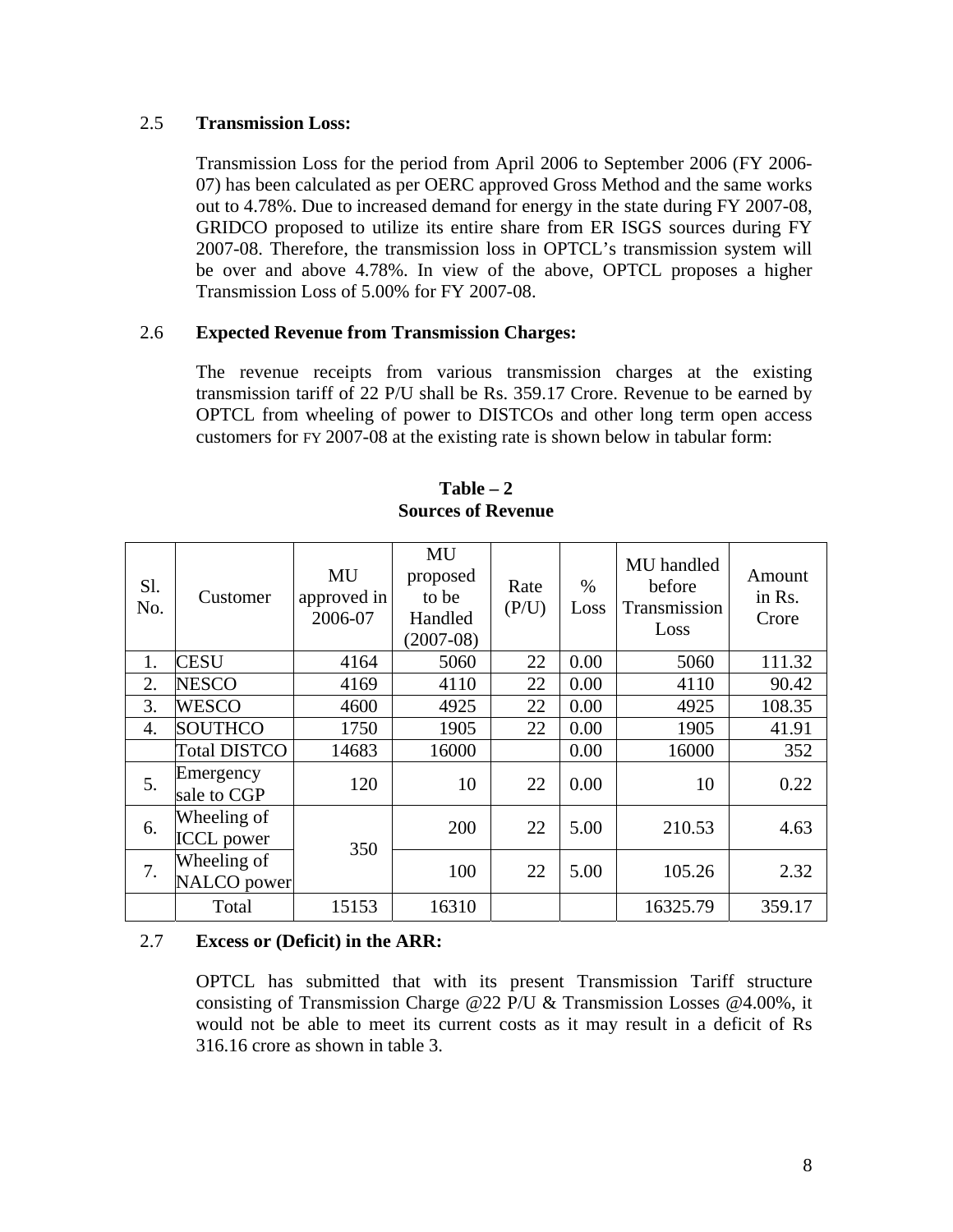### 2.5 **Transmission Loss:**

Transmission Loss for the period from April 2006 to September 2006 (FY 2006-07) has been calculated as per OERC approved Gross Method and the same works out to 4.78%. Due to increased demand for energy in the state during FY 2007-08, GRIDCO proposed to utilize its entire share from ER ISGS sources during FY 2007-08. Therefore, the transmission loss in OPTCL's transmission system will be over and above 4.78%. In view of the above, OPTCL proposes a higher Transmission Loss of 5.00% for FY 2007-08.

### 2.6 **Expected Revenue from Transmission Charges:**

The revenue receipts from various transmission charges at the existing transmission tariff of 22 P/U shall be Rs. 359.17 Crore. Revenue to be earned by OPTCL from wheeling of power to DISTCOs and other long term open access customers for FY 2007-08 at the existing rate is shown below in tabular form:

**Table – 2**
**Sources of Revenue**

| Sl. No. | Customer | MU approved in 2006-07 | MU proposed to be Handled (2007-08) | Rate (P/U) | % Loss | MU handled before Transmission Loss | Amount in Rs. Crore |
|---|---|---|---|---|---|---|---|
| 1. | CESU | 4164 | 5060 | 22 | 0.00 | 5060 | 111.32 |
| 2. | NESCO | 4169 | 4110 | 22 | 0.00 | 4110 | 90.42 |
| 3. | WESCO | 4600 | 4925 | 22 | 0.00 | 4925 | 108.35 |
| 4. | SOUTHCO | 1750 | 1905 | 22 | 0.00 | 1905 | 41.91 |
| | Total DISTCO | 14683 | 16000 | | 0.00 | 16000 | 352 |
| 5. | Emergency sale to CGP | 120 | 10 | 22 | 0.00 | 10 | 0.22 |
| 6. | Wheeling of ICCL power | 350 | 200 | 22 | 5.00 | 210.53 | 4.63 |
| 7. | Wheeling of NALCO power | | 100 | 22 | 5.00 | 105.26 | 2.32 |
| | Total | 15153 | 16310 | | | 16325.79 | 359.17 |

### 2.7 **Excess or (Deficit) in the ARR:**

OPTCL has submitted that with its present Transmission Tariff structure consisting of Transmission Charge @22 P/U & Transmission Losses @4.00%, it would not be able to meet its current costs as it may result in a deficit of Rs 316.16 crore as shown in table 3.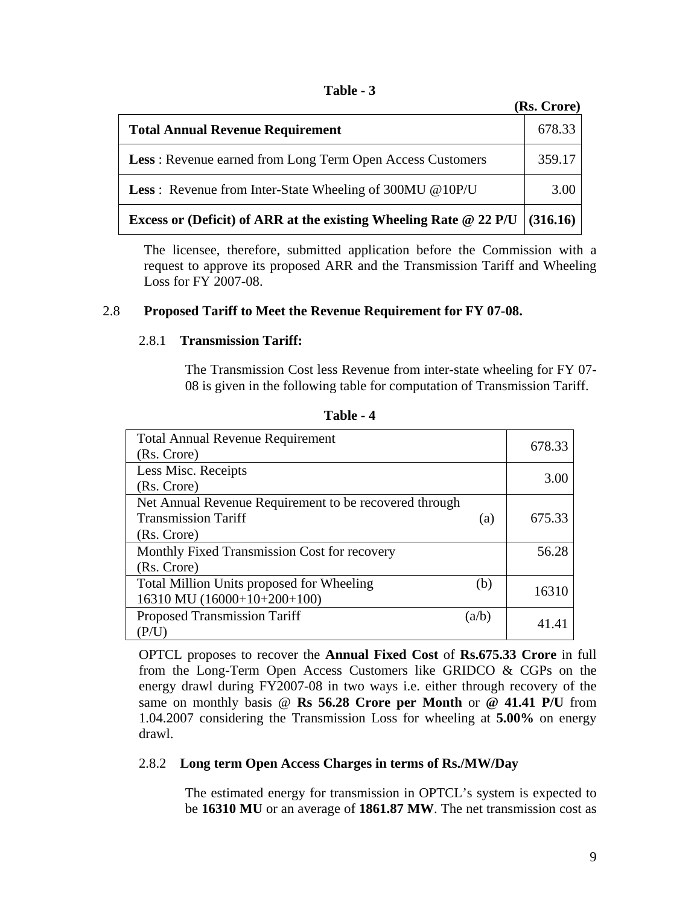**Table - 3**

**(Rs. Crore)**

| | |
|---|---|
| **Total Annual Revenue Requirement** | 678.33 |
| **Less** : Revenue earned from Long Term Open Access Customers | 359.17 |
| **Less** : Revenue from Inter-State Wheeling of 300MU @10P/U | 3.00 |
| **Excess or (Deficit) of ARR at the existing Wheeling Rate @ 22 P/U** | **(316.16)** |

The licensee, therefore, submitted application before the Commission with a request to approve its proposed ARR and the Transmission Tariff and Wheeling Loss for FY 2007-08.

## 2.8 Proposed Tariff to Meet the Revenue Requirement for FY 07-08.

### 2.8.1 Transmission Tariff:

The Transmission Cost less Revenue from inter-state wheeling for FY 07-08 is given in the following table for computation of Transmission Tariff.

**Table - 4**

| | |
|---|---|
| Total Annual Revenue Requirement (Rs. Crore) | 678.33 |
| Less Misc. Receipts (Rs. Crore) | 3.00 |
| Net Annual Revenue Requirement to be recovered through Transmission Tariff (a) (Rs. Crore) | 675.33 |
| Monthly Fixed Transmission Cost for recovery (Rs. Crore) | 56.28 |
| Total Million Units proposed for Wheeling (b) 16310 MU (16000+10+200+100) | 16310 |
| Proposed Transmission Tariff (a/b) (P/U) | 41.41 |

OPTCL proposes to recover the **Annual Fixed Cost** of **Rs.675.33 Crore** in full from the Long-Term Open Access Customers like GRIDCO & CGPs on the energy drawl during FY2007-08 in two ways i.e. either through recovery of the same on monthly basis @ **Rs 56.28 Crore per Month** or **@ 41.41 P/U** from 1.04.2007 considering the Transmission Loss for wheeling at **5.00%** on energy drawl.

### 2.8.2 Long term Open Access Charges in terms of Rs./MW/Day

The estimated energy for transmission in OPTCL's system is expected to be **16310 MU** or an average of **1861.87 MW**. The net transmission cost as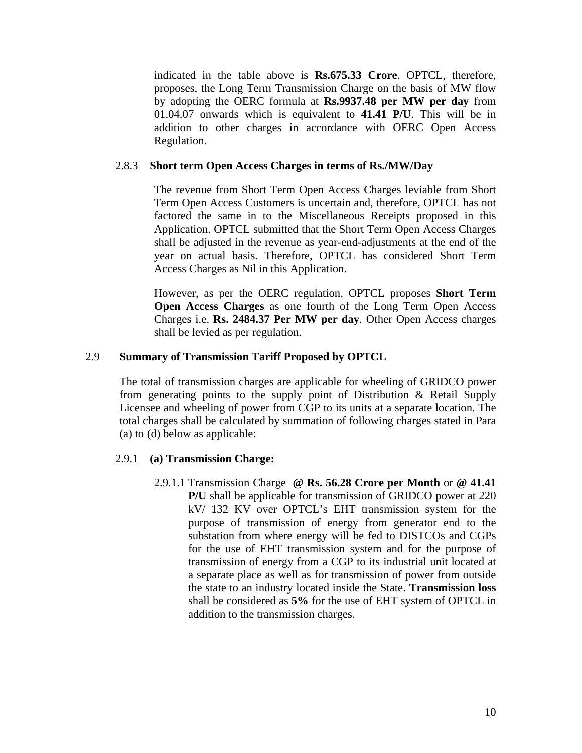indicated in the table above is **Rs.675.33 Crore**. OPTCL, therefore, proposes, the Long Term Transmission Charge on the basis of MW flow by adopting the OERC formula at **Rs.9937.48 per MW per day** from 01.04.07 onwards which is equivalent to **41.41 P/U**. This will be in addition to other charges in accordance with OERC Open Access Regulation.

### 2.8.3 Short term Open Access Charges in terms of Rs./MW/Day

The revenue from Short Term Open Access Charges leviable from Short Term Open Access Customers is uncertain and, therefore, OPTCL has not factored the same in to the Miscellaneous Receipts proposed in this Application. OPTCL submitted that the Short Term Open Access Charges shall be adjusted in the revenue as year-end-adjustments at the end of the year on actual basis. Therefore, OPTCL has considered Short Term Access Charges as Nil in this Application.

However, as per the OERC regulation, OPTCL proposes **Short Term Open Access Charges** as one fourth of the Long Term Open Access Charges i.e. **Rs. 2484.37 Per MW per day**. Other Open Access charges shall be levied as per regulation.

## 2.9 Summary of Transmission Tariff Proposed by OPTCL

The total of transmission charges are applicable for wheeling of GRIDCO power from generating points to the supply point of Distribution & Retail Supply Licensee and wheeling of power from CGP to its units at a separate location. The total charges shall be calculated by summation of following charges stated in Para (a) to (d) below as applicable:

### 2.9.1 (a) Transmission Charge:

2.9.1.1 Transmission Charge **@ Rs. 56.28 Crore per Month** or **@ 41.41 P/U** shall be applicable for transmission of GRIDCO power at 220 kV/ 132 KV over OPTCL's EHT transmission system for the purpose of transmission of energy from generator end to the substation from where energy will be fed to DISTCOs and CGPs for the use of EHT transmission system and for the purpose of transmission of energy from a CGP to its industrial unit located at a separate place as well as for transmission of power from outside the state to an industry located inside the State. **Transmission loss** shall be considered as **5%** for the use of EHT system of OPTCL in addition to the transmission charges.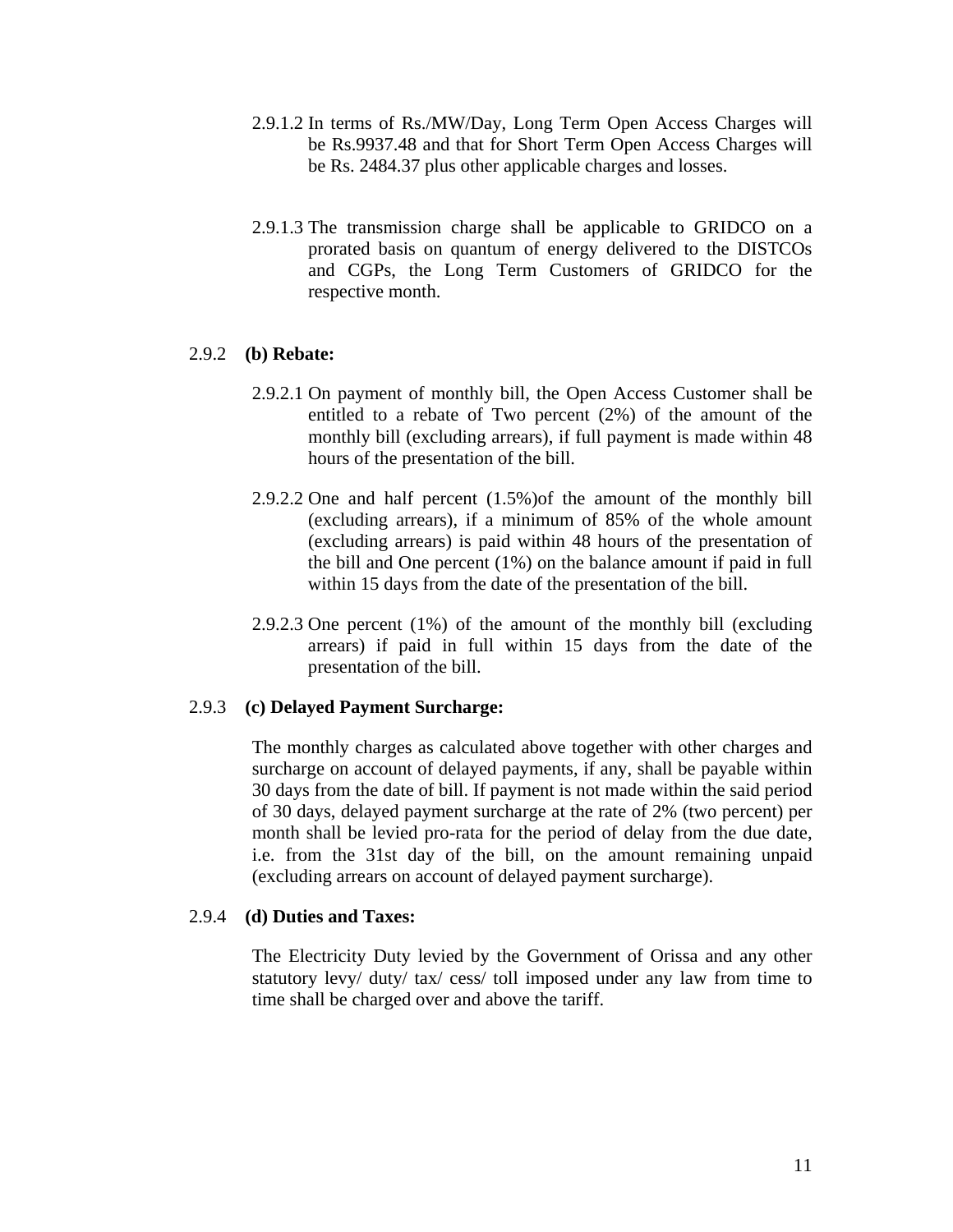2.9.1.2 In terms of Rs./MW/Day, Long Term Open Access Charges will be Rs.9937.48 and that for Short Term Open Access Charges will be Rs. 2484.37 plus other applicable charges and losses.

2.9.1.3 The transmission charge shall be applicable to GRIDCO on a prorated basis on quantum of energy delivered to the DISTCOs and CGPs, the Long Term Customers of GRIDCO for the respective month.

2.9.2 **(b) Rebate:**

2.9.2.1 On payment of monthly bill, the Open Access Customer shall be entitled to a rebate of Two percent (2%) of the amount of the monthly bill (excluding arrears), if full payment is made within 48 hours of the presentation of the bill.

2.9.2.2 One and half percent (1.5%)of the amount of the monthly bill (excluding arrears), if a minimum of 85% of the whole amount (excluding arrears) is paid within 48 hours of the presentation of the bill and One percent (1%) on the balance amount if paid in full within 15 days from the date of the presentation of the bill.

2.9.2.3 One percent (1%) of the amount of the monthly bill (excluding arrears) if paid in full within 15 days from the date of the presentation of the bill.

2.9.3 **(c) Delayed Payment Surcharge:**

The monthly charges as calculated above together with other charges and surcharge on account of delayed payments, if any, shall be payable within 30 days from the date of bill. If payment is not made within the said period of 30 days, delayed payment surcharge at the rate of 2% (two percent) per month shall be levied pro-rata for the period of delay from the due date, i.e. from the 31st day of the bill, on the amount remaining unpaid (excluding arrears on account of delayed payment surcharge).

2.9.4 **(d) Duties and Taxes:**

The Electricity Duty levied by the Government of Orissa and any other statutory levy/ duty/ tax/ cess/ toll imposed under any law from time to time shall be charged over and above the tariff.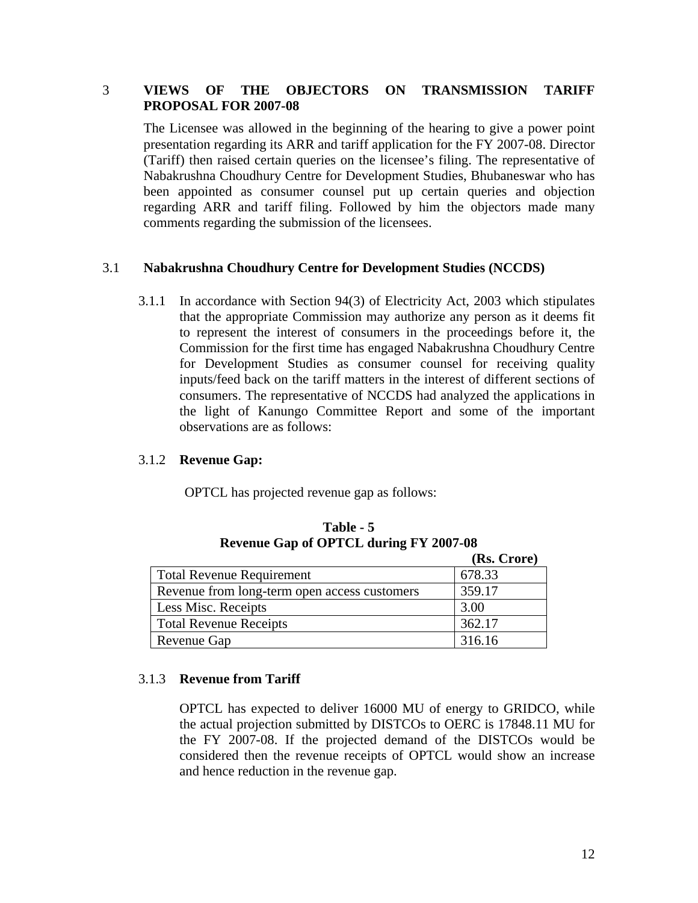## 3 VIEWS OF THE OBJECTORS ON TRANSMISSION TARIFF PROPOSAL FOR 2007-08

The Licensee was allowed in the beginning of the hearing to give a power point presentation regarding its ARR and tariff application for the FY 2007-08. Director (Tariff) then raised certain queries on the licensee's filing. The representative of Nabakrushna Choudhury Centre for Development Studies, Bhubaneswar who has been appointed as consumer counsel put up certain queries and objection regarding ARR and tariff filing. Followed by him the objectors made many comments regarding the submission of the licensees.

### 3.1 Nabakrushna Choudhury Centre for Development Studies (NCCDS)

3.1.1 In accordance with Section 94(3) of Electricity Act, 2003 which stipulates that the appropriate Commission may authorize any person as it deems fit to represent the interest of consumers in the proceedings before it, the Commission for the first time has engaged Nabakrushna Choudhury Centre for Development Studies as consumer counsel for receiving quality inputs/feed back on the tariff matters in the interest of different sections of consumers. The representative of NCCDS had analyzed the applications in the light of Kanungo Committee Report and some of the important observations are as follows:

3.1.2 **Revenue Gap:**

OPTCL has projected revenue gap as follows:

**Table - 5**
**Revenue Gap of OPTCL during FY 2007-08**

| | (Rs. Crore) |
|---|---|
| Total Revenue Requirement | 678.33 |
| Revenue from long-term open access customers | 359.17 |
| Less Misc. Receipts | 3.00 |
| Total Revenue Receipts | 362.17 |
| Revenue Gap | 316.16 |

3.1.3 **Revenue from Tariff**

OPTCL has expected to deliver 16000 MU of energy to GRIDCO, while the actual projection submitted by DISTCOs to OERC is 17848.11 MU for the FY 2007-08. If the projected demand of the DISTCOs would be considered then the revenue receipts of OPTCL would show an increase and hence reduction in the revenue gap.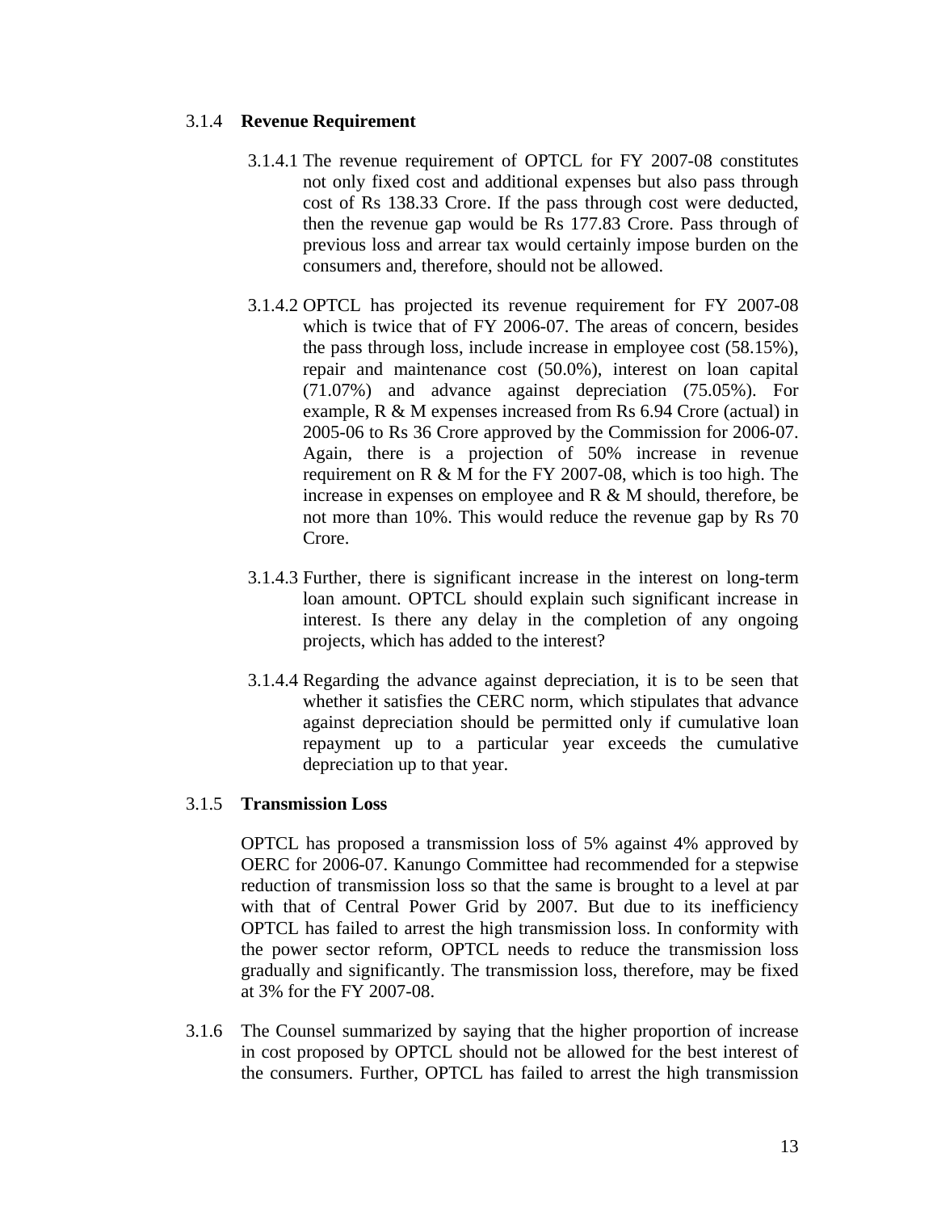### 3.1.4 **Revenue Requirement**

3.1.4.1 The revenue requirement of OPTCL for FY 2007-08 constitutes not only fixed cost and additional expenses but also pass through cost of Rs 138.33 Crore. If the pass through cost were deducted, then the revenue gap would be Rs 177.83 Crore. Pass through of previous loss and arrear tax would certainly impose burden on the consumers and, therefore, should not be allowed.

3.1.4.2 OPTCL has projected its revenue requirement for FY 2007-08 which is twice that of FY 2006-07. The areas of concern, besides the pass through loss, include increase in employee cost (58.15%), repair and maintenance cost (50.0%), interest on loan capital (71.07%) and advance against depreciation (75.05%). For example, R & M expenses increased from Rs 6.94 Crore (actual) in 2005-06 to Rs 36 Crore approved by the Commission for 2006-07. Again, there is a projection of 50% increase in revenue requirement on R & M for the FY 2007-08, which is too high. The increase in expenses on employee and R & M should, therefore, be not more than 10%. This would reduce the revenue gap by Rs 70 Crore.

3.1.4.3 Further, there is significant increase in the interest on long-term loan amount. OPTCL should explain such significant increase in interest. Is there any delay in the completion of any ongoing projects, which has added to the interest?

3.1.4.4 Regarding the advance against depreciation, it is to be seen that whether it satisfies the CERC norm, which stipulates that advance against depreciation should be permitted only if cumulative loan repayment up to a particular year exceeds the cumulative depreciation up to that year.

### 3.1.5 **Transmission Loss**

OPTCL has proposed a transmission loss of 5% against 4% approved by OERC for 2006-07. Kanungo Committee had recommended for a stepwise reduction of transmission loss so that the same is brought to a level at par with that of Central Power Grid by 2007. But due to its inefficiency OPTCL has failed to arrest the high transmission loss. In conformity with the power sector reform, OPTCL needs to reduce the transmission loss gradually and significantly. The transmission loss, therefore, may be fixed at 3% for the FY 2007-08.

3.1.6 The Counsel summarized by saying that the higher proportion of increase in cost proposed by OPTCL should not be allowed for the best interest of the consumers. Further, OPTCL has failed to arrest the high transmission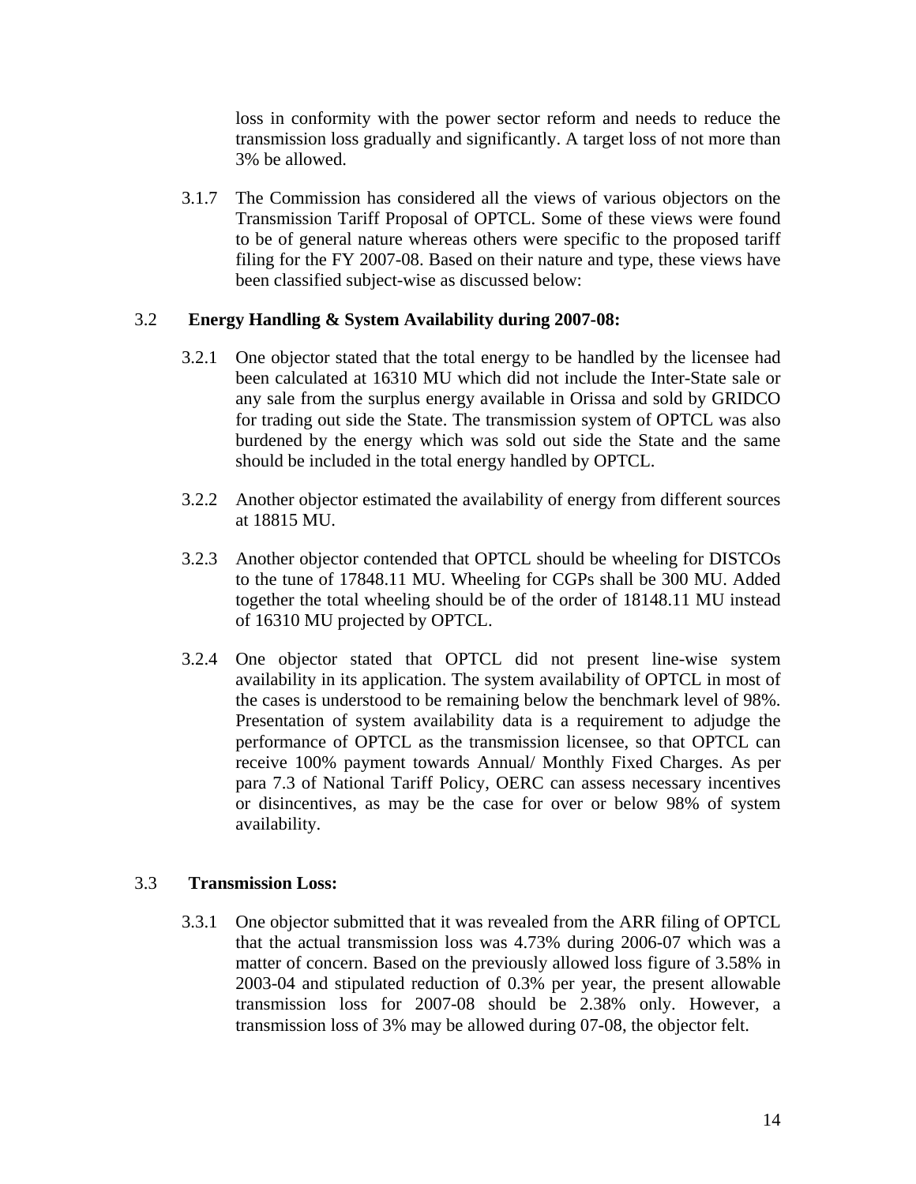loss in conformity with the power sector reform and needs to reduce the transmission loss gradually and significantly. A target loss of not more than 3% be allowed.

3.1.7 The Commission has considered all the views of various objectors on the Transmission Tariff Proposal of OPTCL. Some of these views were found to be of general nature whereas others were specific to the proposed tariff filing for the FY 2007-08. Based on their nature and type, these views have been classified subject-wise as discussed below:

## 3.2 Energy Handling & System Availability during 2007-08:

3.2.1 One objector stated that the total energy to be handled by the licensee had been calculated at 16310 MU which did not include the Inter-State sale or any sale from the surplus energy available in Orissa and sold by GRIDCO for trading out side the State. The transmission system of OPTCL was also burdened by the energy which was sold out side the State and the same should be included in the total energy handled by OPTCL.

3.2.2 Another objector estimated the availability of energy from different sources at 18815 MU.

3.2.3 Another objector contended that OPTCL should be wheeling for DISTCOs to the tune of 17848.11 MU. Wheeling for CGPs shall be 300 MU. Added together the total wheeling should be of the order of 18148.11 MU instead of 16310 MU projected by OPTCL.

3.2.4 One objector stated that OPTCL did not present line-wise system availability in its application. The system availability of OPTCL in most of the cases is understood to be remaining below the benchmark level of 98%. Presentation of system availability data is a requirement to adjudge the performance of OPTCL as the transmission licensee, so that OPTCL can receive 100% payment towards Annual/ Monthly Fixed Charges. As per para 7.3 of National Tariff Policy, OERC can assess necessary incentives or disincentives, as may be the case for over or below 98% of system availability.

## 3.3 Transmission Loss:

3.3.1 One objector submitted that it was revealed from the ARR filing of OPTCL that the actual transmission loss was 4.73% during 2006-07 which was a matter of concern. Based on the previously allowed loss figure of 3.58% in 2003-04 and stipulated reduction of 0.3% per year, the present allowable transmission loss for 2007-08 should be 2.38% only. However, a transmission loss of 3% may be allowed during 07-08, the objector felt.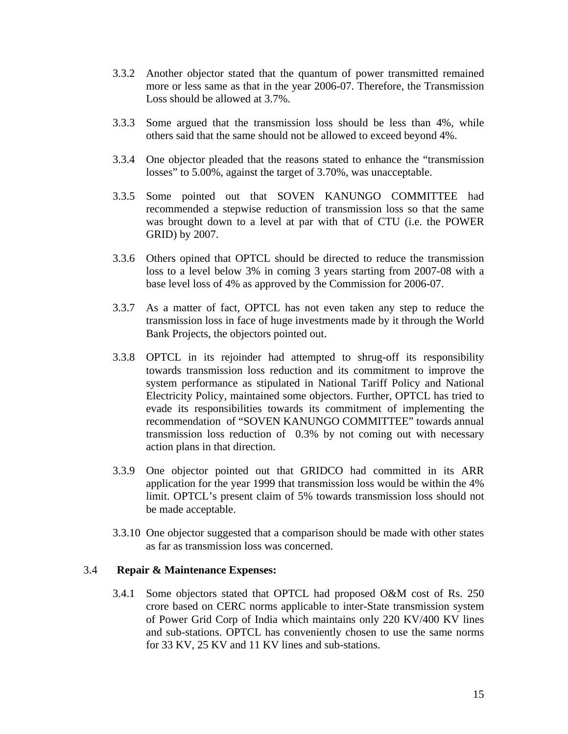3.3.2 Another objector stated that the quantum of power transmitted remained more or less same as that in the year 2006-07. Therefore, the Transmission Loss should be allowed at 3.7%.

3.3.3 Some argued that the transmission loss should be less than 4%, while others said that the same should not be allowed to exceed beyond 4%.

3.3.4 One objector pleaded that the reasons stated to enhance the "transmission losses" to 5.00%, against the target of 3.70%, was unacceptable.

3.3.5 Some pointed out that SOVEN KANUNGO COMMITTEE had recommended a stepwise reduction of transmission loss so that the same was brought down to a level at par with that of CTU (i.e. the POWER GRID) by 2007.

3.3.6 Others opined that OPTCL should be directed to reduce the transmission loss to a level below 3% in coming 3 years starting from 2007-08 with a base level loss of 4% as approved by the Commission for 2006-07.

3.3.7 As a matter of fact, OPTCL has not even taken any step to reduce the transmission loss in face of huge investments made by it through the World Bank Projects, the objectors pointed out.

3.3.8 OPTCL in its rejoinder had attempted to shrug-off its responsibility towards transmission loss reduction and its commitment to improve the system performance as stipulated in National Tariff Policy and National Electricity Policy, maintained some objectors. Further, OPTCL has tried to evade its responsibilities towards its commitment of implementing the recommendation of "SOVEN KANUNGO COMMITTEE" towards annual transmission loss reduction of 0.3% by not coming out with necessary action plans in that direction.

3.3.9 One objector pointed out that GRIDCO had committed in its ARR application for the year 1999 that transmission loss would be within the 4% limit. OPTCL's present claim of 5% towards transmission loss should not be made acceptable.

3.3.10 One objector suggested that a comparison should be made with other states as far as transmission loss was concerned.

### 3.4 Repair & Maintenance Expenses:

3.4.1 Some objectors stated that OPTCL had proposed O&M cost of Rs. 250 crore based on CERC norms applicable to inter-State transmission system of Power Grid Corp of India which maintains only 220 KV/400 KV lines and sub-stations. OPTCL has conveniently chosen to use the same norms for 33 KV, 25 KV and 11 KV lines and sub-stations.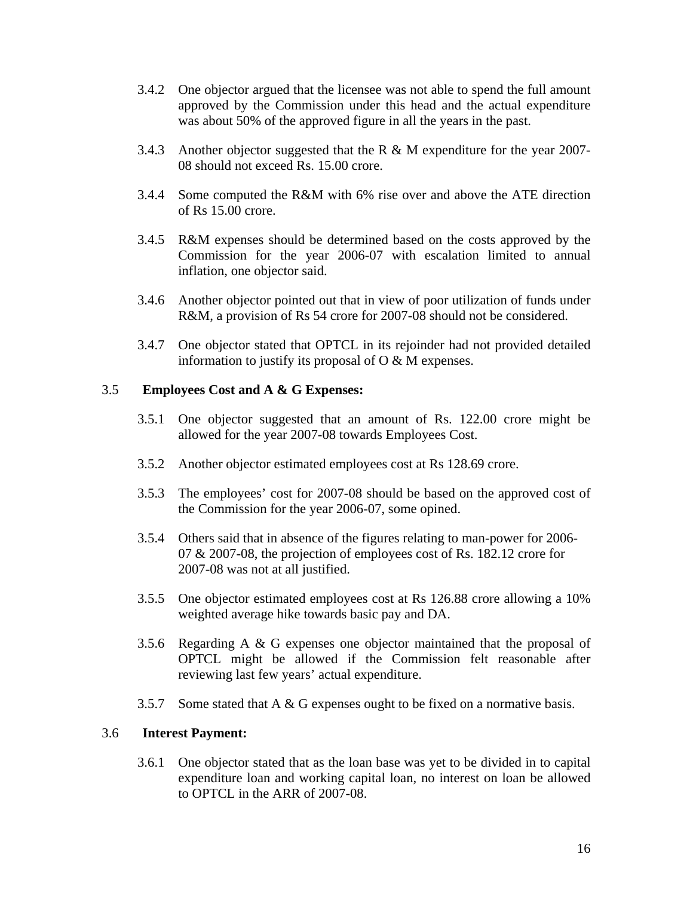3.4.2 One objector argued that the licensee was not able to spend the full amount approved by the Commission under this head and the actual expenditure was about 50% of the approved figure in all the years in the past.

3.4.3 Another objector suggested that the R & M expenditure for the year 2007-08 should not exceed Rs. 15.00 crore.

3.4.4 Some computed the R&M with 6% rise over and above the ATE direction of Rs 15.00 crore.

3.4.5 R&M expenses should be determined based on the costs approved by the Commission for the year 2006-07 with escalation limited to annual inflation, one objector said.

3.4.6 Another objector pointed out that in view of poor utilization of funds under R&M, a provision of Rs 54 crore for 2007-08 should not be considered.

3.4.7 One objector stated that OPTCL in its rejoinder had not provided detailed information to justify its proposal of O & M expenses.

### 3.5 Employees Cost and A & G Expenses:

3.5.1 One objector suggested that an amount of Rs. 122.00 crore might be allowed for the year 2007-08 towards Employees Cost.

3.5.2 Another objector estimated employees cost at Rs 128.69 crore.

3.5.3 The employees' cost for 2007-08 should be based on the approved cost of the Commission for the year 2006-07, some opined.

3.5.4 Others said that in absence of the figures relating to man-power for 2006-07 & 2007-08, the projection of employees cost of Rs. 182.12 crore for 2007-08 was not at all justified.

3.5.5 One objector estimated employees cost at Rs 126.88 crore allowing a 10% weighted average hike towards basic pay and DA.

3.5.6 Regarding A & G expenses one objector maintained that the proposal of OPTCL might be allowed if the Commission felt reasonable after reviewing last few years' actual expenditure.

3.5.7 Some stated that A & G expenses ought to be fixed on a normative basis.

### 3.6 Interest Payment:

3.6.1 One objector stated that as the loan base was yet to be divided in to capital expenditure loan and working capital loan, no interest on loan be allowed to OPTCL in the ARR of 2007-08.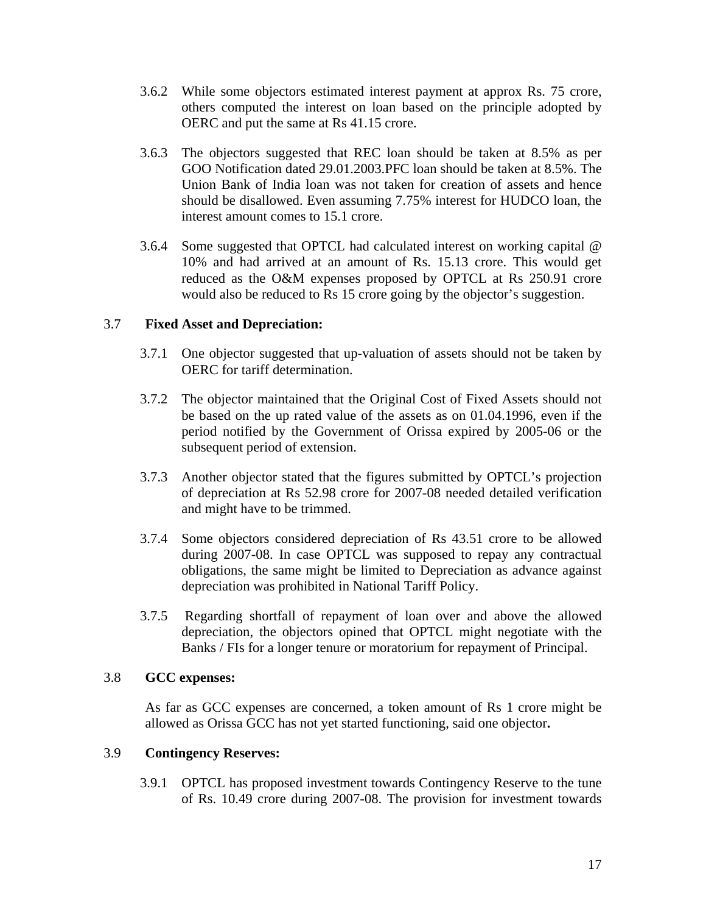3.6.2 While some objectors estimated interest payment at approx Rs. 75 crore, others computed the interest on loan based on the principle adopted by OERC and put the same at Rs 41.15 crore.

3.6.3 The objectors suggested that REC loan should be taken at 8.5% as per GOO Notification dated 29.01.2003.PFC loan should be taken at 8.5%. The Union Bank of India loan was not taken for creation of assets and hence should be disallowed. Even assuming 7.75% interest for HUDCO loan, the interest amount comes to 15.1 crore.

3.6.4 Some suggested that OPTCL had calculated interest on working capital @ 10% and had arrived at an amount of Rs. 15.13 crore. This would get reduced as the O&M expenses proposed by OPTCL at Rs 250.91 crore would also be reduced to Rs 15 crore going by the objector's suggestion.

### 3.7 Fixed Asset and Depreciation:

3.7.1 One objector suggested that up-valuation of assets should not be taken by OERC for tariff determination.

3.7.2 The objector maintained that the Original Cost of Fixed Assets should not be based on the up rated value of the assets as on 01.04.1996, even if the period notified by the Government of Orissa expired by 2005-06 or the subsequent period of extension.

3.7.3 Another objector stated that the figures submitted by OPTCL's projection of depreciation at Rs 52.98 crore for 2007-08 needed detailed verification and might have to be trimmed.

3.7.4 Some objectors considered depreciation of Rs 43.51 crore to be allowed during 2007-08. In case OPTCL was supposed to repay any contractual obligations, the same might be limited to Depreciation as advance against depreciation was prohibited in National Tariff Policy.

3.7.5 Regarding shortfall of repayment of loan over and above the allowed depreciation, the objectors opined that OPTCL might negotiate with the Banks / FIs for a longer tenure or moratorium for repayment of Principal.

### 3.8 GCC expenses:

As far as GCC expenses are concerned, a token amount of Rs 1 crore might be allowed as Orissa GCC has not yet started functioning, said one objector**.**

### 3.9 Contingency Reserves:

3.9.1 OPTCL has proposed investment towards Contingency Reserve to the tune of Rs. 10.49 crore during 2007-08. The provision for investment towards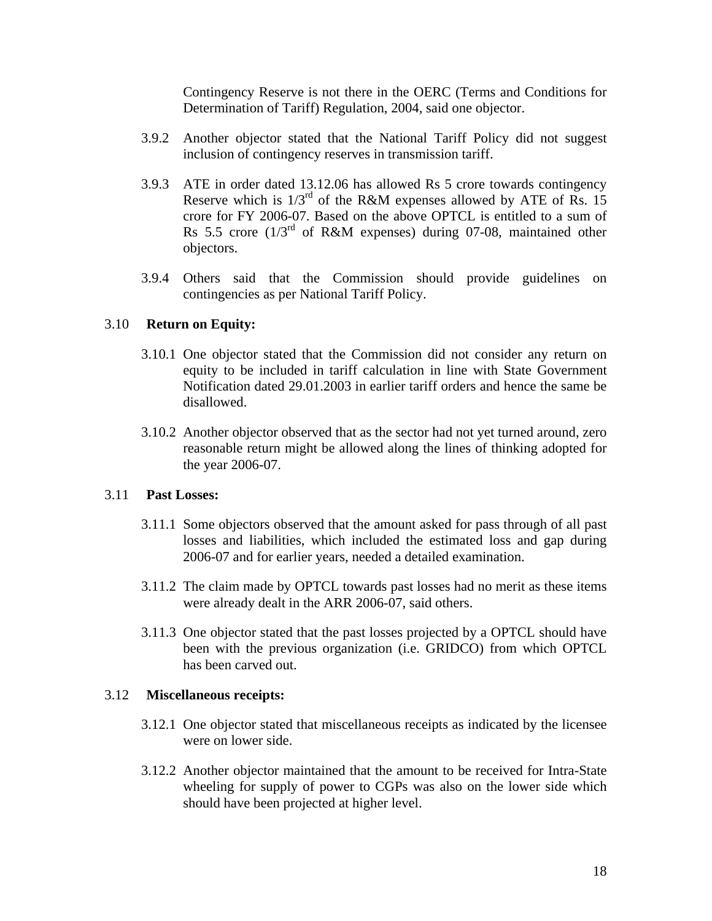Contingency Reserve is not there in the OERC (Terms and Conditions for Determination of Tariff) Regulation, 2004, said one objector.

3.9.2 Another objector stated that the National Tariff Policy did not suggest inclusion of contingency reserves in transmission tariff.

3.9.3 ATE in order dated 13.12.06 has allowed Rs 5 crore towards contingency Reserve which is 1/3rd of the R&M expenses allowed by ATE of Rs. 15 crore for FY 2006-07. Based on the above OPTCL is entitled to a sum of Rs 5.5 crore (1/3rd of R&M expenses) during 07-08, maintained other objectors.

3.9.4 Others said that the Commission should provide guidelines on contingencies as per National Tariff Policy.

## 3.10 Return on Equity:

3.10.1 One objector stated that the Commission did not consider any return on equity to be included in tariff calculation in line with State Government Notification dated 29.01.2003 in earlier tariff orders and hence the same be disallowed.

3.10.2 Another objector observed that as the sector had not yet turned around, zero reasonable return might be allowed along the lines of thinking adopted for the year 2006-07.

## 3.11 Past Losses:

3.11.1 Some objectors observed that the amount asked for pass through of all past losses and liabilities, which included the estimated loss and gap during 2006-07 and for earlier years, needed a detailed examination.

3.11.2 The claim made by OPTCL towards past losses had no merit as these items were already dealt in the ARR 2006-07, said others.

3.11.3 One objector stated that the past losses projected by a OPTCL should have been with the previous organization (i.e. GRIDCO) from which OPTCL has been carved out.

## 3.12 Miscellaneous receipts:

3.12.1 One objector stated that miscellaneous receipts as indicated by the licensee were on lower side.

3.12.2 Another objector maintained that the amount to be received for Intra-State wheeling for supply of power to CGPs was also on the lower side which should have been projected at higher level.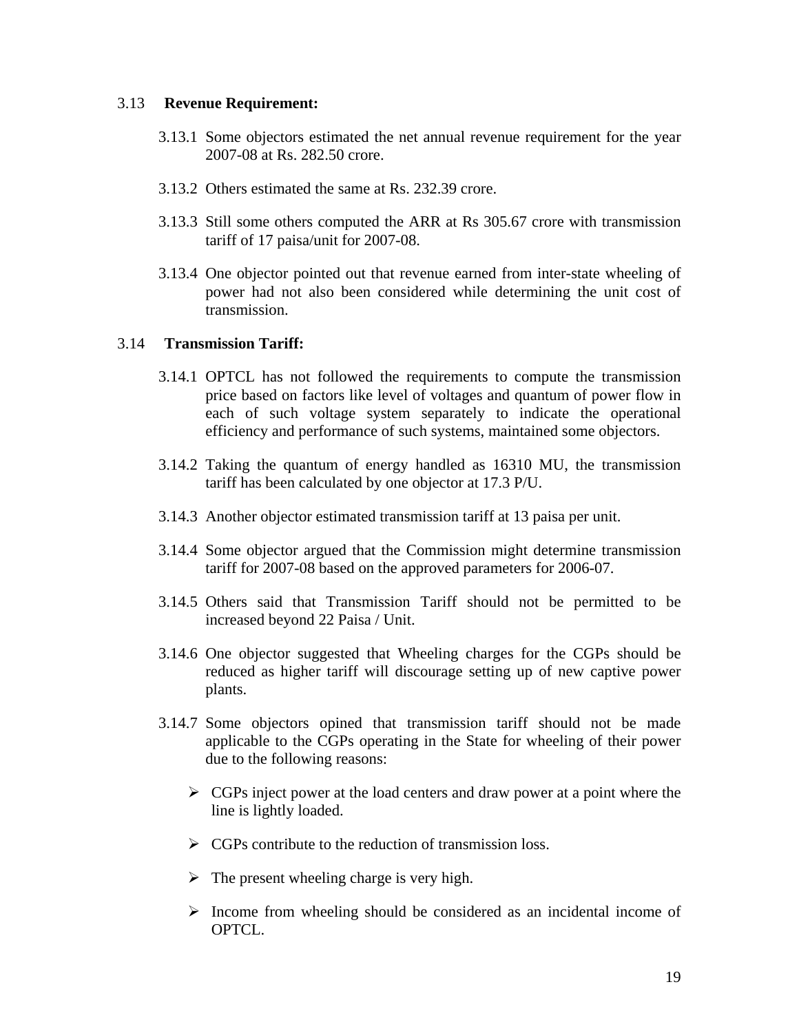### 3.13 **Revenue Requirement:**

3.13.1 Some objectors estimated the net annual revenue requirement for the year 2007-08 at Rs. 282.50 crore.

3.13.2 Others estimated the same at Rs. 232.39 crore.

3.13.3 Still some others computed the ARR at Rs 305.67 crore with transmission tariff of 17 paisa/unit for 2007-08.

3.13.4 One objector pointed out that revenue earned from inter-state wheeling of power had not also been considered while determining the unit cost of transmission.

### 3.14 **Transmission Tariff:**

3.14.1 OPTCL has not followed the requirements to compute the transmission price based on factors like level of voltages and quantum of power flow in each of such voltage system separately to indicate the operational efficiency and performance of such systems, maintained some objectors.

3.14.2 Taking the quantum of energy handled as 16310 MU, the transmission tariff has been calculated by one objector at 17.3 P/U.

3.14.3 Another objector estimated transmission tariff at 13 paisa per unit.

3.14.4 Some objector argued that the Commission might determine transmission tariff for 2007-08 based on the approved parameters for 2006-07.

3.14.5 Others said that Transmission Tariff should not be permitted to be increased beyond 22 Paisa / Unit.

3.14.6 One objector suggested that Wheeling charges for the CGPs should be reduced as higher tariff will discourage setting up of new captive power plants.

3.14.7 Some objectors opined that transmission tariff should not be made applicable to the CGPs operating in the State for wheeling of their power due to the following reasons:

- CGPs inject power at the load centers and draw power at a point where the line is lightly loaded.
- CGPs contribute to the reduction of transmission loss.
- The present wheeling charge is very high.
- Income from wheeling should be considered as an incidental income of OPTCL.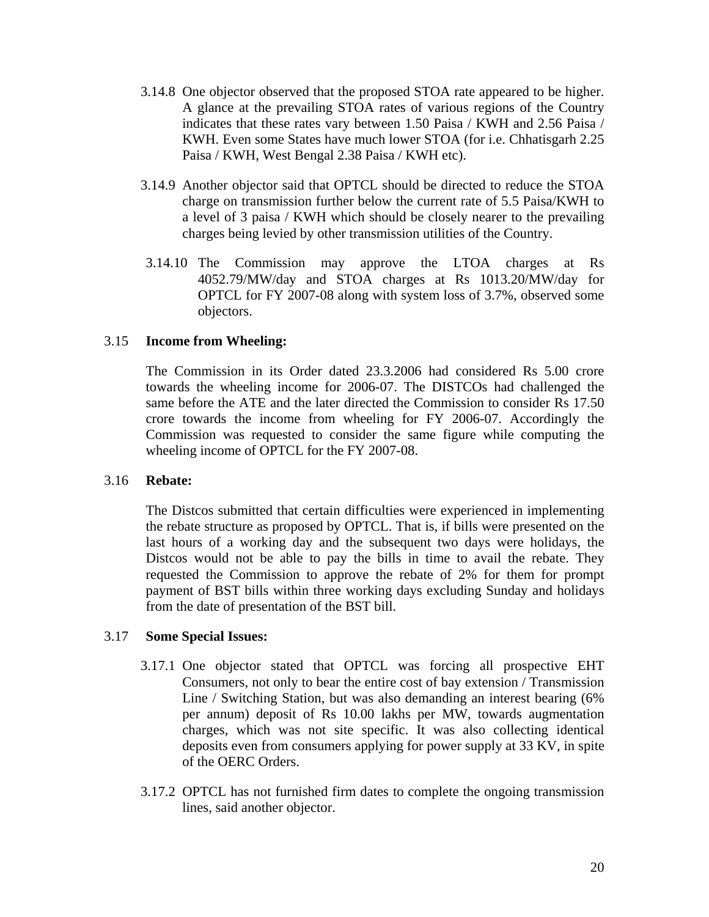3.14.8 One objector observed that the proposed STOA rate appeared to be higher. A glance at the prevailing STOA rates of various regions of the Country indicates that these rates vary between 1.50 Paisa / KWH and 2.56 Paisa / KWH. Even some States have much lower STOA (for i.e. Chhatisgarh 2.25 Paisa / KWH, West Bengal 2.38 Paisa / KWH etc).

3.14.9 Another objector said that OPTCL should be directed to reduce the STOA charge on transmission further below the current rate of 5.5 Paisa/KWH to a level of 3 paisa / KWH which should be closely nearer to the prevailing charges being levied by other transmission utilities of the Country.

3.14.10 The Commission may approve the LTOA charges at Rs 4052.79/MW/day and STOA charges at Rs 1013.20/MW/day for OPTCL for FY 2007-08 along with system loss of 3.7%, observed some objectors.

3.15 **Income from Wheeling:**

The Commission in its Order dated 23.3.2006 had considered Rs 5.00 crore towards the wheeling income for 2006-07. The DISTCOs had challenged the same before the ATE and the later directed the Commission to consider Rs 17.50 crore towards the income from wheeling for FY 2006-07. Accordingly the Commission was requested to consider the same figure while computing the wheeling income of OPTCL for the FY 2007-08.

3.16 **Rebate:**

The Distcos submitted that certain difficulties were experienced in implementing the rebate structure as proposed by OPTCL. That is, if bills were presented on the last hours of a working day and the subsequent two days were holidays, the Distcos would not be able to pay the bills in time to avail the rebate. They requested the Commission to approve the rebate of 2% for them for prompt payment of BST bills within three working days excluding Sunday and holidays from the date of presentation of the BST bill.

3.17 **Some Special Issues:**

3.17.1 One objector stated that OPTCL was forcing all prospective EHT Consumers, not only to bear the entire cost of bay extension / Transmission Line / Switching Station, but was also demanding an interest bearing (6% per annum) deposit of Rs 10.00 lakhs per MW, towards augmentation charges, which was not site specific. It was also collecting identical deposits even from consumers applying for power supply at 33 KV, in spite of the OERC Orders.

3.17.2 OPTCL has not furnished firm dates to complete the ongoing transmission lines, said another objector.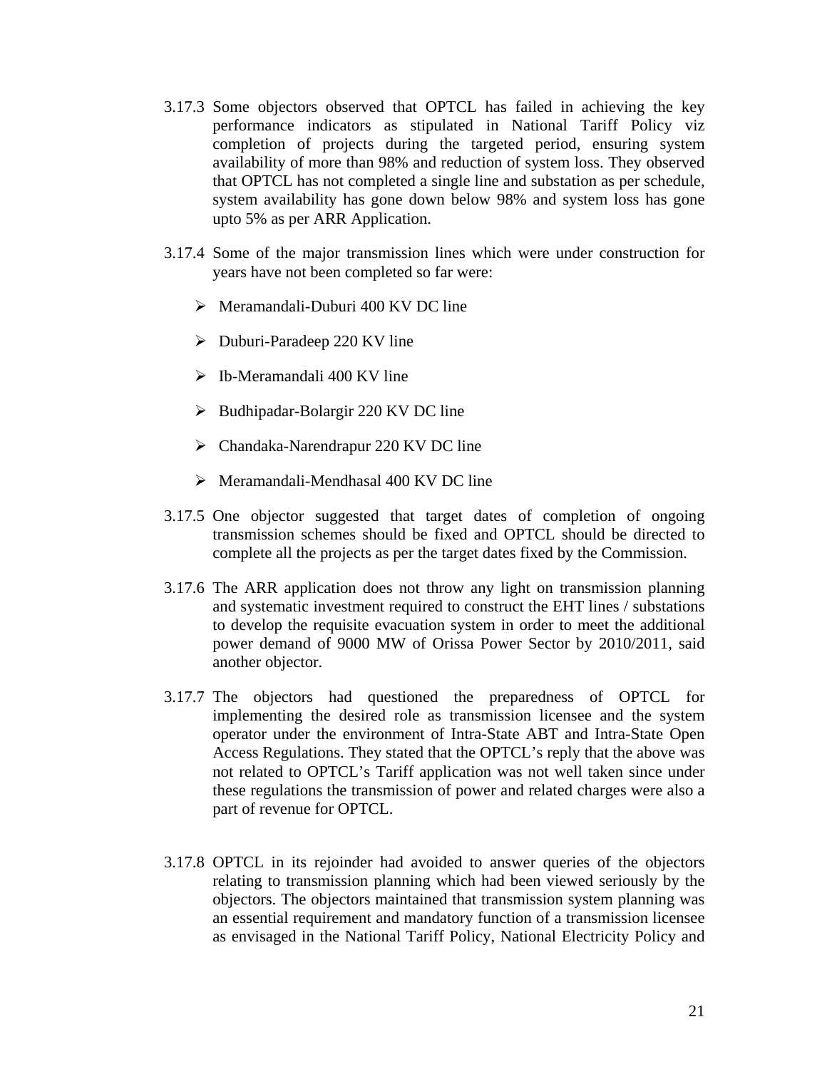3.17.3 Some objectors observed that OPTCL has failed in achieving the key performance indicators as stipulated in National Tariff Policy viz completion of projects during the targeted period, ensuring system availability of more than 98% and reduction of system loss. They observed that OPTCL has not completed a single line and substation as per schedule, system availability has gone down below 98% and system loss has gone upto 5% as per ARR Application.

3.17.4 Some of the major transmission lines which were under construction for years have not been completed so far were:

- Meramandali-Duburi 400 KV DC line
- Duburi-Paradeep 220 KV line
- Ib-Meramandali 400 KV line
- Budhipadar-Bolargir 220 KV DC line
- Chandaka-Narendrapur 220 KV DC line
- Meramandali-Mendhasal 400 KV DC line

3.17.5 One objector suggested that target dates of completion of ongoing transmission schemes should be fixed and OPTCL should be directed to complete all the projects as per the target dates fixed by the Commission.

3.17.6 The ARR application does not throw any light on transmission planning and systematic investment required to construct the EHT lines / substations to develop the requisite evacuation system in order to meet the additional power demand of 9000 MW of Orissa Power Sector by 2010/2011, said another objector.

3.17.7 The objectors had questioned the preparedness of OPTCL for implementing the desired role as transmission licensee and the system operator under the environment of Intra-State ABT and Intra-State Open Access Regulations. They stated that the OPTCL's reply that the above was not related to OPTCL's Tariff application was not well taken since under these regulations the transmission of power and related charges were also a part of revenue for OPTCL.

3.17.8 OPTCL in its rejoinder had avoided to answer queries of the objectors relating to transmission planning which had been viewed seriously by the objectors. The objectors maintained that transmission system planning was an essential requirement and mandatory function of a transmission licensee as envisaged in the National Tariff Policy, National Electricity Policy and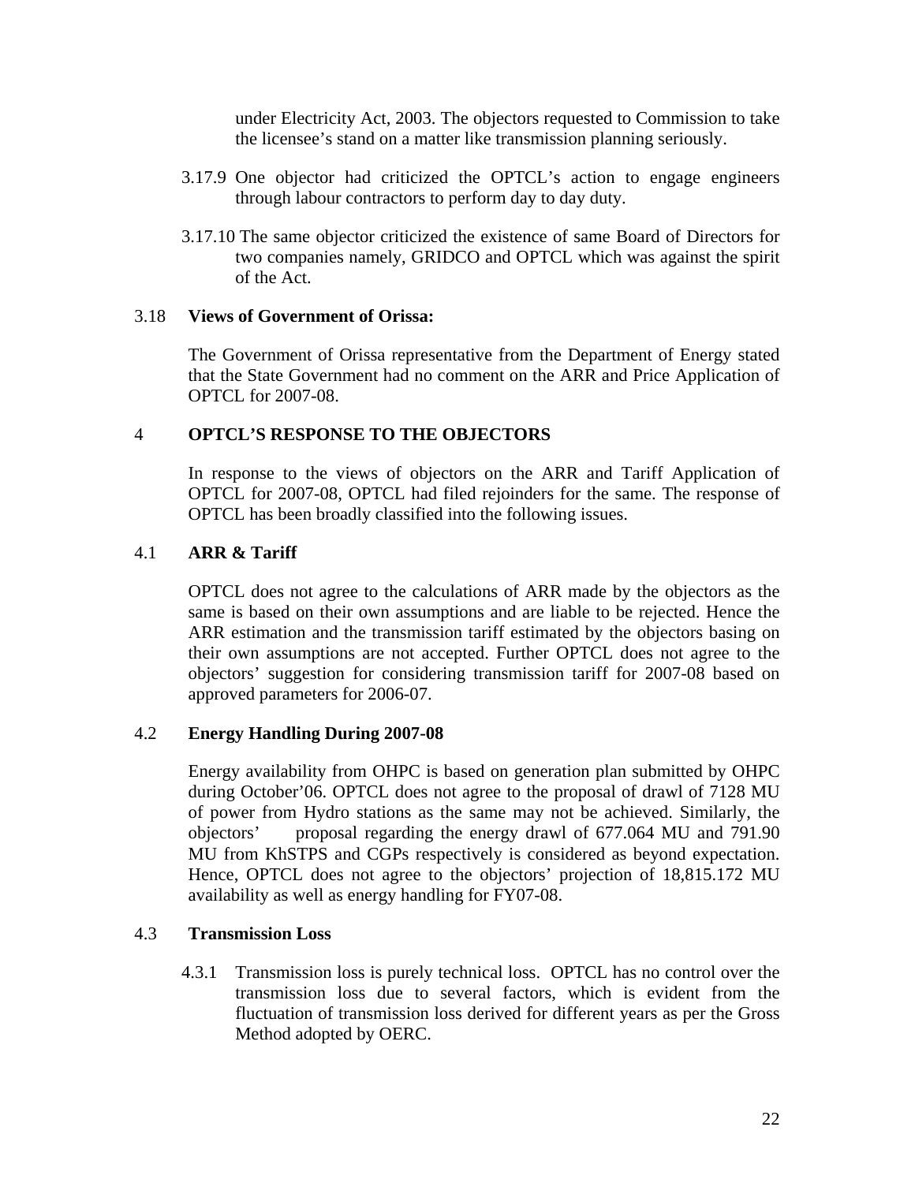under Electricity Act, 2003. The objectors requested to Commission to take the licensee's stand on a matter like transmission planning seriously.

3.17.9 One objector had criticized the OPTCL's action to engage engineers through labour contractors to perform day to day duty.

3.17.10 The same objector criticized the existence of same Board of Directors for two companies namely, GRIDCO and OPTCL which was against the spirit of the Act.

## 3.18 Views of Government of Orissa:

The Government of Orissa representative from the Department of Energy stated that the State Government had no comment on the ARR and Price Application of OPTCL for 2007-08.

# 4 OPTCL'S RESPONSE TO THE OBJECTORS

In response to the views of objectors on the ARR and Tariff Application of OPTCL for 2007-08, OPTCL had filed rejoinders for the same. The response of OPTCL has been broadly classified into the following issues.

## 4.1 ARR & Tariff

OPTCL does not agree to the calculations of ARR made by the objectors as the same is based on their own assumptions and are liable to be rejected. Hence the ARR estimation and the transmission tariff estimated by the objectors basing on their own assumptions are not accepted. Further OPTCL does not agree to the objectors' suggestion for considering transmission tariff for 2007-08 based on approved parameters for 2006-07.

## 4.2 Energy Handling During 2007-08

Energy availability from OHPC is based on generation plan submitted by OHPC during October'06. OPTCL does not agree to the proposal of drawl of 7128 MU of power from Hydro stations as the same may not be achieved. Similarly, the objectors' proposal regarding the energy drawl of 677.064 MU and 791.90 MU from KhSTPS and CGPs respectively is considered as beyond expectation. Hence, OPTCL does not agree to the objectors' projection of 18,815.172 MU availability as well as energy handling for FY07-08.

## 4.3 Transmission Loss

4.3.1 Transmission loss is purely technical loss. OPTCL has no control over the transmission loss due to several factors, which is evident from the fluctuation of transmission loss derived for different years as per the Gross Method adopted by OERC.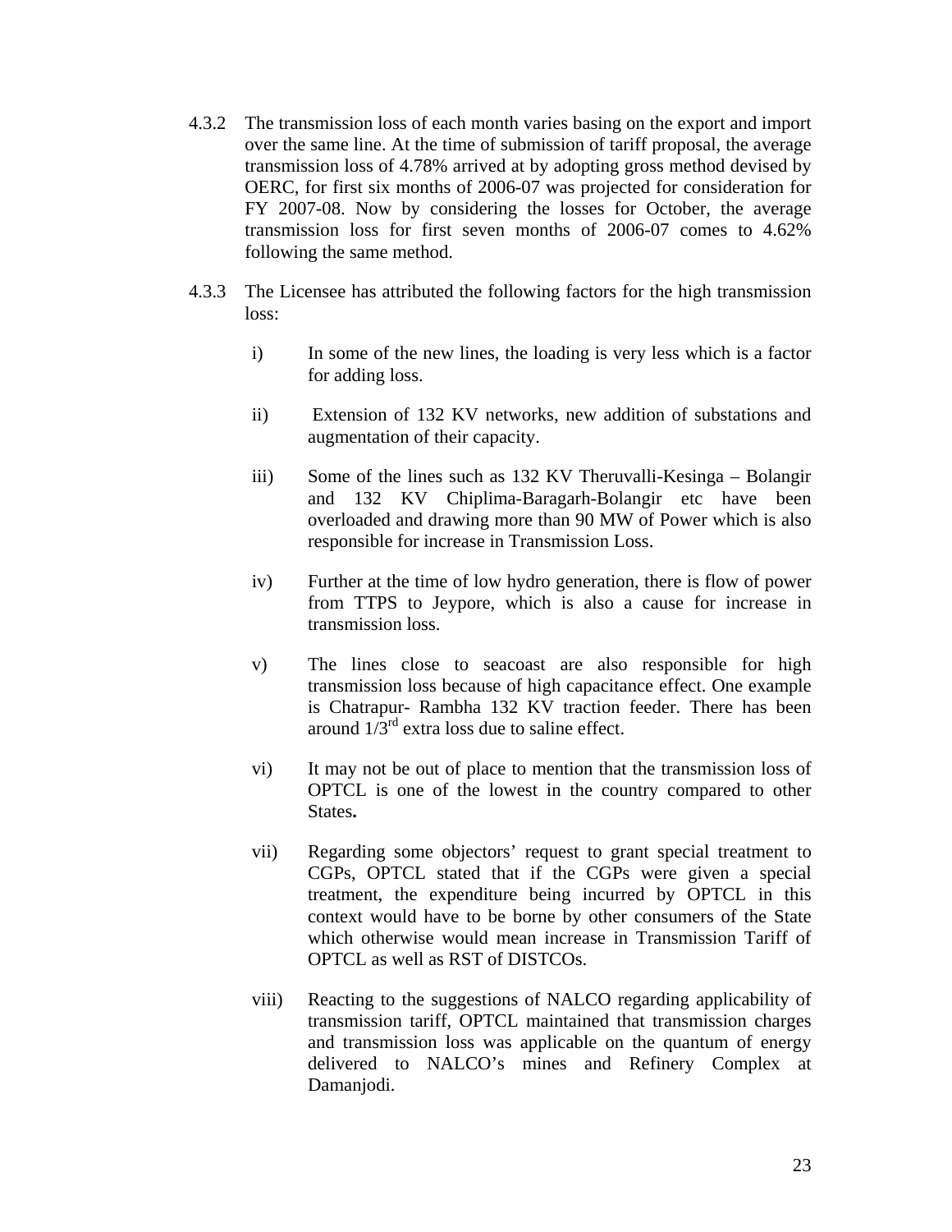4.3.2 The transmission loss of each month varies basing on the export and import over the same line. At the time of submission of tariff proposal, the average transmission loss of 4.78% arrived at by adopting gross method devised by OERC, for first six months of 2006-07 was projected for consideration for FY 2007-08. Now by considering the losses for October, the average transmission loss for first seven months of 2006-07 comes to 4.62% following the same method.

4.3.3 The Licensee has attributed the following factors for the high transmission loss:

i) In some of the new lines, the loading is very less which is a factor for adding loss.

ii) Extension of 132 KV networks, new addition of substations and augmentation of their capacity.

iii) Some of the lines such as 132 KV Theruvalli-Kesinga – Bolangir and 132 KV Chiplima-Baragarh-Bolangir etc have been overloaded and drawing more than 90 MW of Power which is also responsible for increase in Transmission Loss.

iv) Further at the time of low hydro generation, there is flow of power from TTPS to Jeypore, which is also a cause for increase in transmission loss.

v) The lines close to seacoast are also responsible for high transmission loss because of high capacitance effect. One example is Chatrapur- Rambha 132 KV traction feeder. There has been around 1/3rd extra loss due to saline effect.

vi) It may not be out of place to mention that the transmission loss of OPTCL is one of the lowest in the country compared to other States**.**

vii) Regarding some objectors' request to grant special treatment to CGPs, OPTCL stated that if the CGPs were given a special treatment, the expenditure being incurred by OPTCL in this context would have to be borne by other consumers of the State which otherwise would mean increase in Transmission Tariff of OPTCL as well as RST of DISTCOs.

viii) Reacting to the suggestions of NALCO regarding applicability of transmission tariff, OPTCL maintained that transmission charges and transmission loss was applicable on the quantum of energy delivered to NALCO's mines and Refinery Complex at Damanjodi.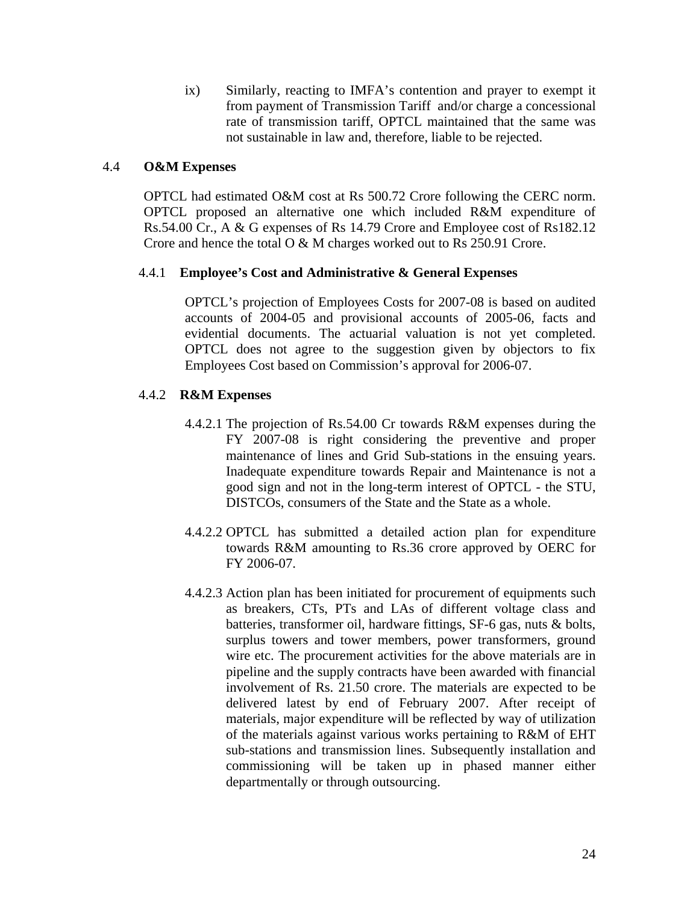ix) Similarly, reacting to IMFA's contention and prayer to exempt it from payment of Transmission Tariff and/or charge a concessional rate of transmission tariff, OPTCL maintained that the same was not sustainable in law and, therefore, liable to be rejected.

### 4.4 O&M Expenses

OPTCL had estimated O&M cost at Rs 500.72 Crore following the CERC norm. OPTCL proposed an alternative one which included R&M expenditure of Rs.54.00 Cr., A & G expenses of Rs 14.79 Crore and Employee cost of Rs182.12 Crore and hence the total O & M charges worked out to Rs 250.91 Crore.

#### 4.4.1 Employee's Cost and Administrative & General Expenses

OPTCL's projection of Employees Costs for 2007-08 is based on audited accounts of 2004-05 and provisional accounts of 2005-06, facts and evidential documents. The actuarial valuation is not yet completed. OPTCL does not agree to the suggestion given by objectors to fix Employees Cost based on Commission's approval for 2006-07.

#### 4.4.2 R&M Expenses

4.4.2.1 The projection of Rs.54.00 Cr towards R&M expenses during the FY 2007-08 is right considering the preventive and proper maintenance of lines and Grid Sub-stations in the ensuing years. Inadequate expenditure towards Repair and Maintenance is not a good sign and not in the long-term interest of OPTCL - the STU, DISTCOs, consumers of the State and the State as a whole.

4.4.2.2 OPTCL has submitted a detailed action plan for expenditure towards R&M amounting to Rs.36 crore approved by OERC for FY 2006-07.

4.4.2.3 Action plan has been initiated for procurement of equipments such as breakers, CTs, PTs and LAs of different voltage class and batteries, transformer oil, hardware fittings, SF-6 gas, nuts & bolts, surplus towers and tower members, power transformers, ground wire etc. The procurement activities for the above materials are in pipeline and the supply contracts have been awarded with financial involvement of Rs. 21.50 crore. The materials are expected to be delivered latest by end of February 2007. After receipt of materials, major expenditure will be reflected by way of utilization of the materials against various works pertaining to R&M of EHT sub-stations and transmission lines. Subsequently installation and commissioning will be taken up in phased manner either departmentally or through outsourcing.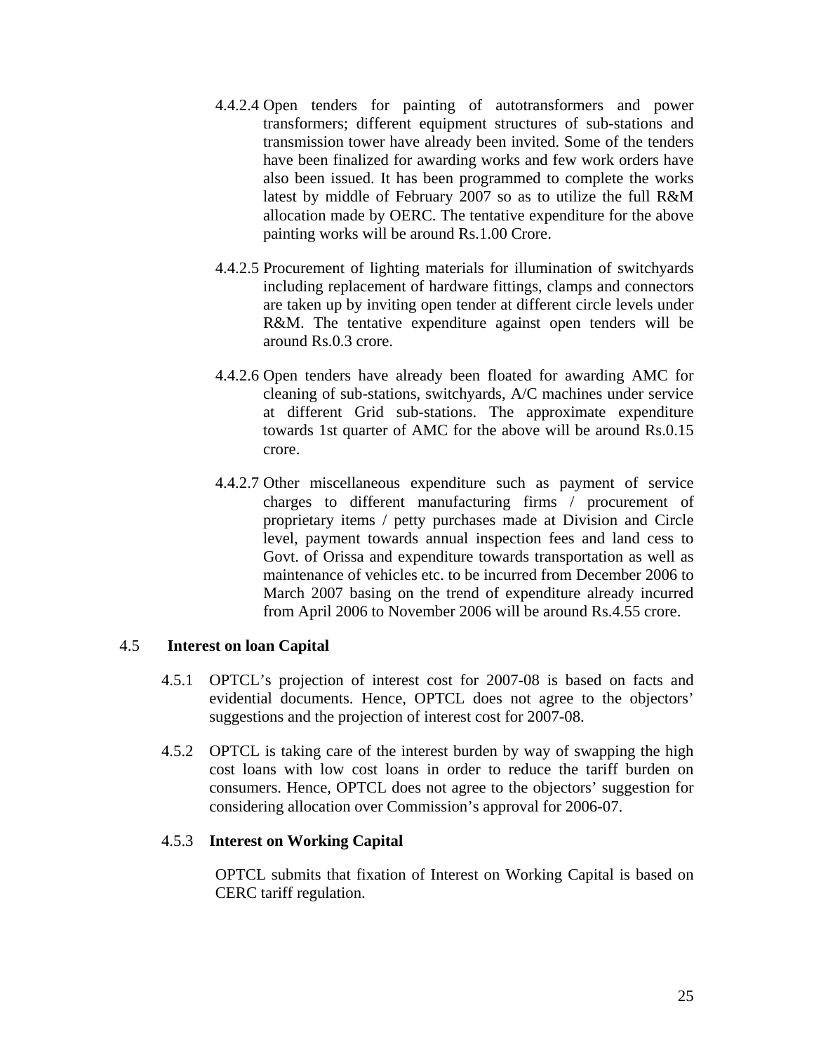4.4.2.4 Open tenders for painting of autotransformers and power transformers; different equipment structures of sub-stations and transmission tower have already been invited. Some of the tenders have been finalized for awarding works and few work orders have also been issued. It has been programmed to complete the works latest by middle of February 2007 so as to utilize the full R&M allocation made by OERC. The tentative expenditure for the above painting works will be around Rs.1.00 Crore.

4.4.2.5 Procurement of lighting materials for illumination of switchyards including replacement of hardware fittings, clamps and connectors are taken up by inviting open tender at different circle levels under R&M. The tentative expenditure against open tenders will be around Rs.0.3 crore.

4.4.2.6 Open tenders have already been floated for awarding AMC for cleaning of sub-stations, switchyards, A/C machines under service at different Grid sub-stations. The approximate expenditure towards 1st quarter of AMC for the above will be around Rs.0.15 crore.

4.4.2.7 Other miscellaneous expenditure such as payment of service charges to different manufacturing firms / procurement of proprietary items / petty purchases made at Division and Circle level, payment towards annual inspection fees and land cess to Govt. of Orissa and expenditure towards transportation as well as maintenance of vehicles etc. to be incurred from December 2006 to March 2007 basing on the trend of expenditure already incurred from April 2006 to November 2006 will be around Rs.4.55 crore.

## 4.5 Interest on loan Capital

4.5.1 OPTCL's projection of interest cost for 2007-08 is based on facts and evidential documents. Hence, OPTCL does not agree to the objectors' suggestions and the projection of interest cost for 2007-08.

4.5.2 OPTCL is taking care of the interest burden by way of swapping the high cost loans with low cost loans in order to reduce the tariff burden on consumers. Hence, OPTCL does not agree to the objectors' suggestion for considering allocation over Commission's approval for 2006-07.

### 4.5.3 Interest on Working Capital

OPTCL submits that fixation of Interest on Working Capital is based on CERC tariff regulation.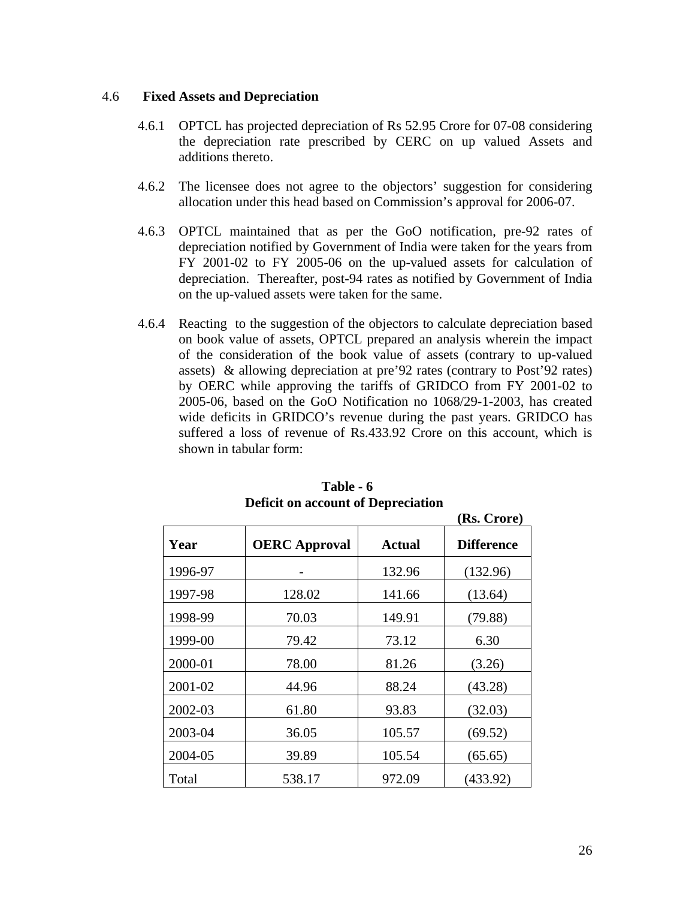## 4.6 Fixed Assets and Depreciation

4.6.1 OPTCL has projected depreciation of Rs 52.95 Crore for 07-08 considering the depreciation rate prescribed by CERC on up valued Assets and additions thereto.

4.6.2 The licensee does not agree to the objectors' suggestion for considering allocation under this head based on Commission's approval for 2006-07.

4.6.3 OPTCL maintained that as per the GoO notification, pre-92 rates of depreciation notified by Government of India were taken for the years from FY 2001-02 to FY 2005-06 on the up-valued assets for calculation of depreciation. Thereafter, post-94 rates as notified by Government of India on the up-valued assets were taken for the same.

4.6.4 Reacting to the suggestion of the objectors to calculate depreciation based on book value of assets, OPTCL prepared an analysis wherein the impact of the consideration of the book value of assets (contrary to up-valued assets) & allowing depreciation at pre'92 rates (contrary to Post'92 rates) by OERC while approving the tariffs of GRIDCO from FY 2001-02 to 2005-06, based on the GoO Notification no 1068/29-1-2003, has created wide deficits in GRIDCO's revenue during the past years. GRIDCO has suffered a loss of revenue of Rs.433.92 Crore on this account, which is shown in tabular form:

**Table - 6**
**Deficit on account of Depreciation**

**(Rs. Crore)**

| Year | OERC Approval | Actual | Difference |
|---|---|---|---|
| 1996-97 | - | 132.96 | (132.96) |
| 1997-98 | 128.02 | 141.66 | (13.64) |
| 1998-99 | 70.03 | 149.91 | (79.88) |
| 1999-00 | 79.42 | 73.12 | 6.30 |
| 2000-01 | 78.00 | 81.26 | (3.26) |
| 2001-02 | 44.96 | 88.24 | (43.28) |
| 2002-03 | 61.80 | 93.83 | (32.03) |
| 2003-04 | 36.05 | 105.57 | (69.52) |
| 2004-05 | 39.89 | 105.54 | (65.65) |
| Total | 538.17 | 972.09 | (433.92) |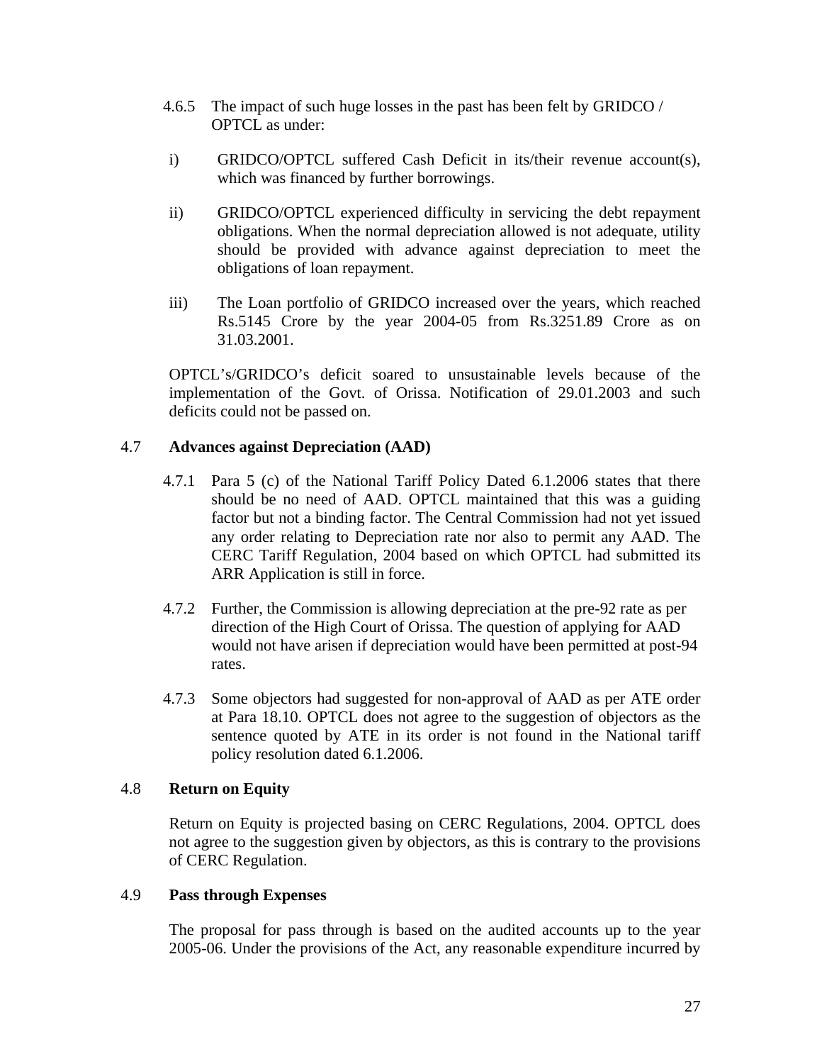4.6.5 The impact of such huge losses in the past has been felt by GRIDCO / OPTCL as under:

i) GRIDCO/OPTCL suffered Cash Deficit in its/their revenue account(s), which was financed by further borrowings.

ii) GRIDCO/OPTCL experienced difficulty in servicing the debt repayment obligations. When the normal depreciation allowed is not adequate, utility should be provided with advance against depreciation to meet the obligations of loan repayment.

iii) The Loan portfolio of GRIDCO increased over the years, which reached Rs.5145 Crore by the year 2004-05 from Rs.3251.89 Crore as on 31.03.2001.

OPTCL's/GRIDCO's deficit soared to unsustainable levels because of the implementation of the Govt. of Orissa. Notification of 29.01.2003 and such deficits could not be passed on.

## 4.7 Advances against Depreciation (AAD)

4.7.1 Para 5 (c) of the National Tariff Policy Dated 6.1.2006 states that there should be no need of AAD. OPTCL maintained that this was a guiding factor but not a binding factor. The Central Commission had not yet issued any order relating to Depreciation rate nor also to permit any AAD. The CERC Tariff Regulation, 2004 based on which OPTCL had submitted its ARR Application is still in force.

4.7.2 Further, the Commission is allowing depreciation at the pre-92 rate as per direction of the High Court of Orissa. The question of applying for AAD would not have arisen if depreciation would have been permitted at post-94 rates.

4.7.3 Some objectors had suggested for non-approval of AAD as per ATE order at Para 18.10. OPTCL does not agree to the suggestion of objectors as the sentence quoted by ATE in its order is not found in the National tariff policy resolution dated 6.1.2006.

## 4.8 Return on Equity

Return on Equity is projected basing on CERC Regulations, 2004. OPTCL does not agree to the suggestion given by objectors, as this is contrary to the provisions of CERC Regulation.

## 4.9 Pass through Expenses

The proposal for pass through is based on the audited accounts up to the year 2005-06. Under the provisions of the Act, any reasonable expenditure incurred by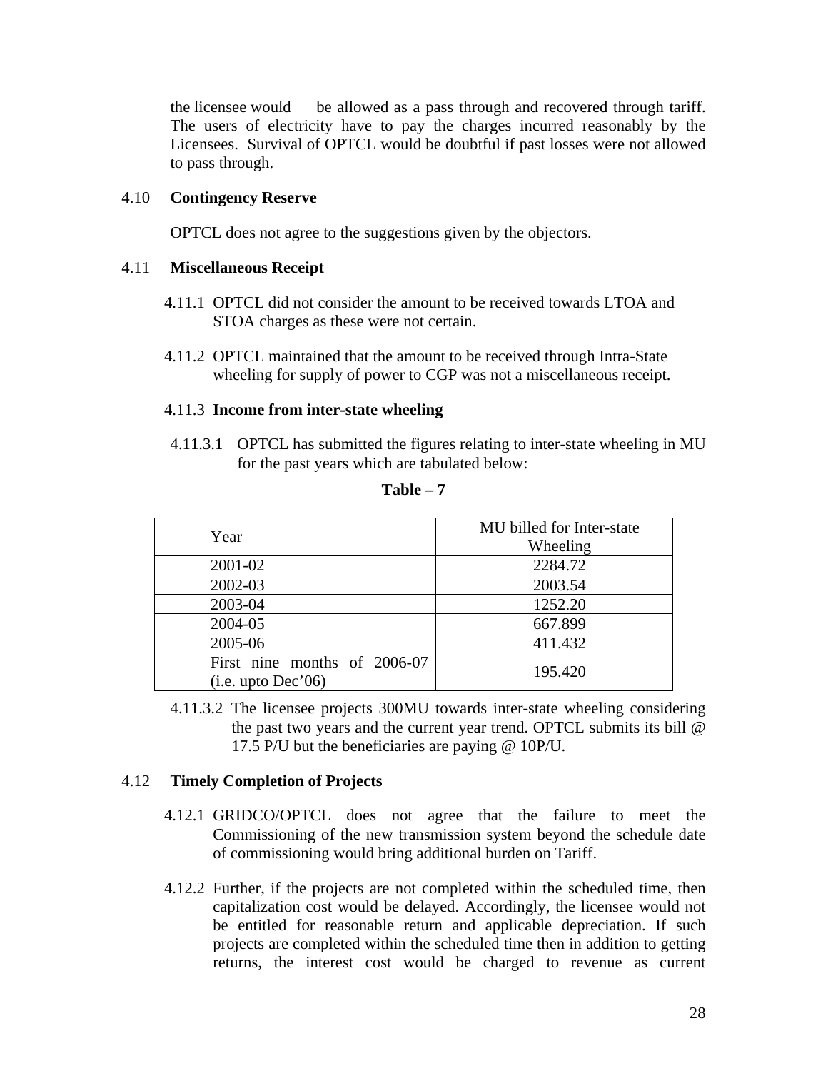the licensee would be allowed as a pass through and recovered through tariff. The users of electricity have to pay the charges incurred reasonably by the Licensees. Survival of OPTCL would be doubtful if past losses were not allowed to pass through.

4.10 **Contingency Reserve**

OPTCL does not agree to the suggestions given by the objectors.

4.11 **Miscellaneous Receipt**

4.11.1 OPTCL did not consider the amount to be received towards LTOA and STOA charges as these were not certain.

4.11.2 OPTCL maintained that the amount to be received through Intra-State wheeling for supply of power to CGP was not a miscellaneous receipt.

4.11.3 **Income from inter-state wheeling**

4.11.3.1 OPTCL has submitted the figures relating to inter-state wheeling in MU for the past years which are tabulated below:

**Table – 7**

| Year | MU billed for Inter-state Wheeling |
|---|---|
| 2001-02 | 2284.72 |
| 2002-03 | 2003.54 |
| 2003-04 | 1252.20 |
| 2004-05 | 667.899 |
| 2005-06 | 411.432 |
| First nine months of 2006-07 (i.e. upto Dec'06) | 195.420 |

4.11.3.2 The licensee projects 300MU towards inter-state wheeling considering the past two years and the current year trend. OPTCL submits its bill @ 17.5 P/U but the beneficiaries are paying @ 10P/U.

4.12 **Timely Completion of Projects**

4.12.1 GRIDCO/OPTCL does not agree that the failure to meet the Commissioning of the new transmission system beyond the schedule date of commissioning would bring additional burden on Tariff.

4.12.2 Further, if the projects are not completed within the scheduled time, then capitalization cost would be delayed. Accordingly, the licensee would not be entitled for reasonable return and applicable depreciation. If such projects are completed within the scheduled time then in addition to getting returns, the interest cost would be charged to revenue as current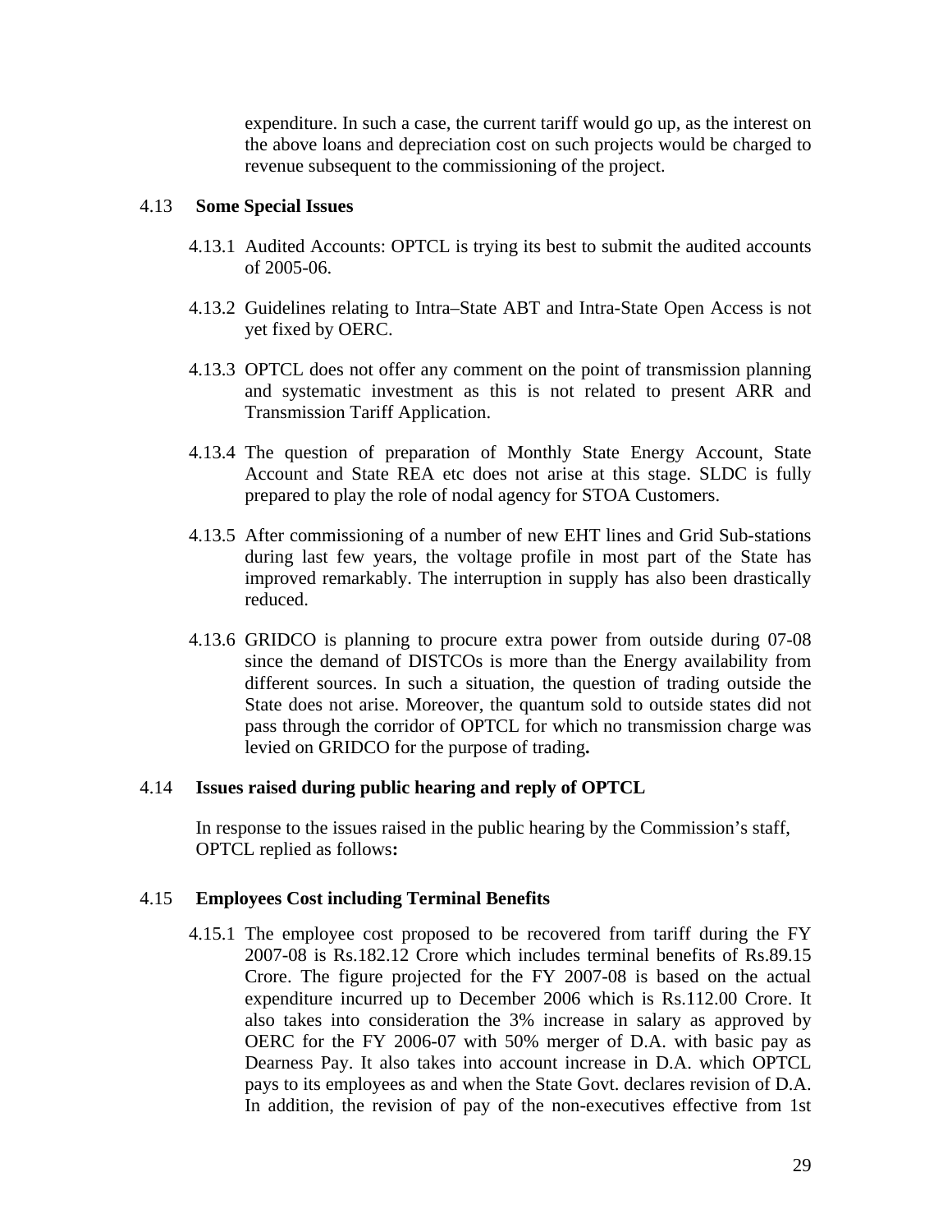expenditure. In such a case, the current tariff would go up, as the interest on the above loans and depreciation cost on such projects would be charged to revenue subsequent to the commissioning of the project.

### 4.13 Some Special Issues

4.13.1 Audited Accounts: OPTCL is trying its best to submit the audited accounts of 2005-06.

4.13.2 Guidelines relating to Intra–State ABT and Intra-State Open Access is not yet fixed by OERC.

4.13.3 OPTCL does not offer any comment on the point of transmission planning and systematic investment as this is not related to present ARR and Transmission Tariff Application.

4.13.4 The question of preparation of Monthly State Energy Account, State Account and State REA etc does not arise at this stage. SLDC is fully prepared to play the role of nodal agency for STOA Customers.

4.13.5 After commissioning of a number of new EHT lines and Grid Sub-stations during last few years, the voltage profile in most part of the State has improved remarkably. The interruption in supply has also been drastically reduced.

4.13.6 GRIDCO is planning to procure extra power from outside during 07-08 since the demand of DISTCOs is more than the Energy availability from different sources. In such a situation, the question of trading outside the State does not arise. Moreover, the quantum sold to outside states did not pass through the corridor of OPTCL for which no transmission charge was levied on GRIDCO for the purpose of trading**.**

### 4.14 Issues raised during public hearing and reply of OPTCL

In response to the issues raised in the public hearing by the Commission's staff, OPTCL replied as follows**:**

### 4.15 Employees Cost including Terminal Benefits

4.15.1 The employee cost proposed to be recovered from tariff during the FY 2007-08 is Rs.182.12 Crore which includes terminal benefits of Rs.89.15 Crore. The figure projected for the FY 2007-08 is based on the actual expenditure incurred up to December 2006 which is Rs.112.00 Crore. It also takes into consideration the 3% increase in salary as approved by OERC for the FY 2006-07 with 50% merger of D.A. with basic pay as Dearness Pay. It also takes into account increase in D.A. which OPTCL pays to its employees as and when the State Govt. declares revision of D.A. In addition, the revision of pay of the non-executives effective from 1st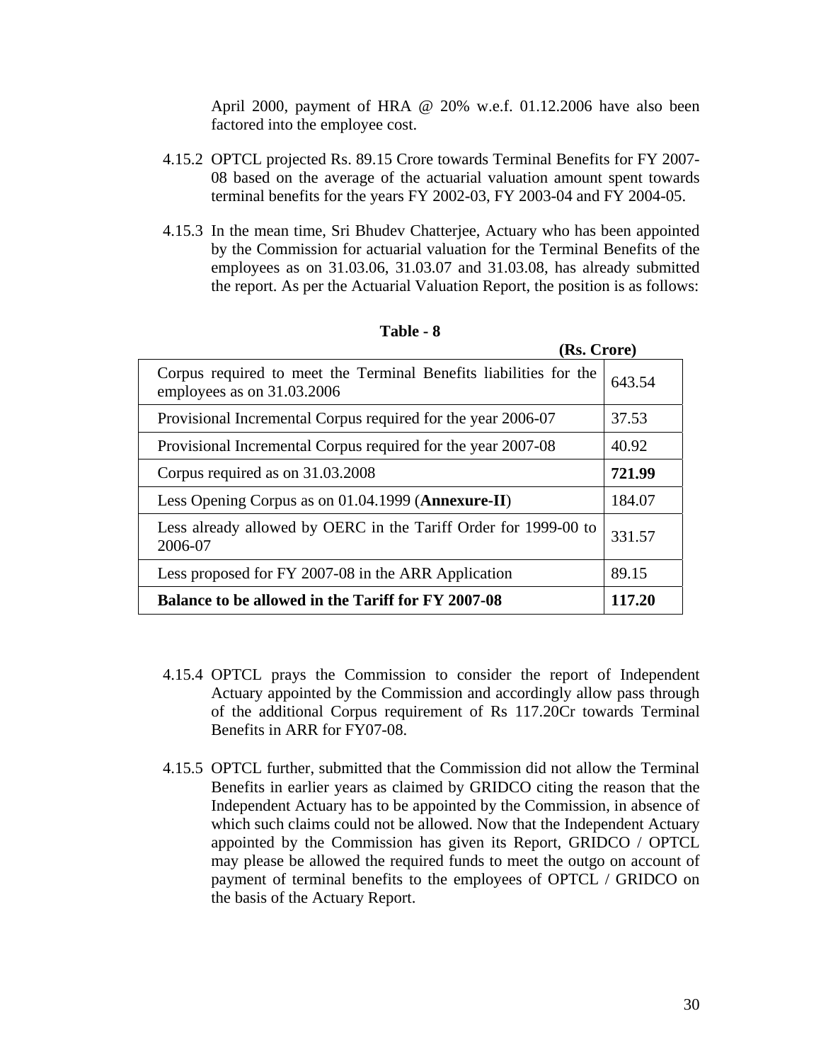April 2000, payment of HRA @ 20% w.e.f. 01.12.2006 have also been factored into the employee cost.

4.15.2 OPTCL projected Rs. 89.15 Crore towards Terminal Benefits for FY 2007-08 based on the average of the actuarial valuation amount spent towards terminal benefits for the years FY 2002-03, FY 2003-04 and FY 2004-05.

4.15.3 In the mean time, Sri Bhudev Chatterjee, Actuary who has been appointed by the Commission for actuarial valuation for the Terminal Benefits of the employees as on 31.03.06, 31.03.07 and 31.03.08, has already submitted the report. As per the Actuarial Valuation Report, the position is as follows:

**Table - 8**

**(Rs. Crore)**

| | |
|---|---|
| Corpus required to meet the Terminal Benefits liabilities for the employees as on 31.03.2006 | 643.54 |
| Provisional Incremental Corpus required for the year 2006-07 | 37.53 |
| Provisional Incremental Corpus required for the year 2007-08 | 40.92 |
| Corpus required as on 31.03.2008 | **721.99** |
| Less Opening Corpus as on 01.04.1999 (**Annexure-II**) | 184.07 |
| Less already allowed by OERC in the Tariff Order for 1999-00 to 2006-07 | 331.57 |
| Less proposed for FY 2007-08 in the ARR Application | 89.15 |
| **Balance to be allowed in the Tariff for FY 2007-08** | **117.20** |

4.15.4 OPTCL prays the Commission to consider the report of Independent Actuary appointed by the Commission and accordingly allow pass through of the additional Corpus requirement of Rs 117.20Cr towards Terminal Benefits in ARR for FY07-08.

4.15.5 OPTCL further, submitted that the Commission did not allow the Terminal Benefits in earlier years as claimed by GRIDCO citing the reason that the Independent Actuary has to be appointed by the Commission, in absence of which such claims could not be allowed. Now that the Independent Actuary appointed by the Commission has given its Report, GRIDCO / OPTCL may please be allowed the required funds to meet the outgo on account of payment of terminal benefits to the employees of OPTCL / GRIDCO on the basis of the Actuary Report.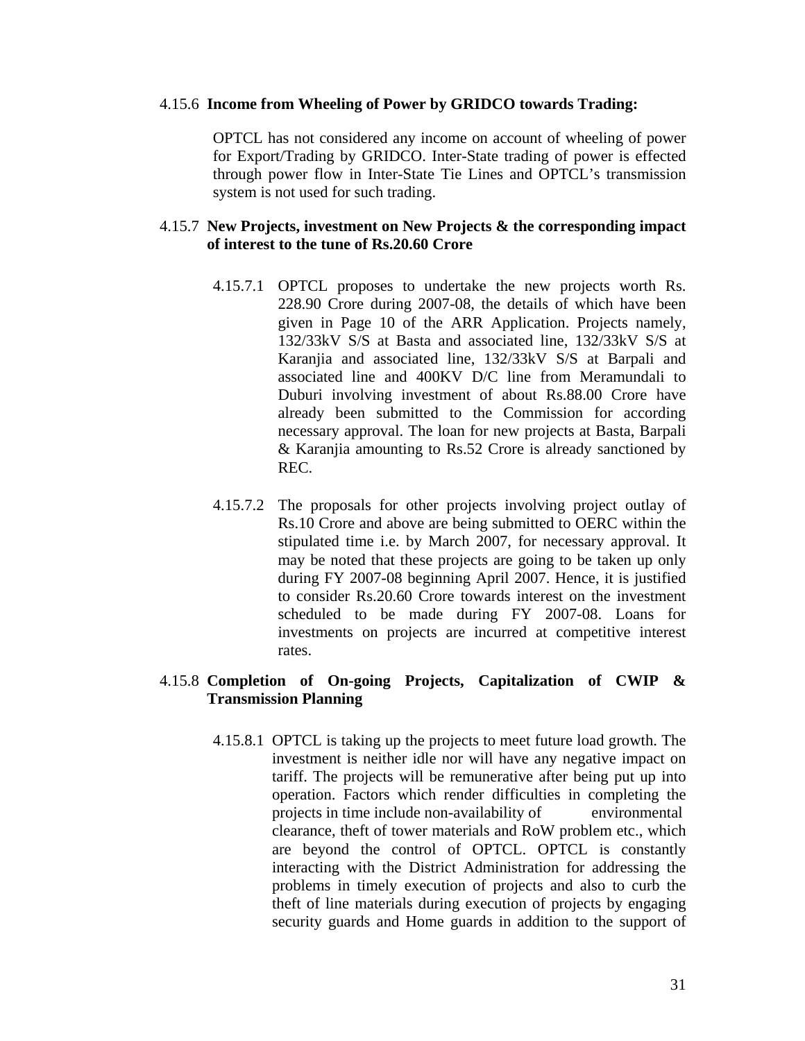4.15.6 **Income from Wheeling of Power by GRIDCO towards Trading:**

OPTCL has not considered any income on account of wheeling of power for Export/Trading by GRIDCO. Inter-State trading of power is effected through power flow in Inter-State Tie Lines and OPTCL's transmission system is not used for such trading.

4.15.7 **New Projects, investment on New Projects & the corresponding impact of interest to the tune of Rs.20.60 Crore**

4.15.7.1 OPTCL proposes to undertake the new projects worth Rs. 228.90 Crore during 2007-08, the details of which have been given in Page 10 of the ARR Application. Projects namely, 132/33kV S/S at Basta and associated line, 132/33kV S/S at Karanjia and associated line, 132/33kV S/S at Barpali and associated line and 400KV D/C line from Meramundali to Duburi involving investment of about Rs.88.00 Crore have already been submitted to the Commission for according necessary approval. The loan for new projects at Basta, Barpali & Karanjia amounting to Rs.52 Crore is already sanctioned by REC.

4.15.7.2 The proposals for other projects involving project outlay of Rs.10 Crore and above are being submitted to OERC within the stipulated time i.e. by March 2007, for necessary approval. It may be noted that these projects are going to be taken up only during FY 2007-08 beginning April 2007. Hence, it is justified to consider Rs.20.60 Crore towards interest on the investment scheduled to be made during FY 2007-08. Loans for investments on projects are incurred at competitive interest rates.

4.15.8 **Completion of On-going Projects, Capitalization of CWIP & Transmission Planning**

4.15.8.1 OPTCL is taking up the projects to meet future load growth. The investment is neither idle nor will have any negative impact on tariff. The projects will be remunerative after being put up into operation. Factors which render difficulties in completing the projects in time include non-availability of environmental clearance, theft of tower materials and RoW problem etc., which are beyond the control of OPTCL. OPTCL is constantly interacting with the District Administration for addressing the problems in timely execution of projects and also to curb the theft of line materials during execution of projects by engaging security guards and Home guards in addition to the support of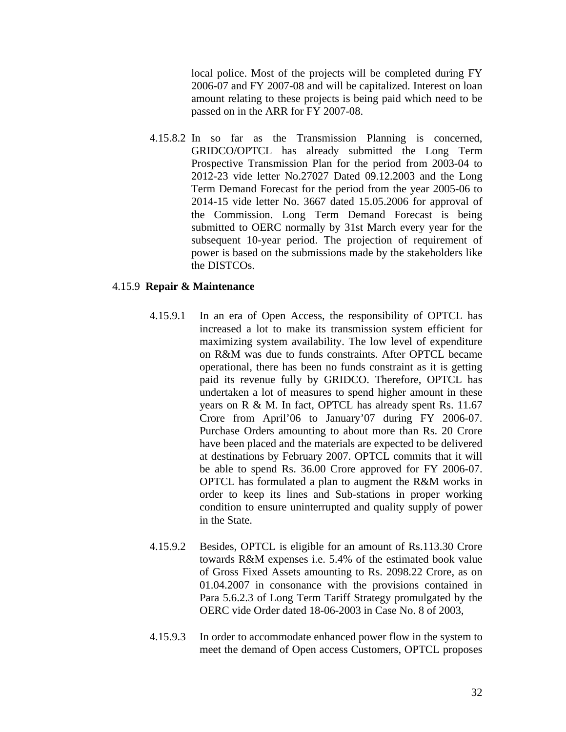local police. Most of the projects will be completed during FY 2006-07 and FY 2007-08 and will be capitalized. Interest on loan amount relating to these projects is being paid which need to be passed on in the ARR for FY 2007-08.

4.15.8.2 In so far as the Transmission Planning is concerned, GRIDCO/OPTCL has already submitted the Long Term Prospective Transmission Plan for the period from 2003-04 to 2012-23 vide letter No.27027 Dated 09.12.2003 and the Long Term Demand Forecast for the period from the year 2005-06 to 2014-15 vide letter No. 3667 dated 15.05.2006 for approval of the Commission. Long Term Demand Forecast is being submitted to OERC normally by 31st March every year for the subsequent 10-year period. The projection of requirement of power is based on the submissions made by the stakeholders like the DISTCOs.

4.15.9 **Repair & Maintenance**

4.15.9.1 In an era of Open Access, the responsibility of OPTCL has increased a lot to make its transmission system efficient for maximizing system availability. The low level of expenditure on R&M was due to funds constraints. After OPTCL became operational, there has been no funds constraint as it is getting paid its revenue fully by GRIDCO. Therefore, OPTCL has undertaken a lot of measures to spend higher amount in these years on R & M. In fact, OPTCL has already spent Rs. 11.67 Crore from April'06 to January'07 during FY 2006-07. Purchase Orders amounting to about more than Rs. 20 Crore have been placed and the materials are expected to be delivered at destinations by February 2007. OPTCL commits that it will be able to spend Rs. 36.00 Crore approved for FY 2006-07. OPTCL has formulated a plan to augment the R&M works in order to keep its lines and Sub-stations in proper working condition to ensure uninterrupted and quality supply of power in the State.

4.15.9.2 Besides, OPTCL is eligible for an amount of Rs.113.30 Crore towards R&M expenses i.e. 5.4% of the estimated book value of Gross Fixed Assets amounting to Rs. 2098.22 Crore, as on 01.04.2007 in consonance with the provisions contained in Para 5.6.2.3 of Long Term Tariff Strategy promulgated by the OERC vide Order dated 18-06-2003 in Case No. 8 of 2003,

4.15.9.3 In order to accommodate enhanced power flow in the system to meet the demand of Open access Customers, OPTCL proposes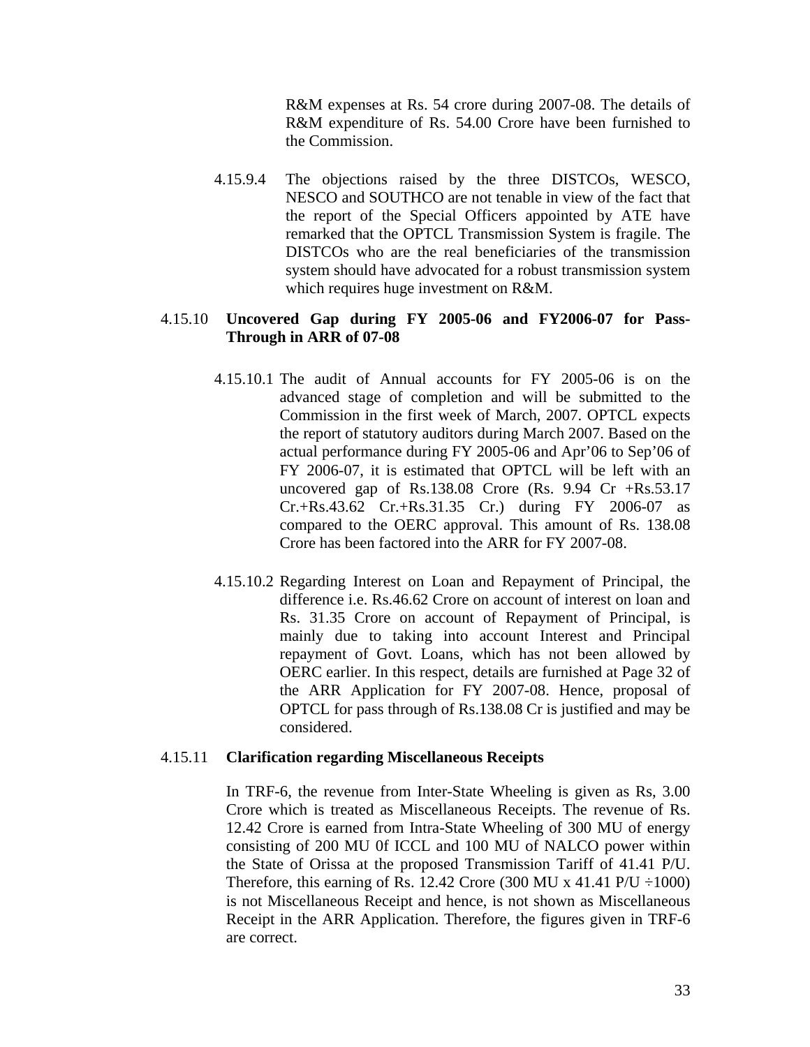R&M expenses at Rs. 54 crore during 2007-08. The details of R&M expenditure of Rs. 54.00 Crore have been furnished to the Commission.

4.15.9.4 The objections raised by the three DISTCOs, WESCO, NESCO and SOUTHCO are not tenable in view of the fact that the report of the Special Officers appointed by ATE have remarked that the OPTCL Transmission System is fragile. The DISTCOs who are the real beneficiaries of the transmission system should have advocated for a robust transmission system which requires huge investment on R&M.

4.15.10 **Uncovered Gap during FY 2005-06 and FY2006-07 for Pass-Through in ARR of 07-08**

4.15.10.1 The audit of Annual accounts for FY 2005-06 is on the advanced stage of completion and will be submitted to the Commission in the first week of March, 2007. OPTCL expects the report of statutory auditors during March 2007. Based on the actual performance during FY 2005-06 and Apr'06 to Sep'06 of FY 2006-07, it is estimated that OPTCL will be left with an uncovered gap of Rs.138.08 Crore (Rs. 9.94 Cr +Rs.53.17 Cr.+Rs.43.62 Cr.+Rs.31.35 Cr.) during FY 2006-07 as compared to the OERC approval. This amount of Rs. 138.08 Crore has been factored into the ARR for FY 2007-08.

4.15.10.2 Regarding Interest on Loan and Repayment of Principal, the difference i.e. Rs.46.62 Crore on account of interest on loan and Rs. 31.35 Crore on account of Repayment of Principal, is mainly due to taking into account Interest and Principal repayment of Govt. Loans, which has not been allowed by OERC earlier. In this respect, details are furnished at Page 32 of the ARR Application for FY 2007-08. Hence, proposal of OPTCL for pass through of Rs.138.08 Cr is justified and may be considered.

4.15.11 **Clarification regarding Miscellaneous Receipts**

In TRF-6, the revenue from Inter-State Wheeling is given as Rs, 3.00 Crore which is treated as Miscellaneous Receipts. The revenue of Rs. 12.42 Crore is earned from Intra-State Wheeling of 300 MU of energy consisting of 200 MU 0f ICCL and 100 MU of NALCO power within the State of Orissa at the proposed Transmission Tariff of 41.41 P/U. Therefore, this earning of Rs. 12.42 Crore (300 MU x 41.41 P/U ÷1000) is not Miscellaneous Receipt and hence, is not shown as Miscellaneous Receipt in the ARR Application. Therefore, the figures given in TRF-6 are correct.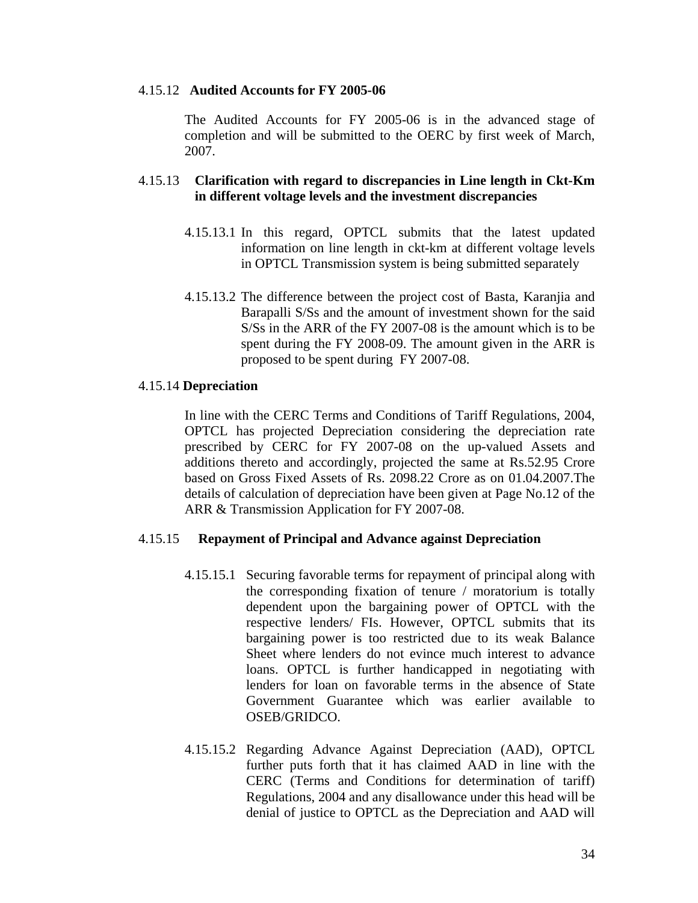#### 4.15.12 **Audited Accounts for FY 2005-06**

The Audited Accounts for FY 2005-06 is in the advanced stage of completion and will be submitted to the OERC by first week of March, 2007.

#### 4.15.13 **Clarification with regard to discrepancies in Line length in Ckt-Km in different voltage levels and the investment discrepancies**

4.15.13.1 In this regard, OPTCL submits that the latest updated information on line length in ckt-km at different voltage levels in OPTCL Transmission system is being submitted separately

4.15.13.2 The difference between the project cost of Basta, Karanjia and Barapalli S/Ss and the amount of investment shown for the said S/Ss in the ARR of the FY 2007-08 is the amount which is to be spent during the FY 2008-09. The amount given in the ARR is proposed to be spent during FY 2007-08.

#### 4.15.14 **Depreciation**

In line with the CERC Terms and Conditions of Tariff Regulations, 2004, OPTCL has projected Depreciation considering the depreciation rate prescribed by CERC for FY 2007-08 on the up-valued Assets and additions thereto and accordingly, projected the same at Rs.52.95 Crore based on Gross Fixed Assets of Rs. 2098.22 Crore as on 01.04.2007.The details of calculation of depreciation have been given at Page No.12 of the ARR & Transmission Application for FY 2007-08.

#### 4.15.15 **Repayment of Principal and Advance against Depreciation**

4.15.15.1 Securing favorable terms for repayment of principal along with the corresponding fixation of tenure / moratorium is totally dependent upon the bargaining power of OPTCL with the respective lenders/ FIs. However, OPTCL submits that its bargaining power is too restricted due to its weak Balance Sheet where lenders do not evince much interest to advance loans. OPTCL is further handicapped in negotiating with lenders for loan on favorable terms in the absence of State Government Guarantee which was earlier available to OSEB/GRIDCO.

4.15.15.2 Regarding Advance Against Depreciation (AAD), OPTCL further puts forth that it has claimed AAD in line with the CERC (Terms and Conditions for determination of tariff) Regulations, 2004 and any disallowance under this head will be denial of justice to OPTCL as the Depreciation and AAD will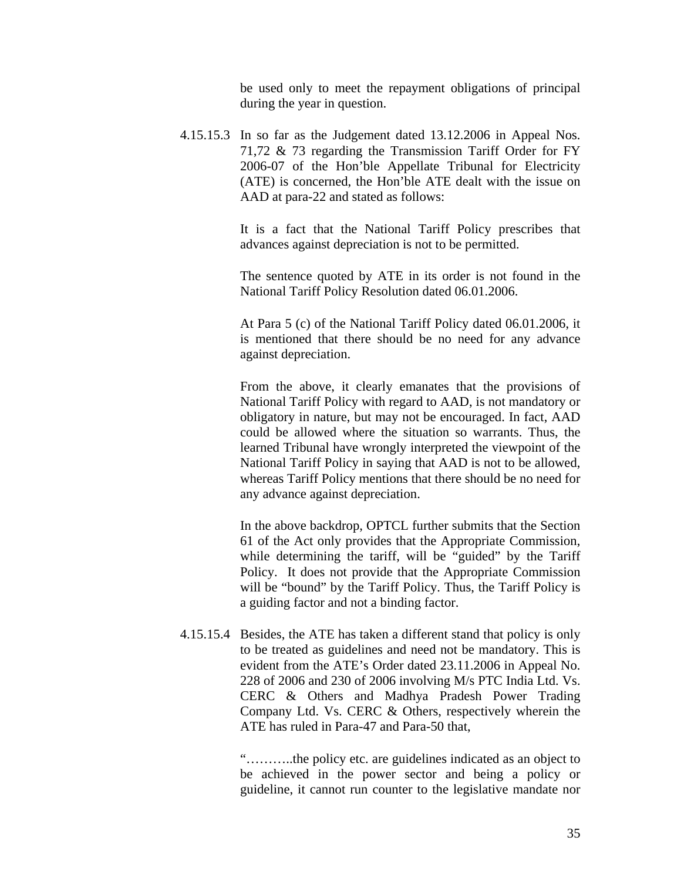be used only to meet the repayment obligations of principal during the year in question.

4.15.15.3 In so far as the Judgement dated 13.12.2006 in Appeal Nos. 71,72 & 73 regarding the Transmission Tariff Order for FY 2006-07 of the Hon'ble Appellate Tribunal for Electricity (ATE) is concerned, the Hon'ble ATE dealt with the issue on AAD at para-22 and stated as follows:

It is a fact that the National Tariff Policy prescribes that advances against depreciation is not to be permitted.

The sentence quoted by ATE in its order is not found in the National Tariff Policy Resolution dated 06.01.2006.

At Para 5 (c) of the National Tariff Policy dated 06.01.2006, it is mentioned that there should be no need for any advance against depreciation.

From the above, it clearly emanates that the provisions of National Tariff Policy with regard to AAD, is not mandatory or obligatory in nature, but may not be encouraged. In fact, AAD could be allowed where the situation so warrants. Thus, the learned Tribunal have wrongly interpreted the viewpoint of the National Tariff Policy in saying that AAD is not to be allowed, whereas Tariff Policy mentions that there should be no need for any advance against depreciation.

In the above backdrop, OPTCL further submits that the Section 61 of the Act only provides that the Appropriate Commission, while determining the tariff, will be "guided" by the Tariff Policy. It does not provide that the Appropriate Commission will be "bound" by the Tariff Policy. Thus, the Tariff Policy is a guiding factor and not a binding factor.

4.15.15.4 Besides, the ATE has taken a different stand that policy is only to be treated as guidelines and need not be mandatory. This is evident from the ATE's Order dated 23.11.2006 in Appeal No. 228 of 2006 and 230 of 2006 involving M/s PTC India Ltd. Vs. CERC & Others and Madhya Pradesh Power Trading Company Ltd. Vs. CERC & Others, respectively wherein the ATE has ruled in Para-47 and Para-50 that,

"………..the policy etc. are guidelines indicated as an object to be achieved in the power sector and being a policy or guideline, it cannot run counter to the legislative mandate nor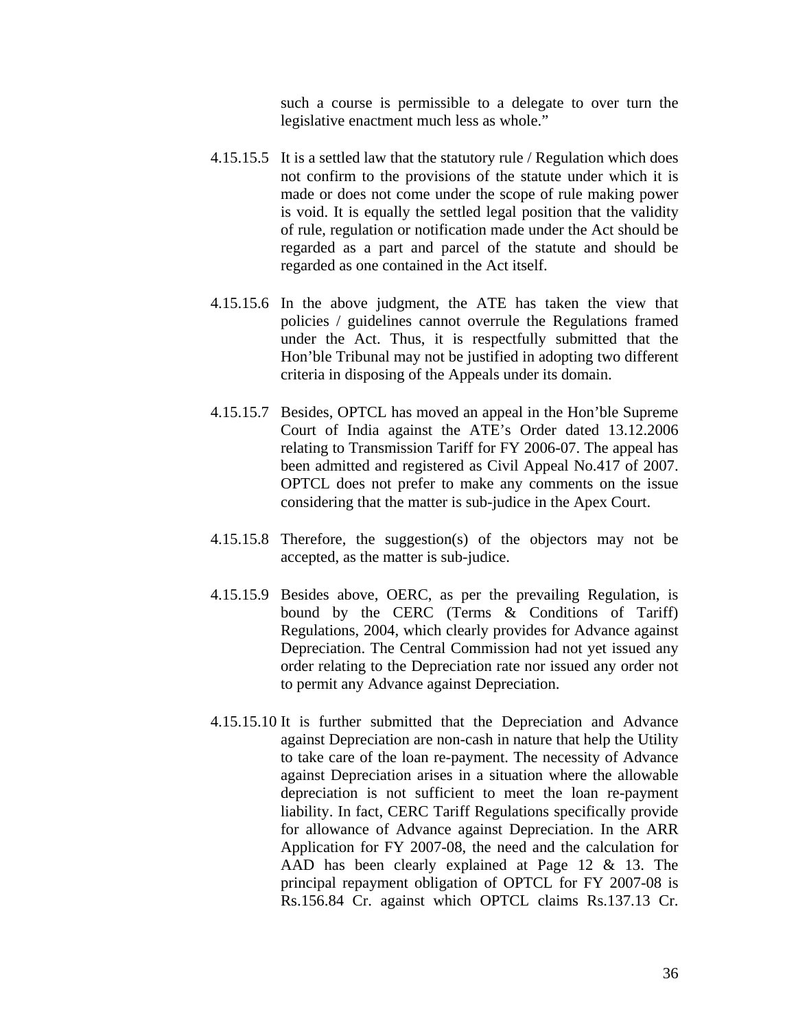such a course is permissible to a delegate to over turn the legislative enactment much less as whole."

4.15.15.5 It is a settled law that the statutory rule / Regulation which does not confirm to the provisions of the statute under which it is made or does not come under the scope of rule making power is void. It is equally the settled legal position that the validity of rule, regulation or notification made under the Act should be regarded as a part and parcel of the statute and should be regarded as one contained in the Act itself.

4.15.15.6 In the above judgment, the ATE has taken the view that policies / guidelines cannot overrule the Regulations framed under the Act. Thus, it is respectfully submitted that the Hon'ble Tribunal may not be justified in adopting two different criteria in disposing of the Appeals under its domain.

4.15.15.7 Besides, OPTCL has moved an appeal in the Hon'ble Supreme Court of India against the ATE's Order dated 13.12.2006 relating to Transmission Tariff for FY 2006-07. The appeal has been admitted and registered as Civil Appeal No.417 of 2007. OPTCL does not prefer to make any comments on the issue considering that the matter is sub-judice in the Apex Court.

4.15.15.8 Therefore, the suggestion(s) of the objectors may not be accepted, as the matter is sub-judice.

4.15.15.9 Besides above, OERC, as per the prevailing Regulation, is bound by the CERC (Terms & Conditions of Tariff) Regulations, 2004, which clearly provides for Advance against Depreciation. The Central Commission had not yet issued any order relating to the Depreciation rate nor issued any order not to permit any Advance against Depreciation.

4.15.15.10 It is further submitted that the Depreciation and Advance against Depreciation are non-cash in nature that help the Utility to take care of the loan re-payment. The necessity of Advance against Depreciation arises in a situation where the allowable depreciation is not sufficient to meet the loan re-payment liability. In fact, CERC Tariff Regulations specifically provide for allowance of Advance against Depreciation. In the ARR Application for FY 2007-08, the need and the calculation for AAD has been clearly explained at Page 12 & 13. The principal repayment obligation of OPTCL for FY 2007-08 is Rs.156.84 Cr. against which OPTCL claims Rs.137.13 Cr.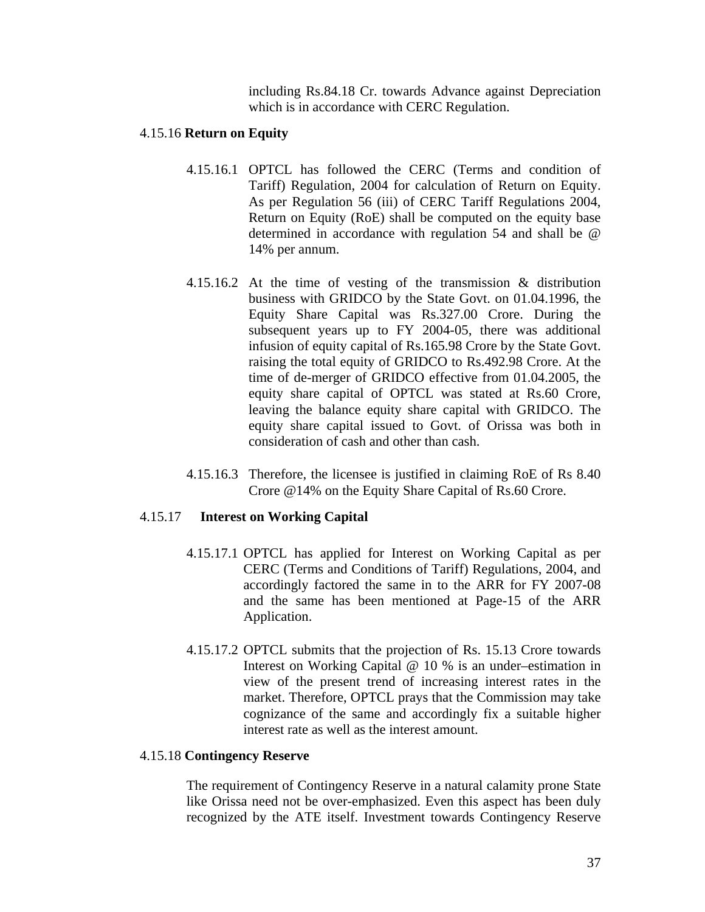including Rs.84.18 Cr. towards Advance against Depreciation which is in accordance with CERC Regulation.

4.15.16 **Return on Equity**

4.15.16.1 OPTCL has followed the CERC (Terms and condition of Tariff) Regulation, 2004 for calculation of Return on Equity. As per Regulation 56 (iii) of CERC Tariff Regulations 2004, Return on Equity (RoE) shall be computed on the equity base determined in accordance with regulation 54 and shall be @ 14% per annum.

4.15.16.2 At the time of vesting of the transmission & distribution business with GRIDCO by the State Govt. on 01.04.1996, the Equity Share Capital was Rs.327.00 Crore. During the subsequent years up to FY 2004-05, there was additional infusion of equity capital of Rs.165.98 Crore by the State Govt. raising the total equity of GRIDCO to Rs.492.98 Crore. At the time of de-merger of GRIDCO effective from 01.04.2005, the equity share capital of OPTCL was stated at Rs.60 Crore, leaving the balance equity share capital with GRIDCO. The equity share capital issued to Govt. of Orissa was both in consideration of cash and other than cash.

4.15.16.3 Therefore, the licensee is justified in claiming RoE of Rs 8.40 Crore @14% on the Equity Share Capital of Rs.60 Crore.

4.15.17 **Interest on Working Capital**

4.15.17.1 OPTCL has applied for Interest on Working Capital as per CERC (Terms and Conditions of Tariff) Regulations, 2004, and accordingly factored the same in to the ARR for FY 2007-08 and the same has been mentioned at Page-15 of the ARR Application.

4.15.17.2 OPTCL submits that the projection of Rs. 15.13 Crore towards Interest on Working Capital @ 10 % is an under–estimation in view of the present trend of increasing interest rates in the market. Therefore, OPTCL prays that the Commission may take cognizance of the same and accordingly fix a suitable higher interest rate as well as the interest amount.

4.15.18 **Contingency Reserve**

The requirement of Contingency Reserve in a natural calamity prone State like Orissa need not be over-emphasized. Even this aspect has been duly recognized by the ATE itself. Investment towards Contingency Reserve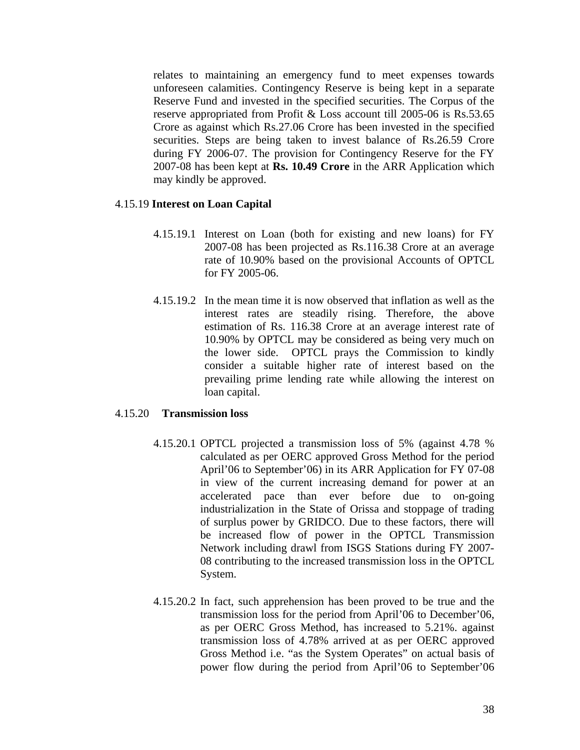relates to maintaining an emergency fund to meet expenses towards unforeseen calamities. Contingency Reserve is being kept in a separate Reserve Fund and invested in the specified securities. The Corpus of the reserve appropriated from Profit & Loss account till 2005-06 is Rs.53.65 Crore as against which Rs.27.06 Crore has been invested in the specified securities. Steps are being taken to invest balance of Rs.26.59 Crore during FY 2006-07. The provision for Contingency Reserve for the FY 2007-08 has been kept at **Rs. 10.49 Crore** in the ARR Application which may kindly be approved.

4.15.19 **Interest on Loan Capital**

4.15.19.1 Interest on Loan (both for existing and new loans) for FY 2007-08 has been projected as Rs.116.38 Crore at an average rate of 10.90% based on the provisional Accounts of OPTCL for FY 2005-06.

4.15.19.2 In the mean time it is now observed that inflation as well as the interest rates are steadily rising. Therefore, the above estimation of Rs. 116.38 Crore at an average interest rate of 10.90% by OPTCL may be considered as being very much on the lower side. OPTCL prays the Commission to kindly consider a suitable higher rate of interest based on the prevailing prime lending rate while allowing the interest on loan capital.

4.15.20 **Transmission loss**

4.15.20.1 OPTCL projected a transmission loss of 5% (against 4.78 % calculated as per OERC approved Gross Method for the period April'06 to September'06) in its ARR Application for FY 07-08 in view of the current increasing demand for power at an accelerated pace than ever before due to on-going industrialization in the State of Orissa and stoppage of trading of surplus power by GRIDCO. Due to these factors, there will be increased flow of power in the OPTCL Transmission Network including drawl from ISGS Stations during FY 2007-08 contributing to the increased transmission loss in the OPTCL System.

4.15.20.2 In fact, such apprehension has been proved to be true and the transmission loss for the period from April'06 to December'06, as per OERC Gross Method, has increased to 5.21%. against transmission loss of 4.78% arrived at as per OERC approved Gross Method i.e. "as the System Operates" on actual basis of power flow during the period from April'06 to September'06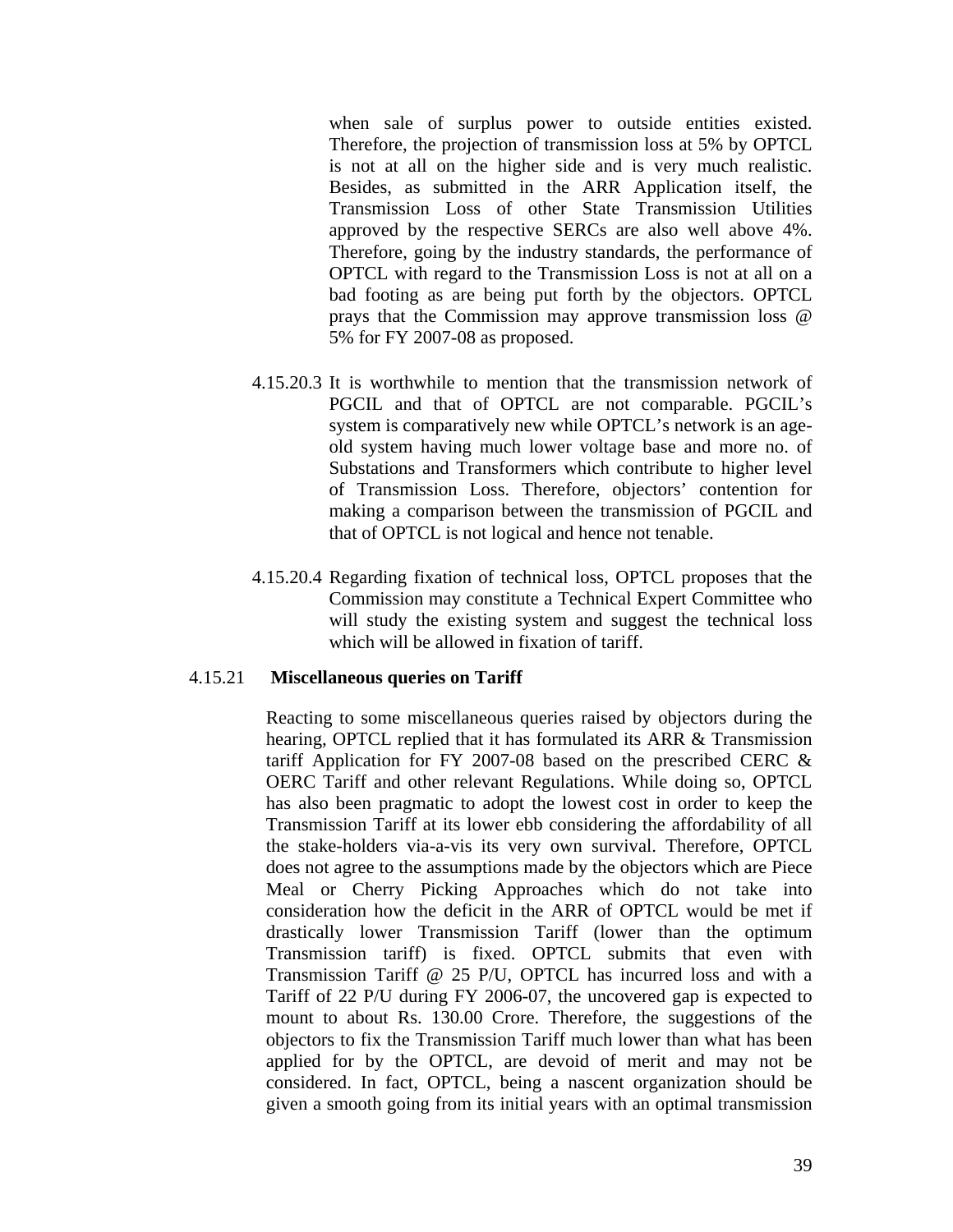when sale of surplus power to outside entities existed. Therefore, the projection of transmission loss at 5% by OPTCL is not at all on the higher side and is very much realistic. Besides, as submitted in the ARR Application itself, the Transmission Loss of other State Transmission Utilities approved by the respective SERCs are also well above 4%. Therefore, going by the industry standards, the performance of OPTCL with regard to the Transmission Loss is not at all on a bad footing as are being put forth by the objectors. OPTCL prays that the Commission may approve transmission loss @ 5% for FY 2007-08 as proposed.

4.15.20.3 It is worthwhile to mention that the transmission network of PGCIL and that of OPTCL are not comparable. PGCIL's system is comparatively new while OPTCL's network is an age-old system having much lower voltage base and more no. of Substations and Transformers which contribute to higher level of Transmission Loss. Therefore, objectors' contention for making a comparison between the transmission of PGCIL and that of OPTCL is not logical and hence not tenable.

4.15.20.4 Regarding fixation of technical loss, OPTCL proposes that the Commission may constitute a Technical Expert Committee who will study the existing system and suggest the technical loss which will be allowed in fixation of tariff.

4.15.21 **Miscellaneous queries on Tariff**

Reacting to some miscellaneous queries raised by objectors during the hearing, OPTCL replied that it has formulated its ARR & Transmission tariff Application for FY 2007-08 based on the prescribed CERC & OERC Tariff and other relevant Regulations. While doing so, OPTCL has also been pragmatic to adopt the lowest cost in order to keep the Transmission Tariff at its lower ebb considering the affordability of all the stake-holders via-a-vis its very own survival. Therefore, OPTCL does not agree to the assumptions made by the objectors which are Piece Meal or Cherry Picking Approaches which do not take into consideration how the deficit in the ARR of OPTCL would be met if drastically lower Transmission Tariff (lower than the optimum Transmission tariff) is fixed. OPTCL submits that even with Transmission Tariff @ 25 P/U, OPTCL has incurred loss and with a Tariff of 22 P/U during FY 2006-07, the uncovered gap is expected to mount to about Rs. 130.00 Crore. Therefore, the suggestions of the objectors to fix the Transmission Tariff much lower than what has been applied for by the OPTCL, are devoid of merit and may not be considered. In fact, OPTCL, being a nascent organization should be given a smooth going from its initial years with an optimal transmission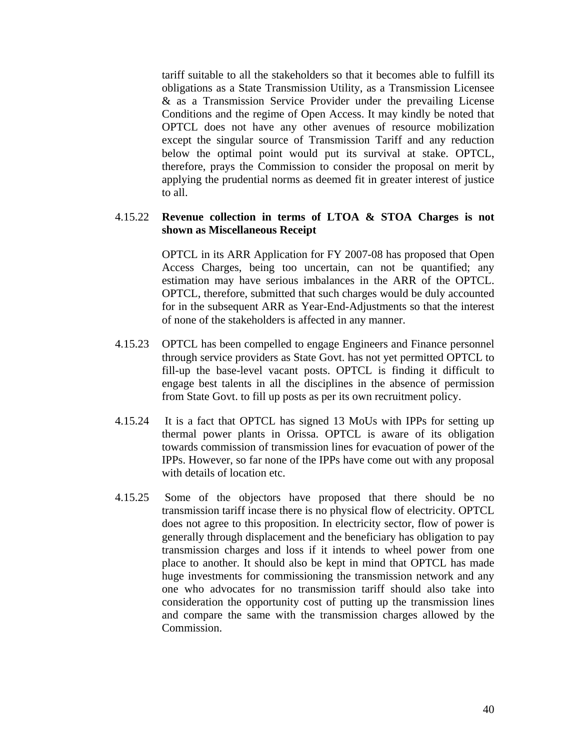tariff suitable to all the stakeholders so that it becomes able to fulfill its obligations as a State Transmission Utility, as a Transmission Licensee & as a Transmission Service Provider under the prevailing License Conditions and the regime of Open Access. It may kindly be noted that OPTCL does not have any other avenues of resource mobilization except the singular source of Transmission Tariff and any reduction below the optimal point would put its survival at stake. OPTCL, therefore, prays the Commission to consider the proposal on merit by applying the prudential norms as deemed fit in greater interest of justice to all.

4.15.22 **Revenue collection in terms of LTOA & STOA Charges is not shown as Miscellaneous Receipt**

OPTCL in its ARR Application for FY 2007-08 has proposed that Open Access Charges, being too uncertain, can not be quantified; any estimation may have serious imbalances in the ARR of the OPTCL. OPTCL, therefore, submitted that such charges would be duly accounted for in the subsequent ARR as Year-End-Adjustments so that the interest of none of the stakeholders is affected in any manner.

4.15.23 OPTCL has been compelled to engage Engineers and Finance personnel through service providers as State Govt. has not yet permitted OPTCL to fill-up the base-level vacant posts. OPTCL is finding it difficult to engage best talents in all the disciplines in the absence of permission from State Govt. to fill up posts as per its own recruitment policy.

4.15.24 It is a fact that OPTCL has signed 13 MoUs with IPPs for setting up thermal power plants in Orissa. OPTCL is aware of its obligation towards commission of transmission lines for evacuation of power of the IPPs. However, so far none of the IPPs have come out with any proposal with details of location etc.

4.15.25 Some of the objectors have proposed that there should be no transmission tariff incase there is no physical flow of electricity. OPTCL does not agree to this proposition. In electricity sector, flow of power is generally through displacement and the beneficiary has obligation to pay transmission charges and loss if it intends to wheel power from one place to another. It should also be kept in mind that OPTCL has made huge investments for commissioning the transmission network and any one who advocates for no transmission tariff should also take into consideration the opportunity cost of putting up the transmission lines and compare the same with the transmission charges allowed by the Commission.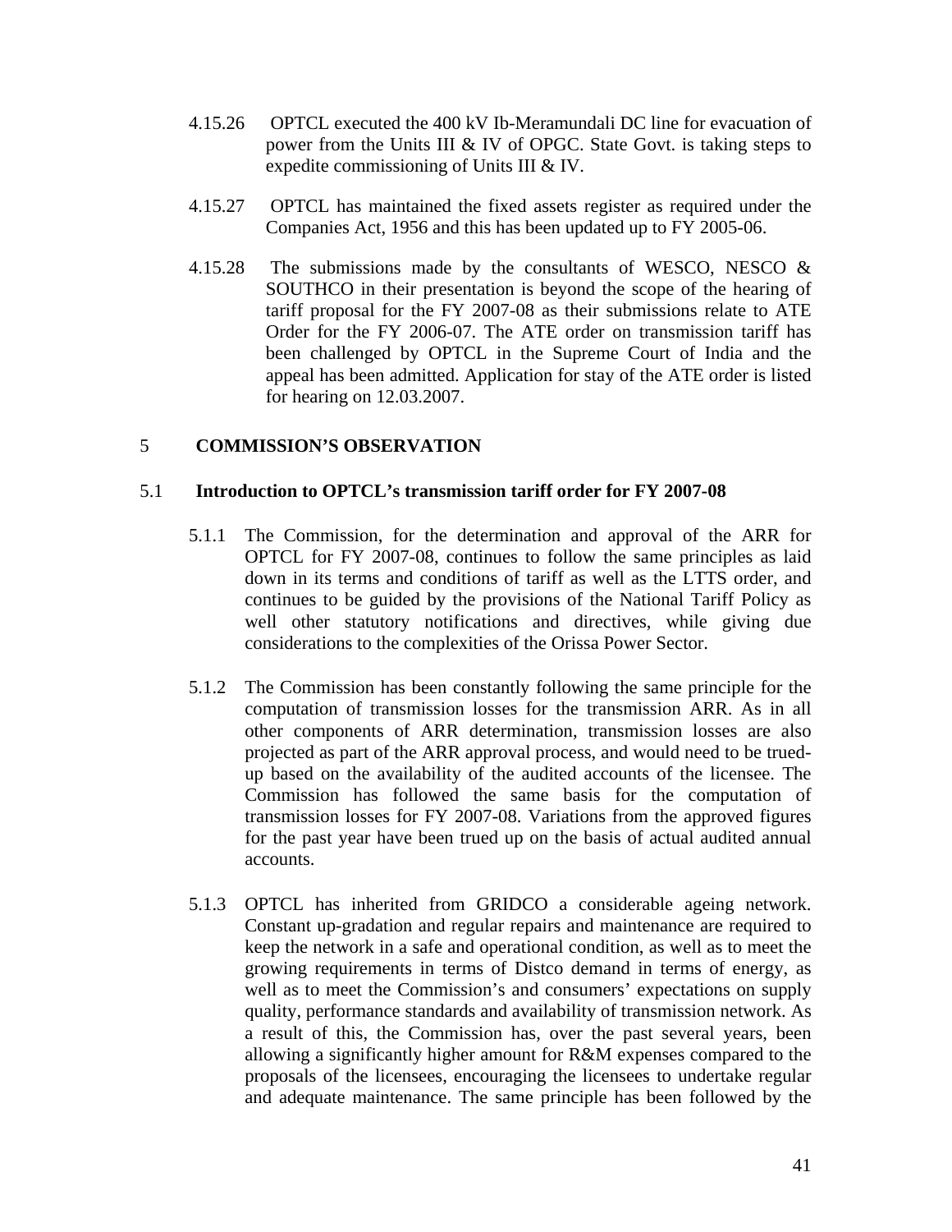4.15.26 OPTCL executed the 400 kV Ib-Meramundali DC line for evacuation of power from the Units III & IV of OPGC. State Govt. is taking steps to expedite commissioning of Units III & IV.

4.15.27 OPTCL has maintained the fixed assets register as required under the Companies Act, 1956 and this has been updated up to FY 2005-06.

4.15.28 The submissions made by the consultants of WESCO, NESCO & SOUTHCO in their presentation is beyond the scope of the hearing of tariff proposal for the FY 2007-08 as their submissions relate to ATE Order for the FY 2006-07. The ATE order on transmission tariff has been challenged by OPTCL in the Supreme Court of India and the appeal has been admitted. Application for stay of the ATE order is listed for hearing on 12.03.2007.

## 5 COMMISSION'S OBSERVATION

### 5.1 Introduction to OPTCL's transmission tariff order for FY 2007-08

5.1.1 The Commission, for the determination and approval of the ARR for OPTCL for FY 2007-08, continues to follow the same principles as laid down in its terms and conditions of tariff as well as the LTTS order, and continues to be guided by the provisions of the National Tariff Policy as well other statutory notifications and directives, while giving due considerations to the complexities of the Orissa Power Sector.

5.1.2 The Commission has been constantly following the same principle for the computation of transmission losses for the transmission ARR. As in all other components of ARR determination, transmission losses are also projected as part of the ARR approval process, and would need to be trued-up based on the availability of the audited accounts of the licensee. The Commission has followed the same basis for the computation of transmission losses for FY 2007-08. Variations from the approved figures for the past year have been trued up on the basis of actual audited annual accounts.

5.1.3 OPTCL has inherited from GRIDCO a considerable ageing network. Constant up-gradation and regular repairs and maintenance are required to keep the network in a safe and operational condition, as well as to meet the growing requirements in terms of Distco demand in terms of energy, as well as to meet the Commission's and consumers' expectations on supply quality, performance standards and availability of transmission network. As a result of this, the Commission has, over the past several years, been allowing a significantly higher amount for R&M expenses compared to the proposals of the licensees, encouraging the licensees to undertake regular and adequate maintenance. The same principle has been followed by the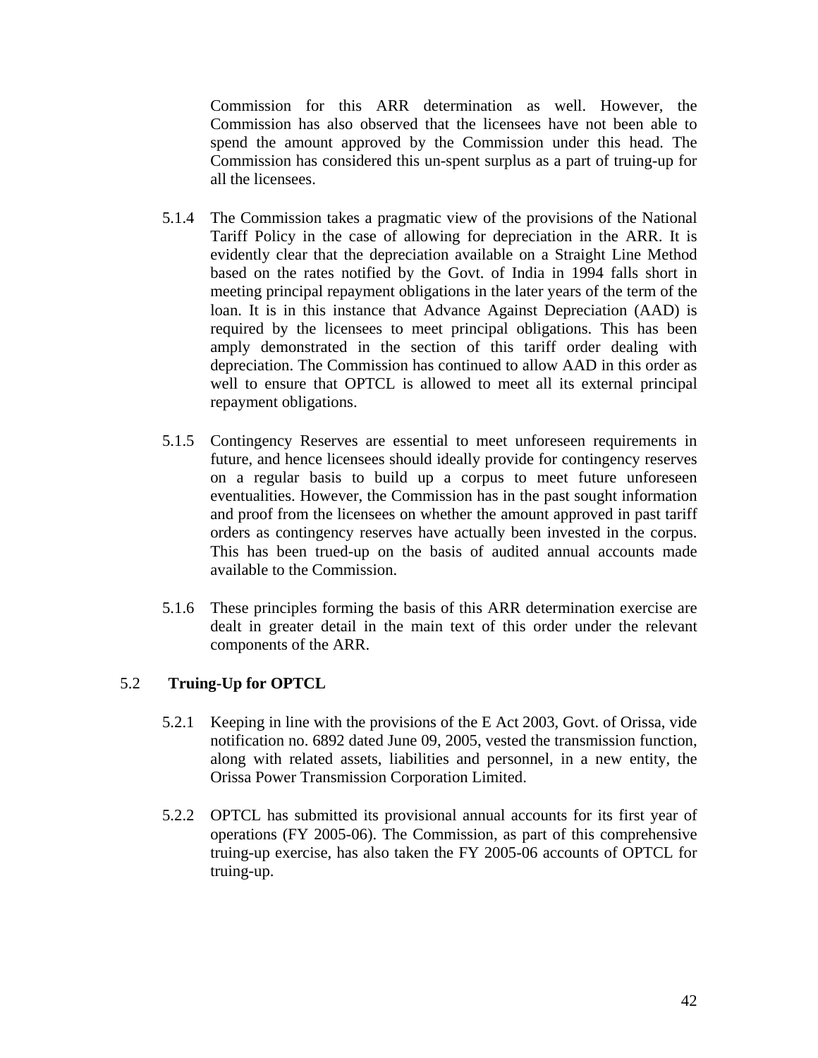Commission for this ARR determination as well. However, the Commission has also observed that the licensees have not been able to spend the amount approved by the Commission under this head. The Commission has considered this un-spent surplus as a part of truing-up for all the licensees.

5.1.4 The Commission takes a pragmatic view of the provisions of the National Tariff Policy in the case of allowing for depreciation in the ARR. It is evidently clear that the depreciation available on a Straight Line Method based on the rates notified by the Govt. of India in 1994 falls short in meeting principal repayment obligations in the later years of the term of the loan. It is in this instance that Advance Against Depreciation (AAD) is required by the licensees to meet principal obligations. This has been amply demonstrated in the section of this tariff order dealing with depreciation. The Commission has continued to allow AAD in this order as well to ensure that OPTCL is allowed to meet all its external principal repayment obligations.

5.1.5 Contingency Reserves are essential to meet unforeseen requirements in future, and hence licensees should ideally provide for contingency reserves on a regular basis to build up a corpus to meet future unforeseen eventualities. However, the Commission has in the past sought information and proof from the licensees on whether the amount approved in past tariff orders as contingency reserves have actually been invested in the corpus. This has been trued-up on the basis of audited annual accounts made available to the Commission.

5.1.6 These principles forming the basis of this ARR determination exercise are dealt in greater detail in the main text of this order under the relevant components of the ARR.

### 5.2 Truing-Up for OPTCL

5.2.1 Keeping in line with the provisions of the E Act 2003, Govt. of Orissa, vide notification no. 6892 dated June 09, 2005, vested the transmission function, along with related assets, liabilities and personnel, in a new entity, the Orissa Power Transmission Corporation Limited.

5.2.2 OPTCL has submitted its provisional annual accounts for its first year of operations (FY 2005-06). The Commission, as part of this comprehensive truing-up exercise, has also taken the FY 2005-06 accounts of OPTCL for truing-up.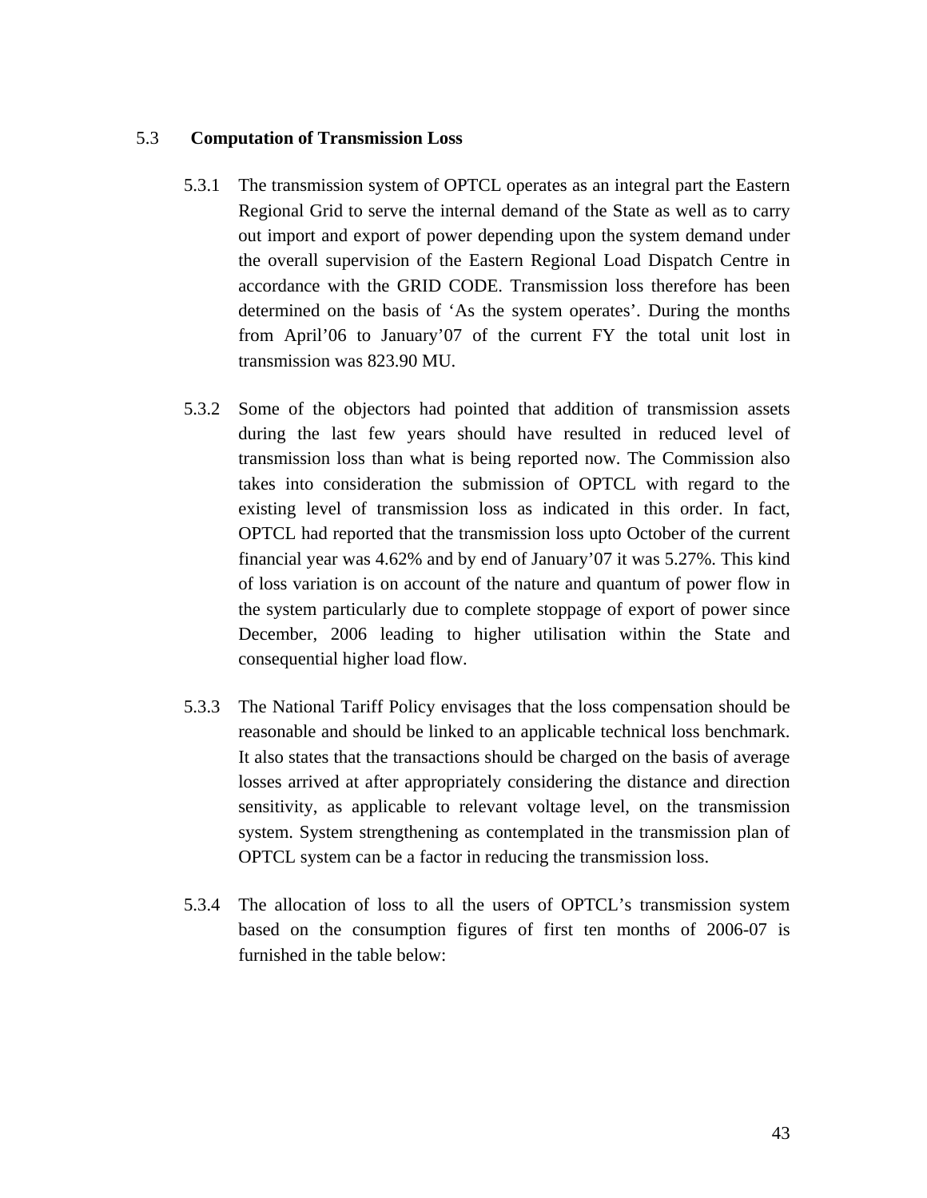### 5.3 Computation of Transmission Loss

5.3.1 The transmission system of OPTCL operates as an integral part the Eastern Regional Grid to serve the internal demand of the State as well as to carry out import and export of power depending upon the system demand under the overall supervision of the Eastern Regional Load Dispatch Centre in accordance with the GRID CODE. Transmission loss therefore has been determined on the basis of 'As the system operates'. During the months from April'06 to January'07 of the current FY the total unit lost in transmission was 823.90 MU.

5.3.2 Some of the objectors had pointed that addition of transmission assets during the last few years should have resulted in reduced level of transmission loss than what is being reported now. The Commission also takes into consideration the submission of OPTCL with regard to the existing level of transmission loss as indicated in this order. In fact, OPTCL had reported that the transmission loss upto October of the current financial year was 4.62% and by end of January'07 it was 5.27%. This kind of loss variation is on account of the nature and quantum of power flow in the system particularly due to complete stoppage of export of power since December, 2006 leading to higher utilisation within the State and consequential higher load flow.

5.3.3 The National Tariff Policy envisages that the loss compensation should be reasonable and should be linked to an applicable technical loss benchmark. It also states that the transactions should be charged on the basis of average losses arrived at after appropriately considering the distance and direction sensitivity, as applicable to relevant voltage level, on the transmission system. System strengthening as contemplated in the transmission plan of OPTCL system can be a factor in reducing the transmission loss.

5.3.4 The allocation of loss to all the users of OPTCL's transmission system based on the consumption figures of first ten months of 2006-07 is furnished in the table below: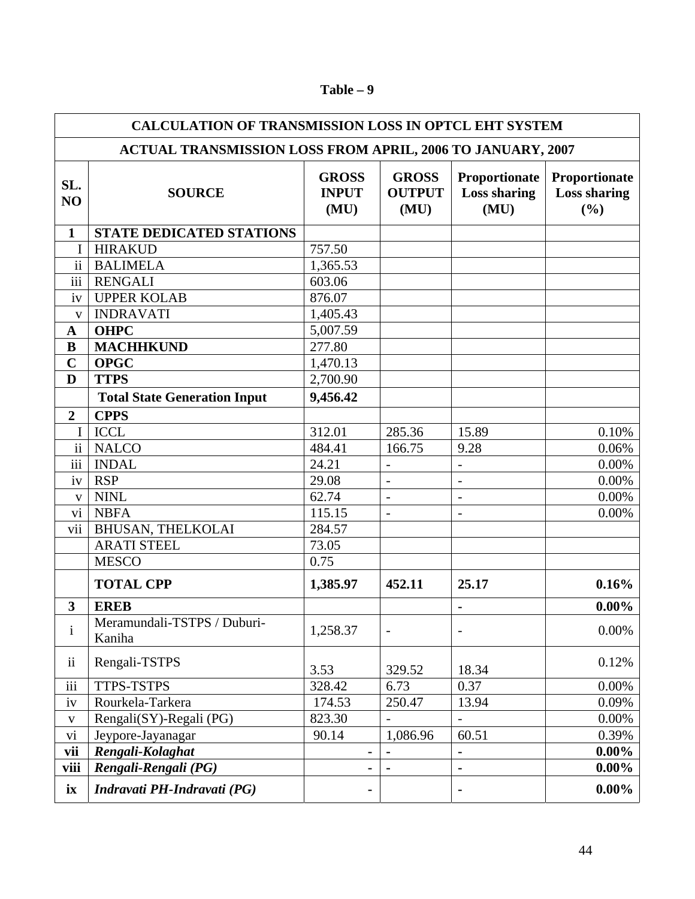**Table – 9**

| CALCULATION OF TRANSMISSION LOSS IN OPTCL EHT SYSTEM | | | | | |
|---|---|---|---|---|---|
| **ACTUAL TRANSMISSION LOSS FROM APRIL, 2006 TO JANUARY, 2007** | | | | | |
| **SL. NO** | **SOURCE** | **GROSS INPUT (MU)** | **GROSS OUTPUT (MU)** | **Proportionate Loss sharing (MU)** | **Proportionate Loss sharing (%)** |
| **1** | **STATE DEDICATED STATIONS** | | | | |
| I | HIRAKUD | 757.50 | | | |
| ii | BALIMELA | 1,365.53 | | | |
| iii | RENGALI | 603.06 | | | |
| iv | UPPER KOLAB | 876.07 | | | |
| v | INDRAVATI | 1,405.43 | | | |
| **A** | **OHPC** | 5,007.59 | | | |
| **B** | **MACHHKUND** | 277.80 | | | |
| **C** | **OPGC** | 1,470.13 | | | |
| **D** | **TTPS** | 2,700.90 | | | |
| | **Total State Generation Input** | **9,456.42** | | | |
| **2** | **CPPS** | | | | |
| I | ICCL | 312.01 | 285.36 | 15.89 | 0.10% |
| ii | NALCO | 484.41 | 166.75 | 9.28 | 0.06% |
| iii | INDAL | 24.21 | - | - | 0.00% |
| iv | RSP | 29.08 | - | - | 0.00% |
| v | NINL | 62.74 | - | - | 0.00% |
| vi | NBFA | 115.15 | - | - | 0.00% |
| vii | BHUSAN, THELKOLAI | 284.57 | | | |
| | ARATI STEEL | 73.05 | | | |
| | MESCO | 0.75 | | | |
| | **TOTAL CPP** | **1,385.97** | **452.11** | **25.17** | **0.16%** |
| **3** | **EREB** | | | **-** | **0.00%** |
| i | Meramundali-TSTPS / Duburi-Kaniha | 1,258.37 | - | - | 0.00% |
| ii | Rengali-TSTPS | 3.53 | 329.52 | 18.34 | 0.12% |
| iii | TTPS-TSTPS | 328.42 | 6.73 | 0.37 | 0.00% |
| iv | Rourkela-Tarkera | 174.53 | 250.47 | 13.94 | 0.09% |
| v | Rengali(SY)-Regali (PG) | 823.30 | - | - | 0.00% |
| vi | Jeypore-Jayanagar | 90.14 | 1,086.96 | 60.51 | 0.39% |
| **vii** | ***Rengali-Kolaghat*** | **-** | - | **-** | **0.00%** |
| **viii** | ***Rengali-Rengali (PG)*** | **-** | - | **-** | **0.00%** |
| **ix** | ***Indravati PH-Indravati (PG)*** | **-** | | **-** | **0.00%** |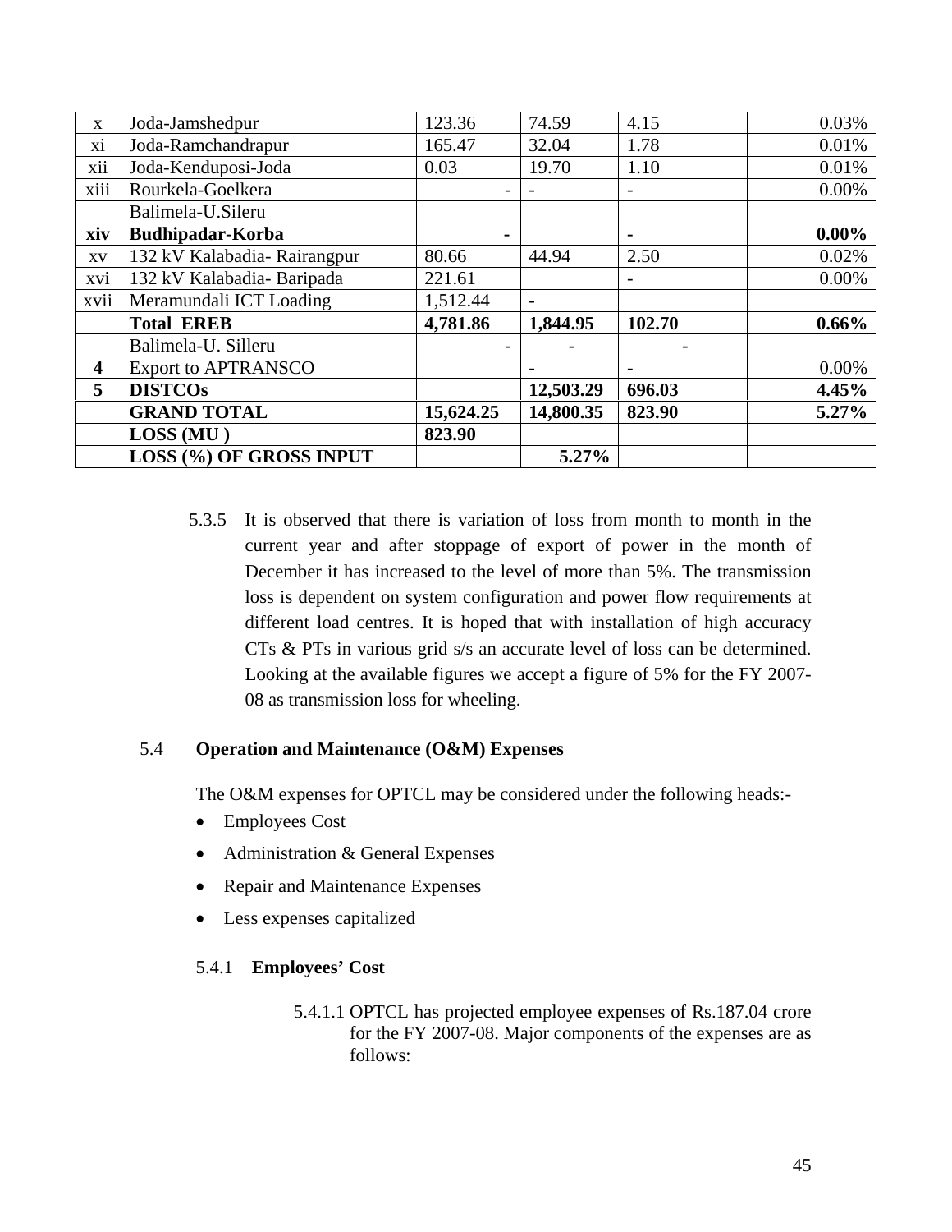| x | Joda-Jamshedpur | 123.36 | 74.59 | 4.15 | 0.03% |
|---|---|---|---|---|---|
| xi | Joda-Ramchandrapur | 165.47 | 32.04 | 1.78 | 0.01% |
| xii | Joda-Kenduposi-Joda | 0.03 | 19.70 | 1.10 | 0.01% |
| xiii | Rourkela-Goelkera | - | - | - | 0.00% |
| | Balimela-U.Sileru | | | | |
| **xiv** | **Budhipadar-Korba** | **-** | | **-** | **0.00%** |
| xv | 132 kV Kalabadia- Rairangpur | 80.66 | 44.94 | 2.50 | 0.02% |
| xvi | 132 kV Kalabadia- Baripada | 221.61 | | - | 0.00% |
| xvii | Meramundali ICT Loading | 1,512.44 | - | | |
| | **Total EREB** | **4,781.86** | **1,844.95** | **102.70** | **0.66%** |
| | Balimela-U. Silleru | - | - | - | |
| **4** | Export to APTRANSCO | | - | - | 0.00% |
| **5** | **DISTCOs** | | **12,503.29** | **696.03** | **4.45%** |
| | **GRAND TOTAL** | **15,624.25** | **14,800.35** | **823.90** | **5.27%** |
| | **LOSS (MU )** | **823.90** | | | |
| | **LOSS (%) OF GROSS INPUT** | | **5.27%** | | |

5.3.5 It is observed that there is variation of loss from month to month in the current year and after stoppage of export of power in the month of December it has increased to the level of more than 5%. The transmission loss is dependent on system configuration and power flow requirements at different load centres. It is hoped that with installation of high accuracy CTs & PTs in various grid s/s an accurate level of loss can be determined. Looking at the available figures we accept a figure of 5% for the FY 2007-08 as transmission loss for wheeling.

## 5.4 Operation and Maintenance (O&M) Expenses

The O&M expenses for OPTCL may be considered under the following heads:-

- Employees Cost
- Administration & General Expenses
- Repair and Maintenance Expenses
- Less expenses capitalized

### 5.4.1 Employees' Cost

5.4.1.1 OPTCL has projected employee expenses of Rs.187.04 crore for the FY 2007-08. Major components of the expenses are as follows: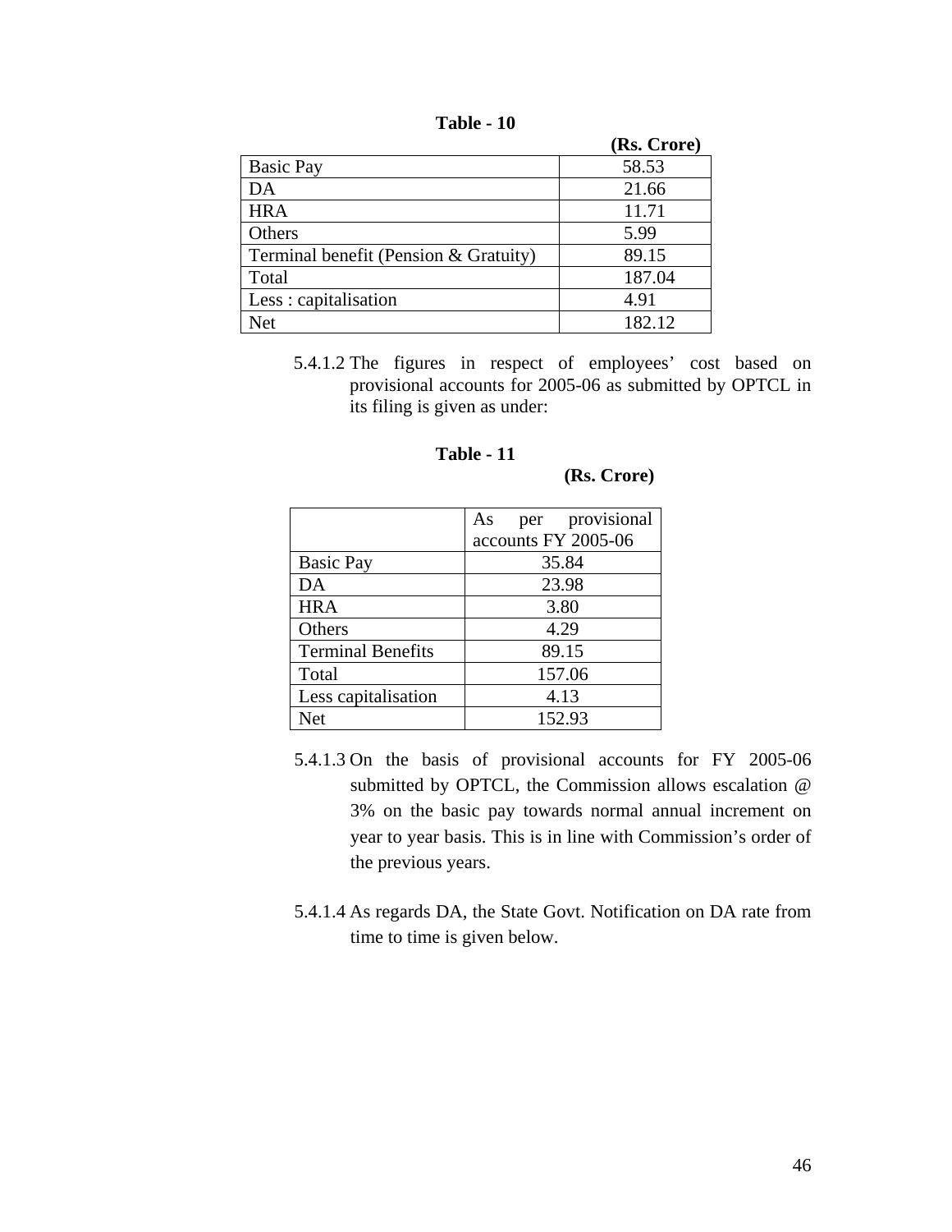**Table - 10**

| | (Rs. Crore) |
|---|---|
| Basic Pay | 58.53 |
| DA | 21.66 |
| HRA | 11.71 |
| Others | 5.99 |
| Terminal benefit (Pension & Gratuity) | 89.15 |
| Total | 187.04 |
| Less : capitalisation | 4.91 |
| Net | 182.12 |

5.4.1.2 The figures in respect of employees' cost based on provisional accounts for 2005-06 as submitted by OPTCL in its filing is given as under:

**Table - 11**

**(Rs. Crore)**

| | As per provisional accounts FY 2005-06 |
|---|---|
| Basic Pay | 35.84 |
| DA | 23.98 |
| HRA | 3.80 |
| Others | 4.29 |
| Terminal Benefits | 89.15 |
| Total | 157.06 |
| Less capitalisation | 4.13 |
| Net | 152.93 |

5.4.1.3 On the basis of provisional accounts for FY 2005-06 submitted by OPTCL, the Commission allows escalation @ 3% on the basic pay towards normal annual increment on year to year basis. This is in line with Commission's order of the previous years.

5.4.1.4 As regards DA, the State Govt. Notification on DA rate from time to time is given below.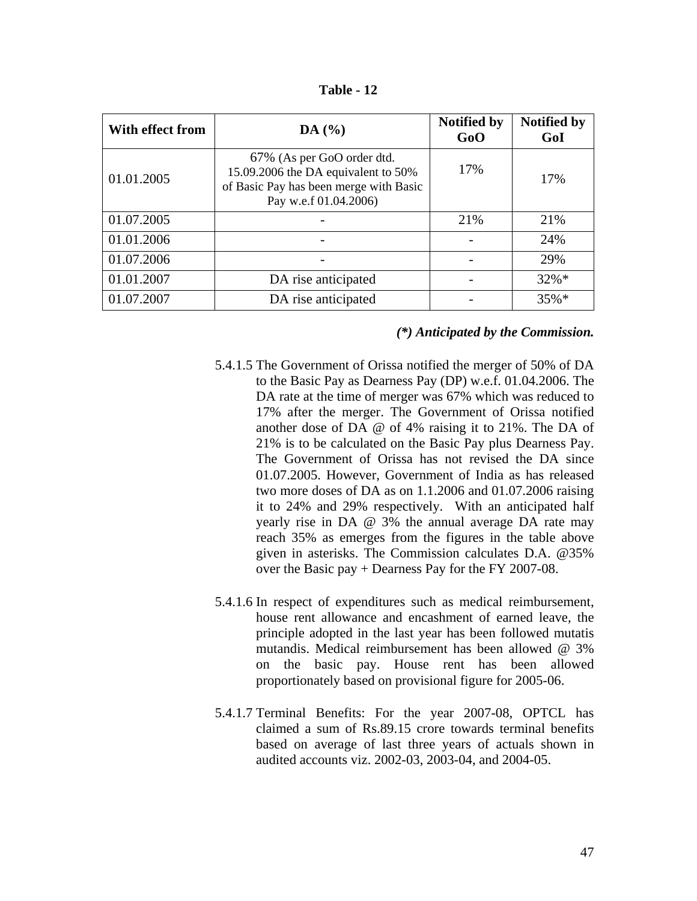**Table - 12**

| With effect from | DA (%) | Notified by GoO | Notified by GoI |
|---|---|---|---|
| 01.01.2005 | 67% (As per GoO order dtd. 15.09.2006 the DA equivalent to 50% of Basic Pay has been merge with Basic Pay w.e.f 01.04.2006) | 17% | 17% |
| 01.07.2005 | - | 21% | 21% |
| 01.01.2006 | - | - | 24% |
| 01.07.2006 | - | - | 29% |
| 01.01.2007 | DA rise anticipated | - | 32%* |
| 01.07.2007 | DA rise anticipated | - | 35%* |

***(\*) Anticipated by the Commission.***

5.4.1.5 The Government of Orissa notified the merger of 50% of DA to the Basic Pay as Dearness Pay (DP) w.e.f. 01.04.2006. The DA rate at the time of merger was 67% which was reduced to 17% after the merger. The Government of Orissa notified another dose of DA @ of 4% raising it to 21%. The DA of 21% is to be calculated on the Basic Pay plus Dearness Pay. The Government of Orissa has not revised the DA since 01.07.2005. However, Government of India as has released two more doses of DA as on 1.1.2006 and 01.07.2006 raising it to 24% and 29% respectively. With an anticipated half yearly rise in DA @ 3% the annual average DA rate may reach 35% as emerges from the figures in the table above given in asterisks. The Commission calculates D.A. @35% over the Basic pay + Dearness Pay for the FY 2007-08.

5.4.1.6 In respect of expenditures such as medical reimbursement, house rent allowance and encashment of earned leave, the principle adopted in the last year has been followed mutatis mutandis. Medical reimbursement has been allowed @ 3% on the basic pay. House rent has been allowed proportionately based on provisional figure for 2005-06.

5.4.1.7 Terminal Benefits: For the year 2007-08, OPTCL has claimed a sum of Rs.89.15 crore towards terminal benefits based on average of last three years of actuals shown in audited accounts viz. 2002-03, 2003-04, and 2004-05.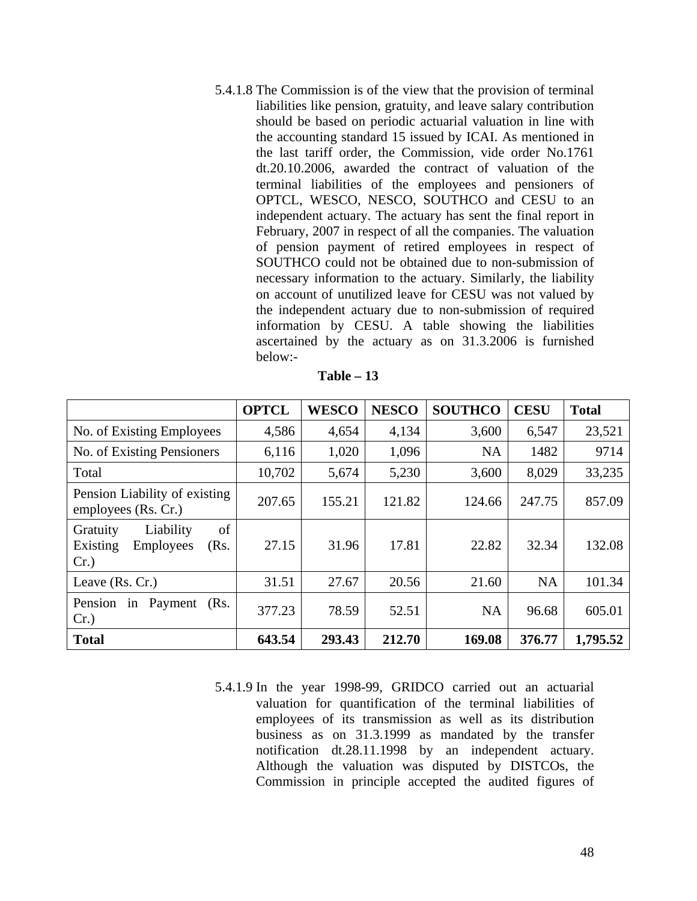5.4.1.8 The Commission is of the view that the provision of terminal liabilities like pension, gratuity, and leave salary contribution should be based on periodic actuarial valuation in line with the accounting standard 15 issued by ICAI. As mentioned in the last tariff order, the Commission, vide order No.1761 dt.20.10.2006, awarded the contract of valuation of the terminal liabilities of the employees and pensioners of OPTCL, WESCO, NESCO, SOUTHCO and CESU to an independent actuary. The actuary has sent the final report in February, 2007 in respect of all the companies. The valuation of pension payment of retired employees in respect of SOUTHCO could not be obtained due to non-submission of necessary information to the actuary. Similarly, the liability on account of unutilized leave for CESU was not valued by the independent actuary due to non-submission of required information by CESU. A table showing the liabilities ascertained by the actuary as on 31.3.2006 is furnished below:-

**Table – 13**

| | OPTCL | WESCO | NESCO | SOUTHCO | CESU | Total |
|---|---|---|---|---|---|---|
| No. of Existing Employees | 4,586 | 4,654 | 4,134 | 3,600 | 6,547 | 23,521 |
| No. of Existing Pensioners | 6,116 | 1,020 | 1,096 | NA | 1482 | 9714 |
| Total | 10,702 | 5,674 | 5,230 | 3,600 | 8,029 | 33,235 |
| Pension Liability of existing employees (Rs. Cr.) | 207.65 | 155.21 | 121.82 | 124.66 | 247.75 | 857.09 |
| Gratuity Liability of Existing Employees (Rs. Cr.) | 27.15 | 31.96 | 17.81 | 22.82 | 32.34 | 132.08 |
| Leave (Rs. Cr.) | 31.51 | 27.67 | 20.56 | 21.60 | NA | 101.34 |
| Pension in Payment (Rs. Cr.) | 377.23 | 78.59 | 52.51 | NA | 96.68 | 605.01 |
| **Total** | **643.54** | **293.43** | **212.70** | **169.08** | **376.77** | **1,795.52** |

5.4.1.9 In the year 1998-99, GRIDCO carried out an actuarial valuation for quantification of the terminal liabilities of employees of its transmission as well as its distribution business as on 31.3.1999 as mandated by the transfer notification dt.28.11.1998 by an independent actuary. Although the valuation was disputed by DISTCOs, the Commission in principle accepted the audited figures of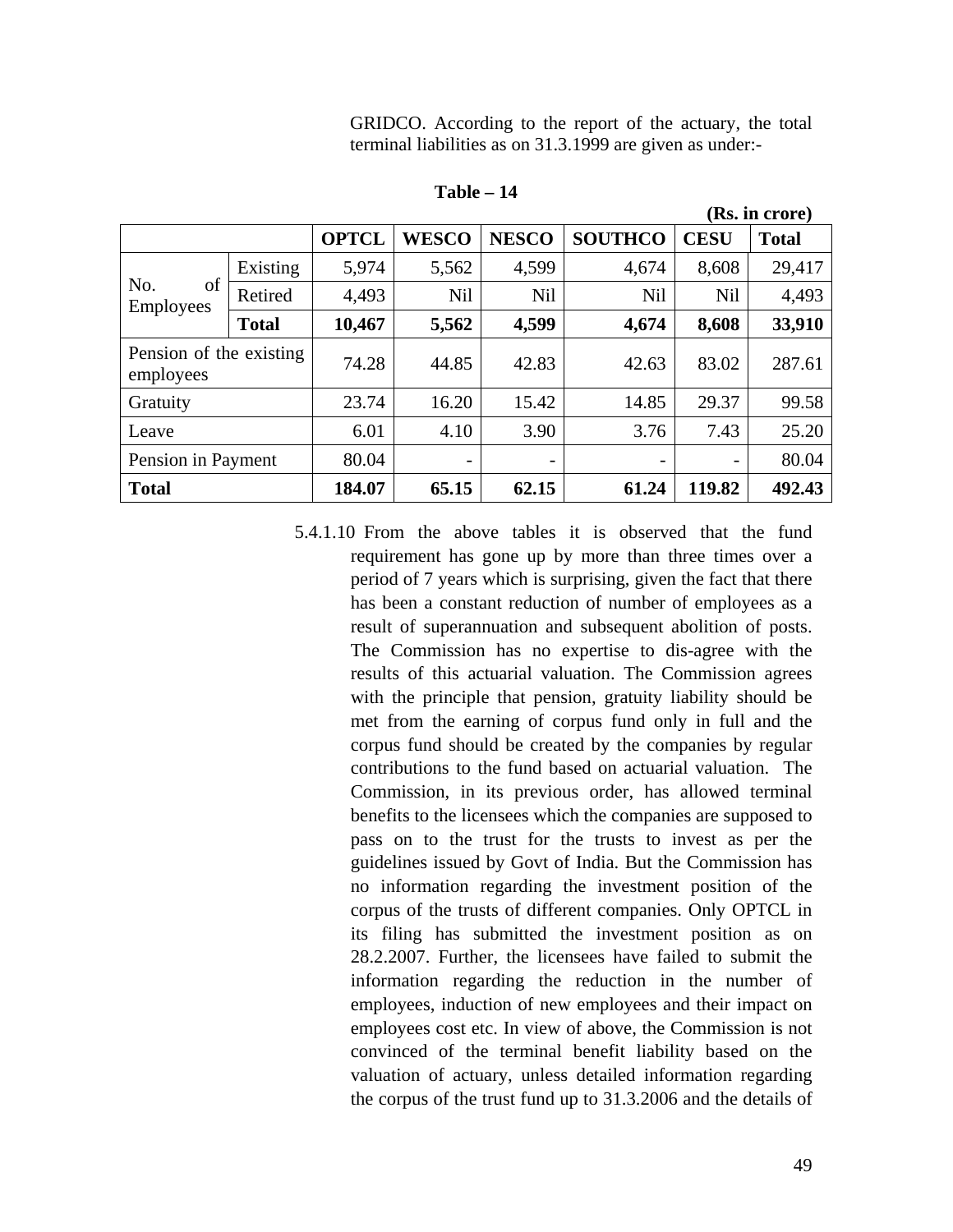GRIDCO. According to the report of the actuary, the total terminal liabilities as on 31.3.1999 are given as under:-

**Table – 14**

**(Rs. in crore)**

| | | OPTCL | WESCO | NESCO | SOUTHCO | CESU | Total |
|---|---|---|---|---|---|---|---|
| No. of Employees | Existing | 5,974 | 5,562 | 4,599 | 4,674 | 8,608 | 29,417 |
| | Retired | 4,493 | Nil | Nil | Nil | Nil | 4,493 |
| | **Total** | **10,467** | **5,562** | **4,599** | **4,674** | **8,608** | **33,910** |
| Pension of the existing employees | | 74.28 | 44.85 | 42.83 | 42.63 | 83.02 | 287.61 |
| Gratuity | | 23.74 | 16.20 | 15.42 | 14.85 | 29.37 | 99.58 |
| Leave | | 6.01 | 4.10 | 3.90 | 3.76 | 7.43 | 25.20 |
| Pension in Payment | | 80.04 | - | - | - | - | 80.04 |
| **Total** | | **184.07** | **65.15** | **62.15** | **61.24** | **119.82** | **492.43** |

5.4.1.10 From the above tables it is observed that the fund requirement has gone up by more than three times over a period of 7 years which is surprising, given the fact that there has been a constant reduction of number of employees as a result of superannuation and subsequent abolition of posts. The Commission has no expertise to dis-agree with the results of this actuarial valuation. The Commission agrees with the principle that pension, gratuity liability should be met from the earning of corpus fund only in full and the corpus fund should be created by the companies by regular contributions to the fund based on actuarial valuation. The Commission, in its previous order, has allowed terminal benefits to the licensees which the companies are supposed to pass on to the trust for the trusts to invest as per the guidelines issued by Govt of India. But the Commission has no information regarding the investment position of the corpus of the trusts of different companies. Only OPTCL in its filing has submitted the investment position as on 28.2.2007. Further, the licensees have failed to submit the information regarding the reduction in the number of employees, induction of new employees and their impact on employees cost etc. In view of above, the Commission is not convinced of the terminal benefit liability based on the valuation of actuary, unless detailed information regarding the corpus of the trust fund up to 31.3.2006 and the details of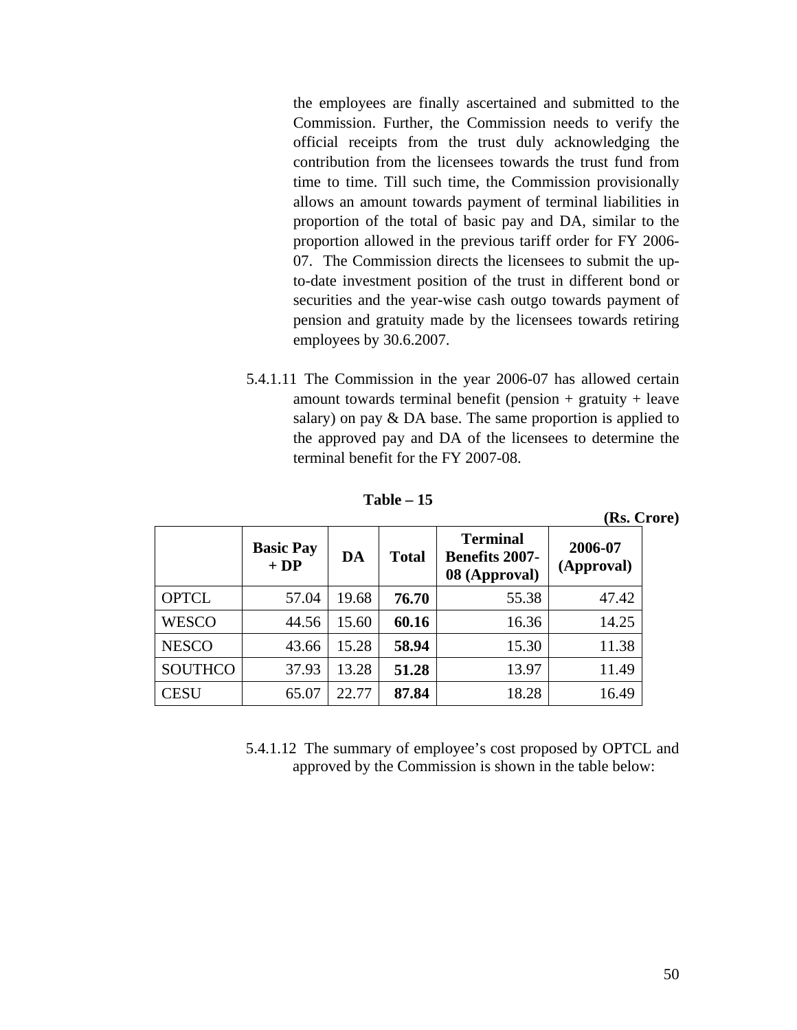the employees are finally ascertained and submitted to the Commission. Further, the Commission needs to verify the official receipts from the trust duly acknowledging the contribution from the licensees towards the trust fund from time to time. Till such time, the Commission provisionally allows an amount towards payment of terminal liabilities in proportion of the total of basic pay and DA, similar to the proportion allowed in the previous tariff order for FY 2006-07. The Commission directs the licensees to submit the up-to-date investment position of the trust in different bond or securities and the year-wise cash outgo towards payment of pension and gratuity made by the licensees towards retiring employees by 30.6.2007.

5.4.1.11 The Commission in the year 2006-07 has allowed certain amount towards terminal benefit (pension + gratuity + leave salary) on pay & DA base. The same proportion is applied to the approved pay and DA of the licensees to determine the terminal benefit for the FY 2007-08.

**Table – 15**

**(Rs. Crore)**

| | **Basic Pay + DP** | **DA** | **Total** | **Terminal Benefits 2007-08 (Approval)** | **2006-07 (Approval)** |
|---|---|---|---|---|---|
| OPTCL | 57.04 | 19.68 | **76.70** | 55.38 | 47.42 |
| WESCO | 44.56 | 15.60 | **60.16** | 16.36 | 14.25 |
| NESCO | 43.66 | 15.28 | **58.94** | 15.30 | 11.38 |
| SOUTHCO | 37.93 | 13.28 | **51.28** | 13.97 | 11.49 |
| CESU | 65.07 | 22.77 | **87.84** | 18.28 | 16.49 |

5.4.1.12 The summary of employee's cost proposed by OPTCL and approved by the Commission is shown in the table below: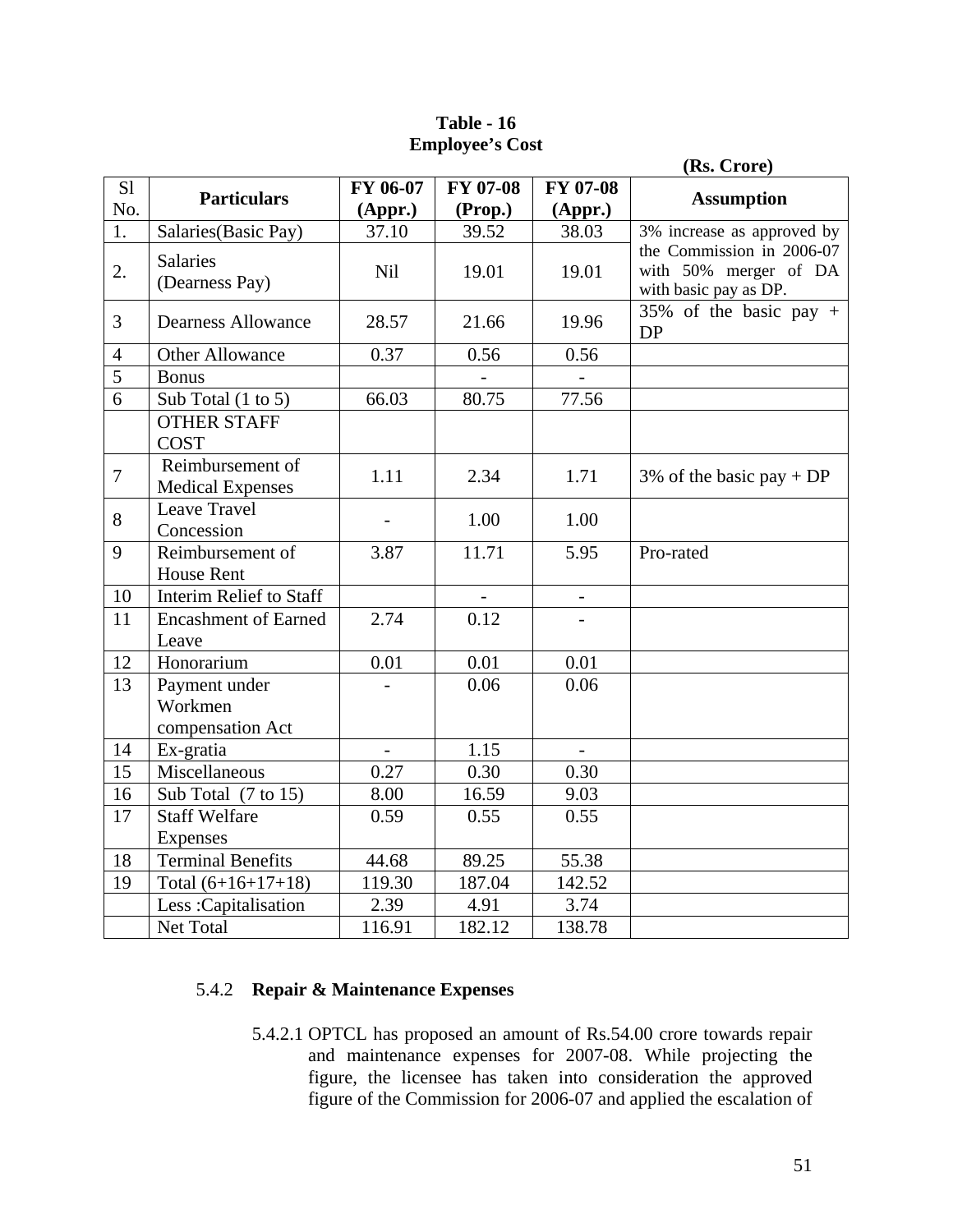**Table - 16**
**Employee's Cost**

(Rs. Crore)

| Sl No. | Particulars | FY 06-07 (Appr.) | FY 07-08 (Prop.) | FY 07-08 (Appr.) | Assumption |
|---|---|---|---|---|---|
| 1. | Salaries(Basic Pay) | 37.10 | 39.52 | 38.03 | 3% increase as approved by the Commission in 2006-07 with 50% merger of DA with basic pay as DP. |
| 2. | Salaries (Dearness Pay) | Nil | 19.01 | 19.01 | |
| 3 | Dearness Allowance | 28.57 | 21.66 | 19.96 | 35% of the basic pay + DP |
| 4 | Other Allowance | 0.37 | 0.56 | 0.56 | |
| 5 | Bonus | | - | - | |
| 6 | Sub Total (1 to 5) | 66.03 | 80.75 | 77.56 | |
| | OTHER STAFF COST | | | | |
| 7 | Reimbursement of Medical Expenses | 1.11 | 2.34 | 1.71 | 3% of the basic pay + DP |
| 8 | Leave Travel Concession | - | 1.00 | 1.00 | |
| 9 | Reimbursement of House Rent | 3.87 | 11.71 | 5.95 | Pro-rated |
| 10 | Interim Relief to Staff | | - | - | |
| 11 | Encashment of Earned Leave | 2.74 | 0.12 | - | |
| 12 | Honorarium | 0.01 | 0.01 | 0.01 | |
| 13 | Payment under Workmen compensation Act | - | 0.06 | 0.06 | |
| 14 | Ex-gratia | - | 1.15 | - | |
| 15 | Miscellaneous | 0.27 | 0.30 | 0.30 | |
| 16 | Sub Total (7 to 15) | 8.00 | 16.59 | 9.03 | |
| 17 | Staff Welfare Expenses | 0.59 | 0.55 | 0.55 | |
| 18 | Terminal Benefits | 44.68 | 89.25 | 55.38 | |
| 19 | Total (6+16+17+18) | 119.30 | 187.04 | 142.52 | |
| | Less :Capitalisation | 2.39 | 4.91 | 3.74 | |
| | Net Total | 116.91 | 182.12 | 138.78 | |

### 5.4.2 Repair & Maintenance Expenses

5.4.2.1 OPTCL has proposed an amount of Rs.54.00 crore towards repair and maintenance expenses for 2007-08. While projecting the figure, the licensee has taken into consideration the approved figure of the Commission for 2006-07 and applied the escalation of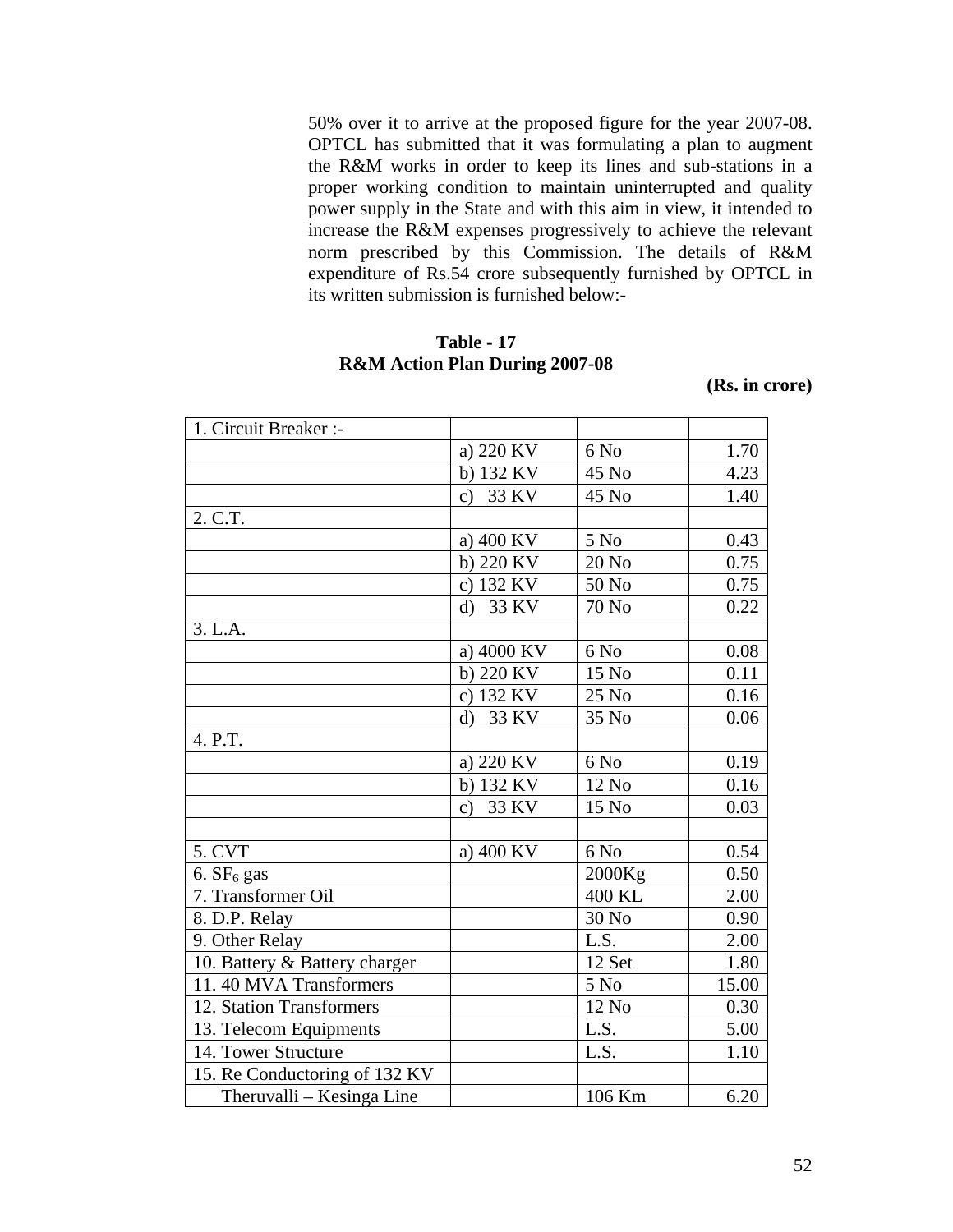50% over it to arrive at the proposed figure for the year 2007-08. OPTCL has submitted that it was formulating a plan to augment the R&M works in order to keep its lines and sub-stations in a proper working condition to maintain uninterrupted and quality power supply in the State and with this aim in view, it intended to increase the R&M expenses progressively to achieve the relevant norm prescribed by this Commission. The details of R&M expenditure of Rs.54 crore subsequently furnished by OPTCL in its written submission is furnished below:-

**Table - 17**
**R&M Action Plan During 2007-08**

**(Rs. in crore)**

| | | | |
|---|---|---|---|
| 1. Circuit Breaker :- | | | |
| | a) 220 KV | 6 No | 1.70 |
| | b) 132 KV | 45 No | 4.23 |
| | c) 33 KV | 45 No | 1.40 |
| 2. C.T. | | | |
| | a) 400 KV | 5 No | 0.43 |
| | b) 220 KV | 20 No | 0.75 |
| | c) 132 KV | 50 No | 0.75 |
| | d) 33 KV | 70 No | 0.22 |
| 3. L.A. | | | |
| | a) 4000 KV | 6 No | 0.08 |
| | b) 220 KV | 15 No | 0.11 |
| | c) 132 KV | 25 No | 0.16 |
| | d) 33 KV | 35 No | 0.06 |
| 4. P.T. | | | |
| | a) 220 KV | 6 No | 0.19 |
| | b) 132 KV | 12 No | 0.16 |
| | c) 33 KV | 15 No | 0.03 |
| | | | |
| 5. CVT | a) 400 KV | 6 No | 0.54 |
| 6. $SF_6$ gas | | 2000Kg | 0.50 |
| 7. Transformer Oil | | 400 KL | 2.00 |
| 8. D.P. Relay | | 30 No | 0.90 |
| 9. Other Relay | | L.S. | 2.00 |
| 10. Battery & Battery charger | | 12 Set | 1.80 |
| 11. 40 MVA Transformers | | 5 No | 15.00 |
| 12. Station Transformers | | 12 No | 0.30 |
| 13. Telecom Equipments | | L.S. | 5.00 |
| 14. Tower Structure | | L.S. | 1.10 |
| 15. Re Conductoring of 132 KV | | | |
| Theruvalli – Kesinga Line | | 106 Km | 6.20 |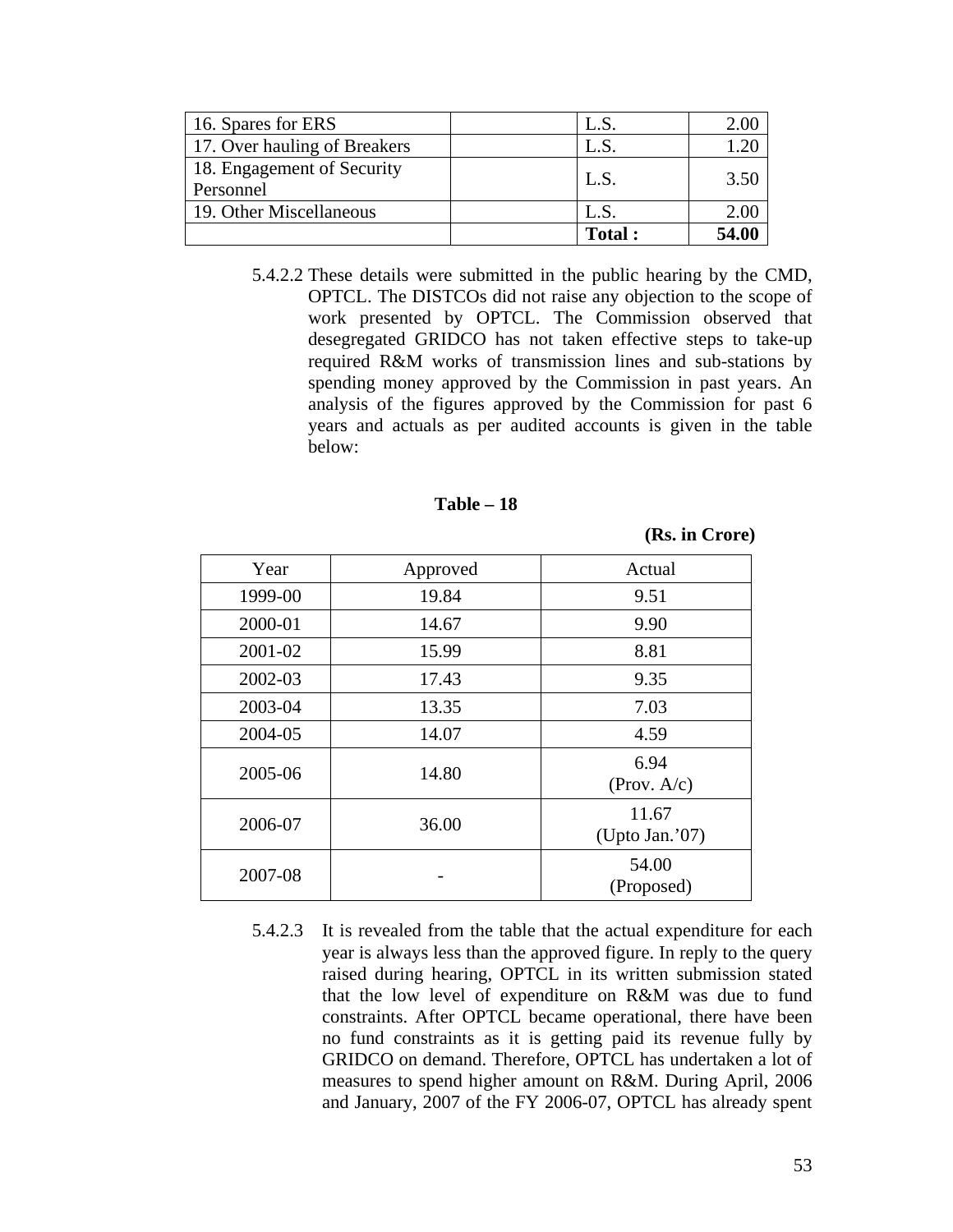| 16. Spares for ERS | | L.S. | 2.00 |
|---|---|---|---|
| 17. Over hauling of Breakers | | L.S. | 1.20 |
| 18. Engagement of Security Personnel | | L.S. | 3.50 |
| 19. Other Miscellaneous | | L.S. | 2.00 |
| | | **Total :** | **54.00** |

5.4.2.2 These details were submitted in the public hearing by the CMD, OPTCL. The DISTCOs did not raise any objection to the scope of work presented by OPTCL. The Commission observed that desegregated GRIDCO has not taken effective steps to take-up required R&M works of transmission lines and sub-stations by spending money approved by the Commission in past years. An analysis of the figures approved by the Commission for past 6 years and actuals as per audited accounts is given in the table below:

**Table – 18**

**(Rs. in Crore)**

| Year | Approved | Actual |
|---|---|---|
| 1999-00 | 19.84 | 9.51 |
| 2000-01 | 14.67 | 9.90 |
| 2001-02 | 15.99 | 8.81 |
| 2002-03 | 17.43 | 9.35 |
| 2003-04 | 13.35 | 7.03 |
| 2004-05 | 14.07 | 4.59 |
| 2005-06 | 14.80 | 6.94 (Prov. A/c) |
| 2006-07 | 36.00 | 11.67 (Upto Jan.'07) |
| 2007-08 | - | 54.00 (Proposed) |

5.4.2.3 It is revealed from the table that the actual expenditure for each year is always less than the approved figure. In reply to the query raised during hearing, OPTCL in its written submission stated that the low level of expenditure on R&M was due to fund constraints. After OPTCL became operational, there have been no fund constraints as it is getting paid its revenue fully by GRIDCO on demand. Therefore, OPTCL has undertaken a lot of measures to spend higher amount on R&M. During April, 2006 and January, 2007 of the FY 2006-07, OPTCL has already spent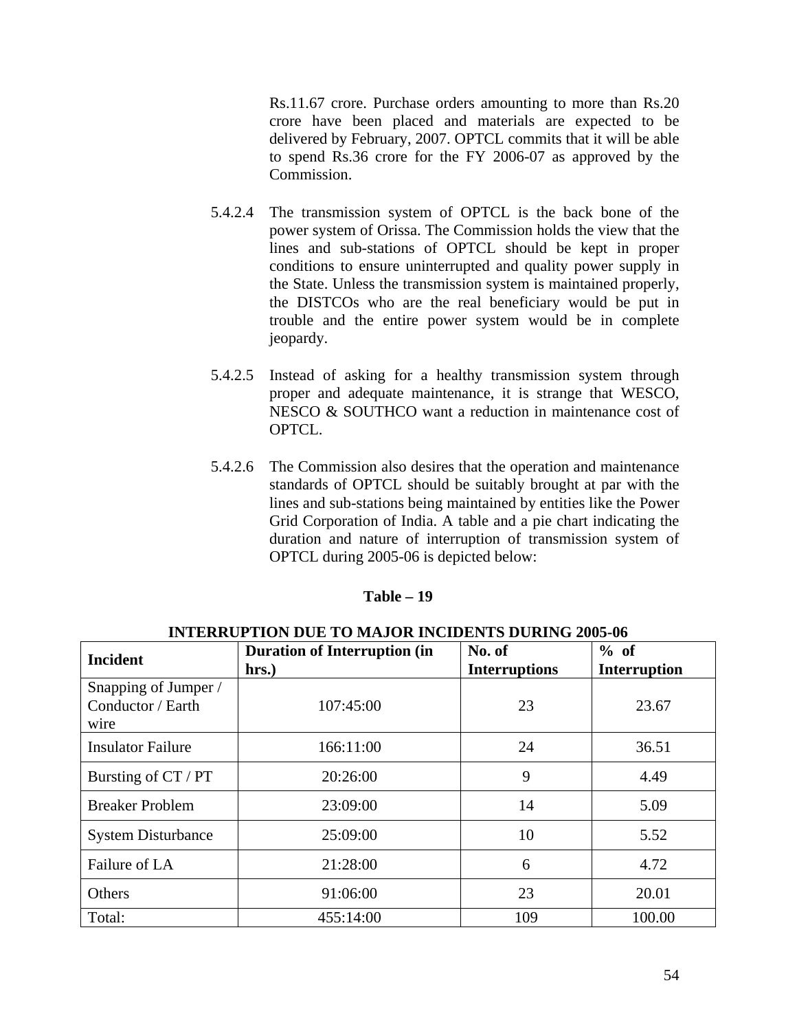Rs.11.67 crore. Purchase orders amounting to more than Rs.20 crore have been placed and materials are expected to be delivered by February, 2007. OPTCL commits that it will be able to spend Rs.36 crore for the FY 2006-07 as approved by the Commission.

5.4.2.4 The transmission system of OPTCL is the back bone of the power system of Orissa. The Commission holds the view that the lines and sub-stations of OPTCL should be kept in proper conditions to ensure uninterrupted and quality power supply in the State. Unless the transmission system is maintained properly, the DISTCOs who are the real beneficiary would be put in trouble and the entire power system would be in complete jeopardy.

5.4.2.5 Instead of asking for a healthy transmission system through proper and adequate maintenance, it is strange that WESCO, NESCO & SOUTHCO want a reduction in maintenance cost of OPTCL.

5.4.2.6 The Commission also desires that the operation and maintenance standards of OPTCL should be suitably brought at par with the lines and sub-stations being maintained by entities like the Power Grid Corporation of India. A table and a pie chart indicating the duration and nature of interruption of transmission system of OPTCL during 2005-06 is depicted below:

**Table – 19**

**INTERRUPTION DUE TO MAJOR INCIDENTS DURING 2005-06**

| Incident | Duration of Interruption (in hrs.) | No. of Interruptions | % of Interruption |
|---|---|---|---|
| Snapping of Jumper / Conductor / Earth wire | 107:45:00 | 23 | 23.67 |
| Insulator Failure | 166:11:00 | 24 | 36.51 |
| Bursting of CT / PT | 20:26:00 | 9 | 4.49 |
| Breaker Problem | 23:09:00 | 14 | 5.09 |
| System Disturbance | 25:09:00 | 10 | 5.52 |
| Failure of LA | 21:28:00 | 6 | 4.72 |
| Others | 91:06:00 | 23 | 20.01 |
| Total: | 455:14:00 | 109 | 100.00 |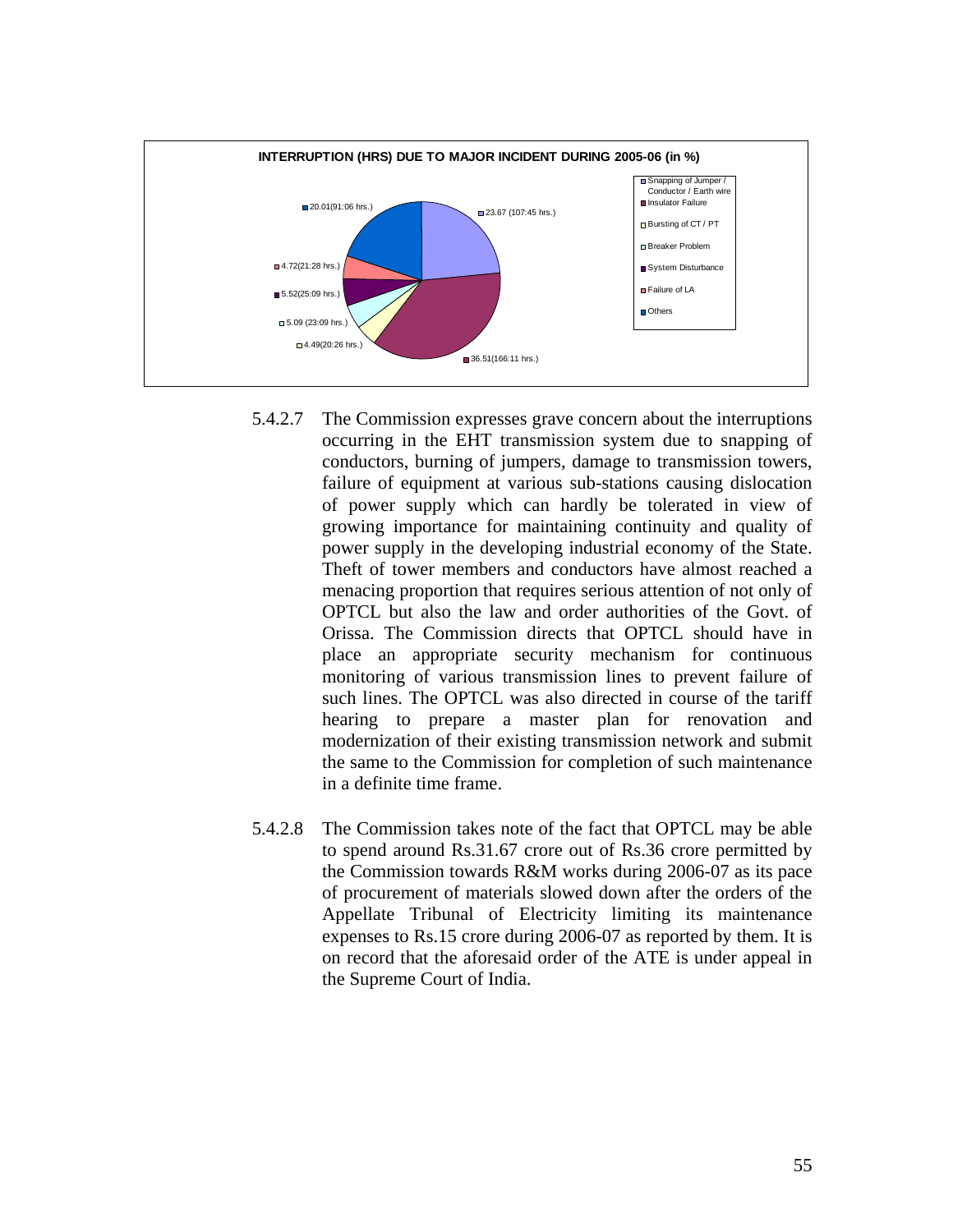**INTERRUPTION (HRS) DUE TO MAJOR INCIDENT DURING 2005-06 (in %)**

| Cause | % (hrs.) |
|---|---|
| Snapping of Jumper / Conductor / Earth wire | 23.67 (107:45 hrs.) |
| Insulator Failure | 36.51(166:11 hrs.) |
| Bursting of CT / PT | 4.49(20:26 hrs.) |
| Breaker Problem | 5.09 (23:09 hrs.) |
| System Disturbance | 5.52(25:09 hrs.) |
| Failure of LA | 4.72(21:28 hrs.) |
| Others | 20.01(91:06 hrs.) |

5.4.2.7 The Commission expresses grave concern about the interruptions occurring in the EHT transmission system due to snapping of conductors, burning of jumpers, damage to transmission towers, failure of equipment at various sub-stations causing dislocation of power supply which can hardly be tolerated in view of growing importance for maintaining continuity and quality of power supply in the developing industrial economy of the State. Theft of tower members and conductors have almost reached a menacing proportion that requires serious attention of not only of OPTCL but also the law and order authorities of the Govt. of Orissa. The Commission directs that OPTCL should have in place an appropriate security mechanism for continuous monitoring of various transmission lines to prevent failure of such lines. The OPTCL was also directed in course of the tariff hearing to prepare a master plan for renovation and modernization of their existing transmission network and submit the same to the Commission for completion of such maintenance in a definite time frame.

5.4.2.8 The Commission takes note of the fact that OPTCL may be able to spend around Rs.31.67 crore out of Rs.36 crore permitted by the Commission towards R&M works during 2006-07 as its pace of procurement of materials slowed down after the orders of the Appellate Tribunal of Electricity limiting its maintenance expenses to Rs.15 crore during 2006-07 as reported by them. It is on record that the aforesaid order of the ATE is under appeal in the Supreme Court of India.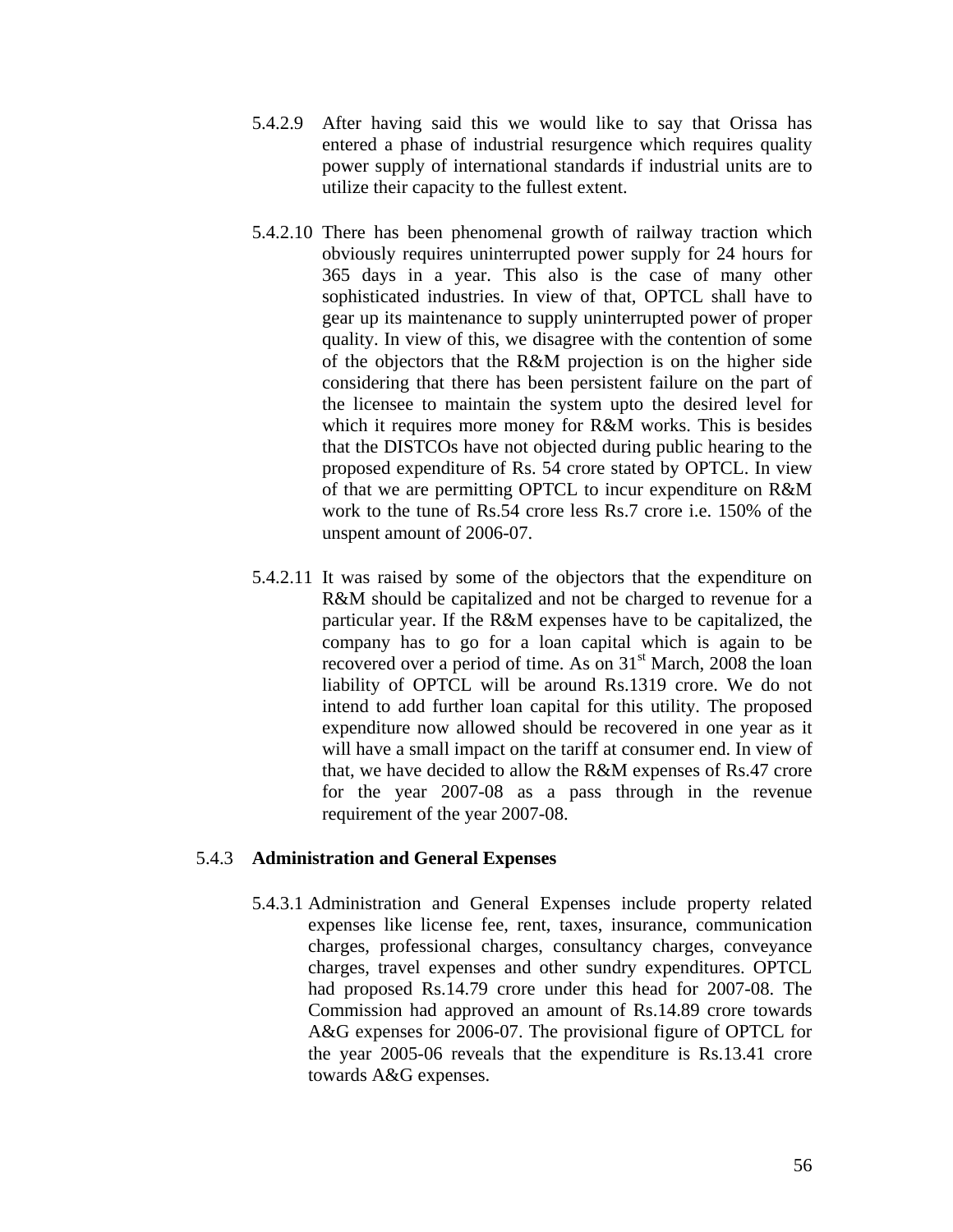5.4.2.9 After having said this we would like to say that Orissa has entered a phase of industrial resurgence which requires quality power supply of international standards if industrial units are to utilize their capacity to the fullest extent.

5.4.2.10 There has been phenomenal growth of railway traction which obviously requires uninterrupted power supply for 24 hours for 365 days in a year. This also is the case of many other sophisticated industries. In view of that, OPTCL shall have to gear up its maintenance to supply uninterrupted power of proper quality. In view of this, we disagree with the contention of some of the objectors that the R&M projection is on the higher side considering that there has been persistent failure on the part of the licensee to maintain the system upto the desired level for which it requires more money for R&M works. This is besides that the DISTCOs have not objected during public hearing to the proposed expenditure of Rs. 54 crore stated by OPTCL. In view of that we are permitting OPTCL to incur expenditure on R&M work to the tune of Rs.54 crore less Rs.7 crore i.e. 150% of the unspent amount of 2006-07.

5.4.2.11 It was raised by some of the objectors that the expenditure on R&M should be capitalized and not be charged to revenue for a particular year. If the R&M expenses have to be capitalized, the company has to go for a loan capital which is again to be recovered over a period of time. As on 31st March, 2008 the loan liability of OPTCL will be around Rs.1319 crore. We do not intend to add further loan capital for this utility. The proposed expenditure now allowed should be recovered in one year as it will have a small impact on the tariff at consumer end. In view of that, we have decided to allow the R&M expenses of Rs.47 crore for the year 2007-08 as a pass through in the revenue requirement of the year 2007-08.

5.4.3 **Administration and General Expenses**

5.4.3.1 Administration and General Expenses include property related expenses like license fee, rent, taxes, insurance, communication charges, professional charges, consultancy charges, conveyance charges, travel expenses and other sundry expenditures. OPTCL had proposed Rs.14.79 crore under this head for 2007-08. The Commission had approved an amount of Rs.14.89 crore towards A&G expenses for 2006-07. The provisional figure of OPTCL for the year 2005-06 reveals that the expenditure is Rs.13.41 crore towards A&G expenses.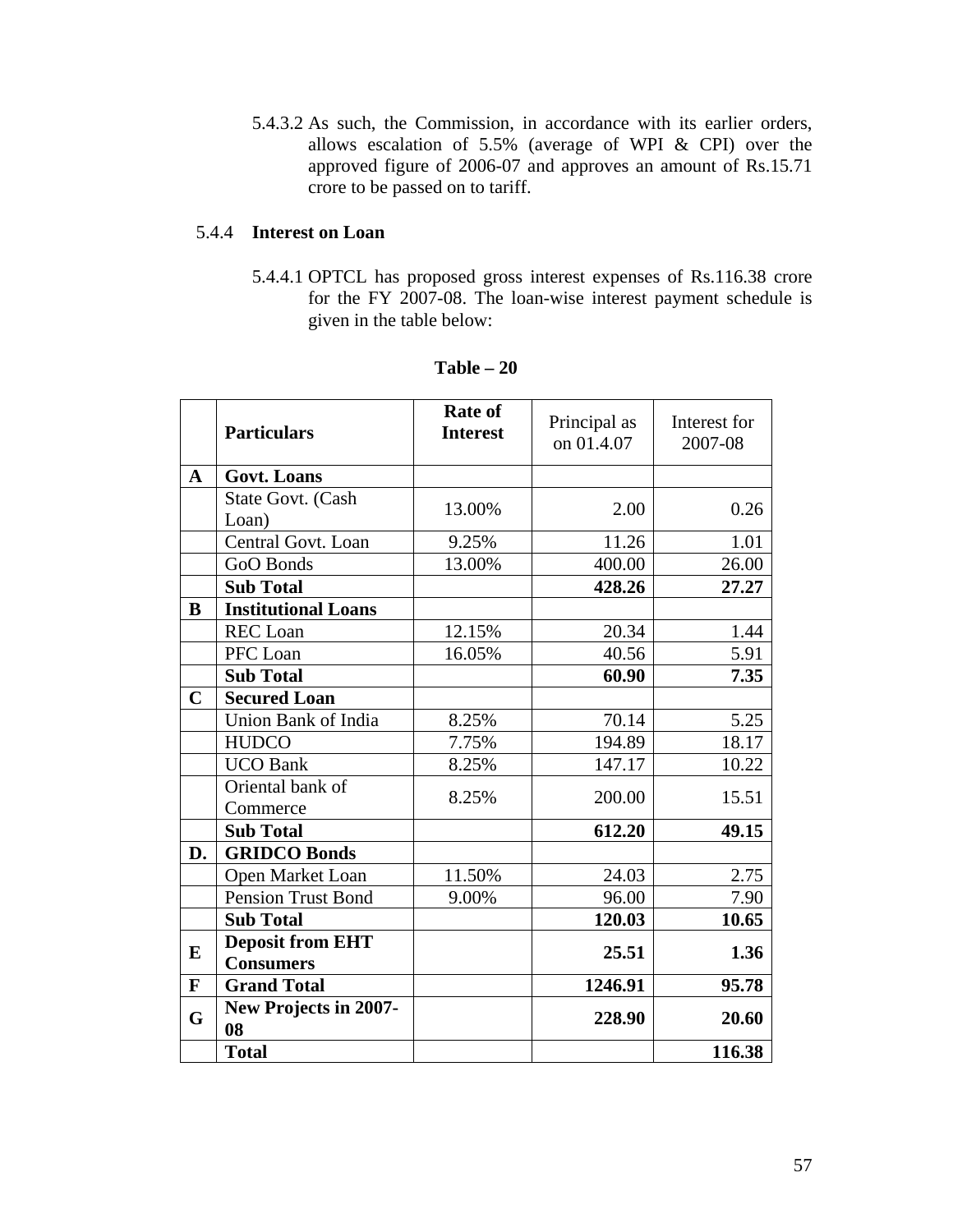5.4.3.2 As such, the Commission, in accordance with its earlier orders, allows escalation of 5.5% (average of WPI & CPI) over the approved figure of 2006-07 and approves an amount of Rs.15.71 crore to be passed on to tariff.

5.4.4 **Interest on Loan**

5.4.4.1 OPTCL has proposed gross interest expenses of Rs.116.38 crore for the FY 2007-08. The loan-wise interest payment schedule is given in the table below:

**Table – 20**

| | **Particulars** | **Rate of Interest** | Principal as on 01.4.07 | Interest for 2007-08 |
|---|---|---|---|---|
| **A** | **Govt. Loans** | | | |
| | State Govt. (Cash Loan) | 13.00% | 2.00 | 0.26 |
| | Central Govt. Loan | 9.25% | 11.26 | 1.01 |
| | GoO Bonds | 13.00% | 400.00 | 26.00 |
| | **Sub Total** | | **428.26** | **27.27** |
| **B** | **Institutional Loans** | | | |
| | REC Loan | 12.15% | 20.34 | 1.44 |
| | PFC Loan | 16.05% | 40.56 | 5.91 |
| | **Sub Total** | | **60.90** | **7.35** |
| **C** | **Secured Loan** | | | |
| | Union Bank of India | 8.25% | 70.14 | 5.25 |
| | HUDCO | 7.75% | 194.89 | 18.17 |
| | UCO Bank | 8.25% | 147.17 | 10.22 |
| | Oriental bank of Commerce | 8.25% | 200.00 | 15.51 |
| | **Sub Total** | | **612.20** | **49.15** |
| **D.** | **GRIDCO Bonds** | | | |
| | Open Market Loan | 11.50% | 24.03 | 2.75 |
| | Pension Trust Bond | 9.00% | 96.00 | 7.90 |
| | **Sub Total** | | **120.03** | **10.65** |
| **E** | **Deposit from EHT Consumers** | | **25.51** | **1.36** |
| **F** | **Grand Total** | | **1246.91** | **95.78** |
| **G** | **New Projects in 2007-08** | | **228.90** | **20.60** |
| | **Total** | | | **116.38** |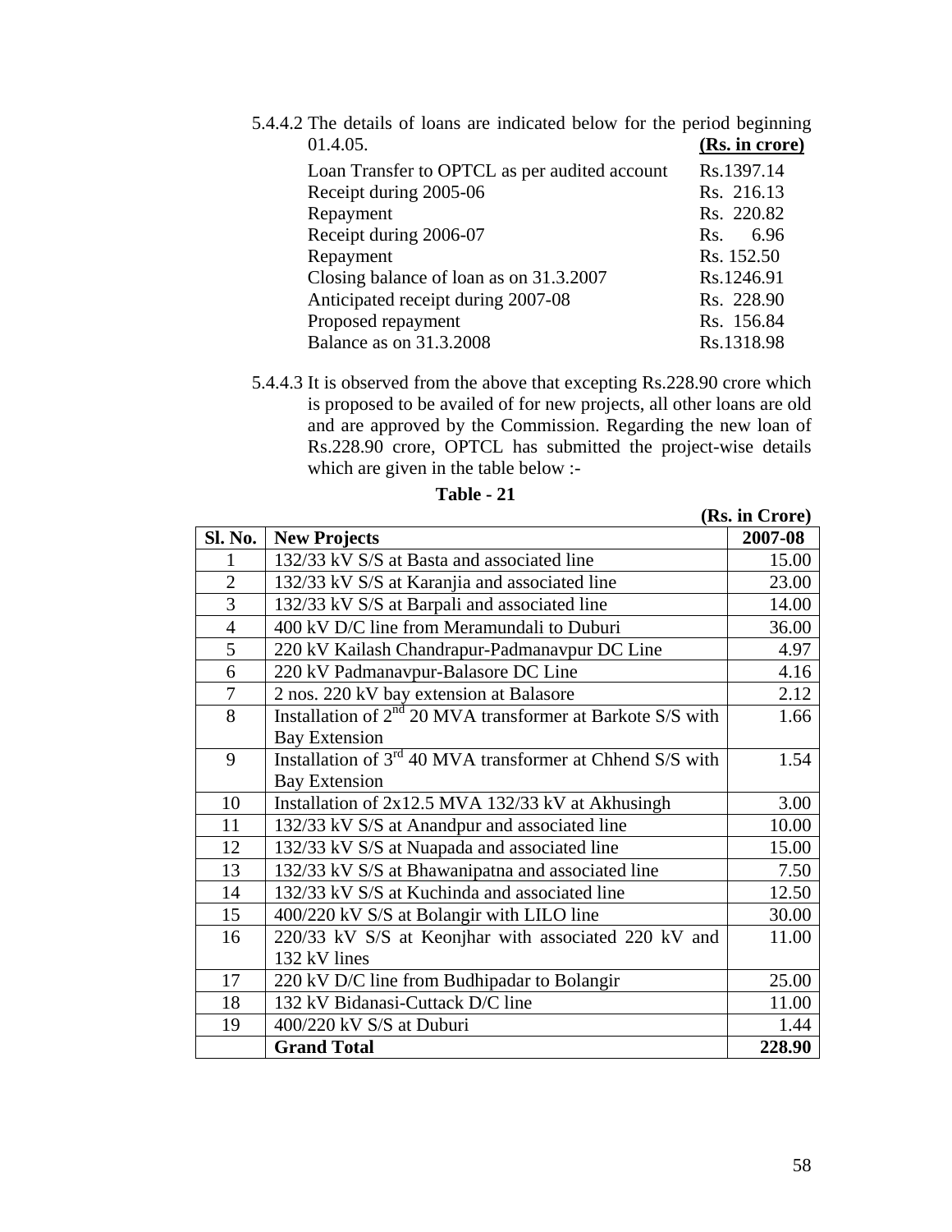5.4.4.2 The details of loans are indicated below for the period beginning 01.4.05. **(Rs. in crore)**

| | |
|---|---|
| Loan Transfer to OPTCL as per audited account | Rs.1397.14 |
| Receipt during 2005-06 | Rs. 216.13 |
| Repayment | Rs. 220.82 |
| Receipt during 2006-07 | Rs. 6.96 |
| Repayment | Rs. 152.50 |
| Closing balance of loan as on 31.3.2007 | Rs.1246.91 |
| Anticipated receipt during 2007-08 | Rs. 228.90 |
| Proposed repayment | Rs. 156.84 |
| Balance as on 31.3.2008 | Rs.1318.98 |

5.4.4.3 It is observed from the above that excepting Rs.228.90 crore which is proposed to be availed of for new projects, all other loans are old and are approved by the Commission. Regarding the new loan of Rs.228.90 crore, OPTCL has submitted the project-wise details which are given in the table below :-

**Table - 21**

**(Rs. in Crore)**

| Sl. No. | New Projects | 2007-08 |
|---|---|---|
| 1 | 132/33 kV S/S at Basta and associated line | 15.00 |
| 2 | 132/33 kV S/S at Karanjia and associated line | 23.00 |
| 3 | 132/33 kV S/S at Barpali and associated line | 14.00 |
| 4 | 400 kV D/C line from Meramundali to Duburi | 36.00 |
| 5 | 220 kV Kailash Chandrapur-Padmanavpur DC Line | 4.97 |
| 6 | 220 kV Padmanavpur-Balasore DC Line | 4.16 |
| 7 | 2 nos. 220 kV bay extension at Balasore | 2.12 |
| 8 | Installation of 2nd 20 MVA transformer at Barkote S/S with Bay Extension | 1.66 |
| 9 | Installation of 3rd 40 MVA transformer at Chhend S/S with Bay Extension | 1.54 |
| 10 | Installation of 2x12.5 MVA 132/33 kV at Akhusingh | 3.00 |
| 11 | 132/33 kV S/S at Anandpur and associated line | 10.00 |
| 12 | 132/33 kV S/S at Nuapada and associated line | 15.00 |
| 13 | 132/33 kV S/S at Bhawanipatna and associated line | 7.50 |
| 14 | 132/33 kV S/S at Kuchinda and associated line | 12.50 |
| 15 | 400/220 kV S/S at Bolangir with LILO line | 30.00 |
| 16 | 220/33 kV S/S at Keonjhar with associated 220 kV and 132 kV lines | 11.00 |
| 17 | 220 kV D/C line from Budhipadar to Bolangir | 25.00 |
| 18 | 132 kV Bidanasi-Cuttack D/C line | 11.00 |
| 19 | 400/220 kV S/S at Duburi | 1.44 |
| | **Grand Total** | **228.90** |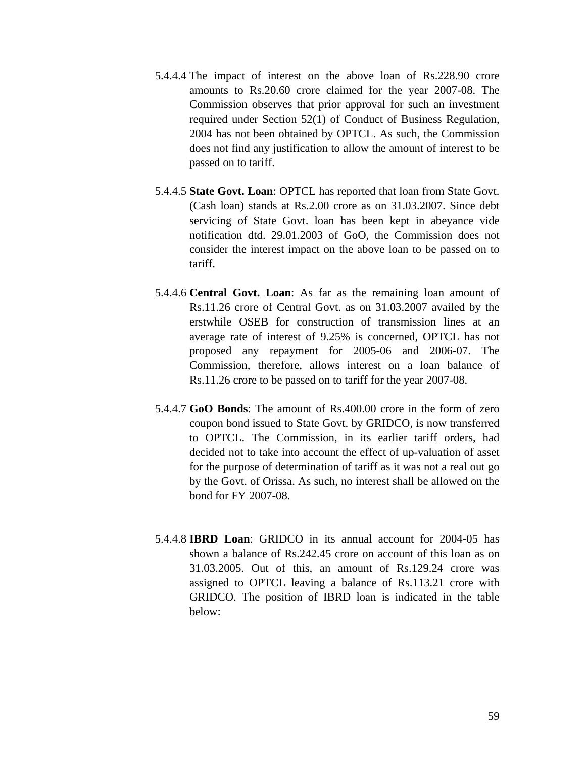5.4.4.4 The impact of interest on the above loan of Rs.228.90 crore amounts to Rs.20.60 crore claimed for the year 2007-08. The Commission observes that prior approval for such an investment required under Section 52(1) of Conduct of Business Regulation, 2004 has not been obtained by OPTCL. As such, the Commission does not find any justification to allow the amount of interest to be passed on to tariff.

5.4.4.5 **State Govt. Loan**: OPTCL has reported that loan from State Govt. (Cash loan) stands at Rs.2.00 crore as on 31.03.2007. Since debt servicing of State Govt. loan has been kept in abeyance vide notification dtd. 29.01.2003 of GoO, the Commission does not consider the interest impact on the above loan to be passed on to tariff.

5.4.4.6 **Central Govt. Loan**: As far as the remaining loan amount of Rs.11.26 crore of Central Govt. as on 31.03.2007 availed by the erstwhile OSEB for construction of transmission lines at an average rate of interest of 9.25% is concerned, OPTCL has not proposed any repayment for 2005-06 and 2006-07. The Commission, therefore, allows interest on a loan balance of Rs.11.26 crore to be passed on to tariff for the year 2007-08.

5.4.4.7 **GoO Bonds**: The amount of Rs.400.00 crore in the form of zero coupon bond issued to State Govt. by GRIDCO, is now transferred to OPTCL. The Commission, in its earlier tariff orders, had decided not to take into account the effect of up-valuation of asset for the purpose of determination of tariff as it was not a real out go by the Govt. of Orissa. As such, no interest shall be allowed on the bond for FY 2007-08.

5.4.4.8 **IBRD Loan**: GRIDCO in its annual account for 2004-05 has shown a balance of Rs.242.45 crore on account of this loan as on 31.03.2005. Out of this, an amount of Rs.129.24 crore was assigned to OPTCL leaving a balance of Rs.113.21 crore with GRIDCO. The position of IBRD loan is indicated in the table below: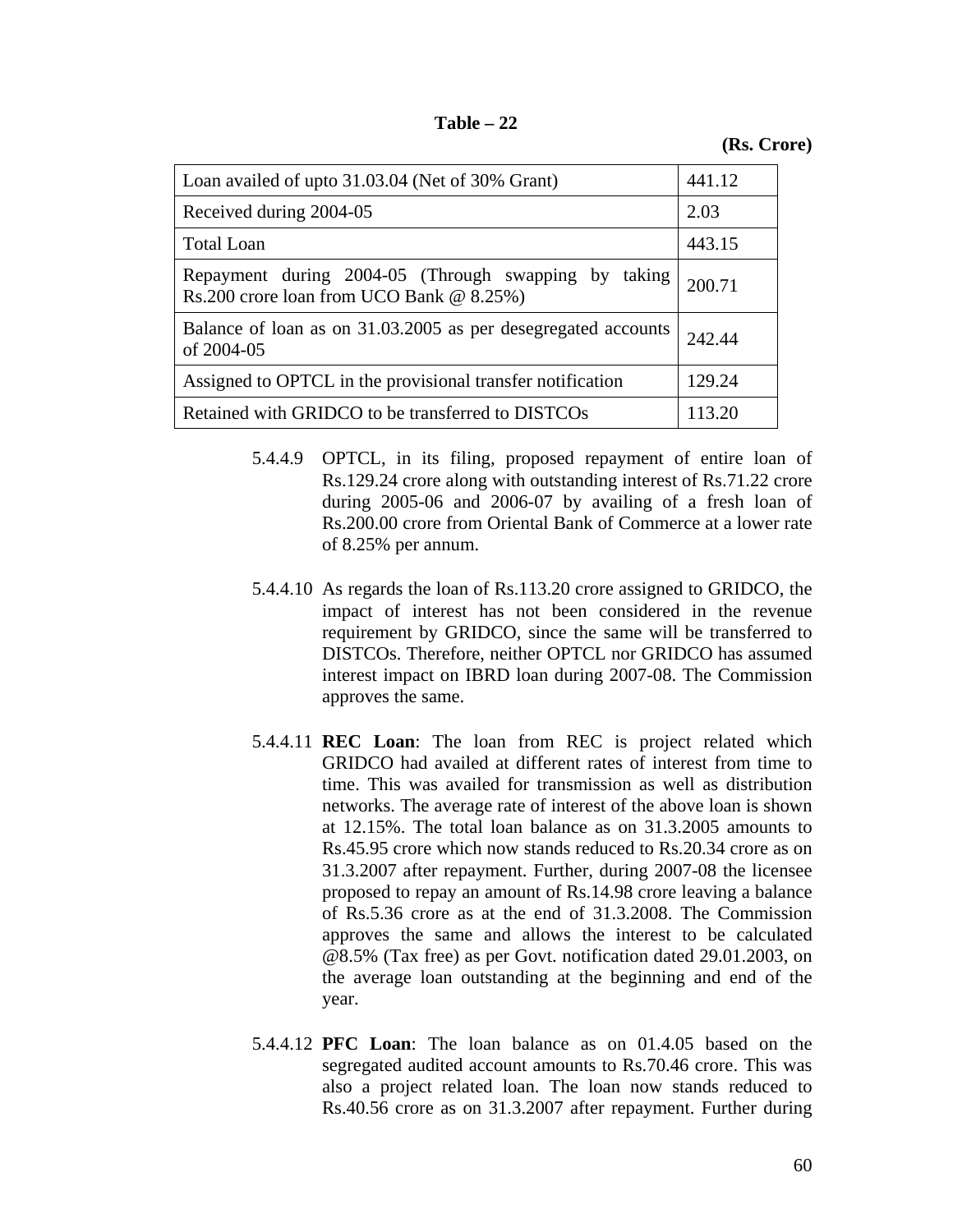**Table – 22**

**(Rs. Crore)**

| | |
|---|---|
| Loan availed of upto 31.03.04 (Net of 30% Grant) | 441.12 |
| Received during 2004-05 | 2.03 |
| Total Loan | 443.15 |
| Repayment during 2004-05 (Through swapping by taking Rs.200 crore loan from UCO Bank @ 8.25%) | 200.71 |
| Balance of loan as on 31.03.2005 as per desegregated accounts of 2004-05 | 242.44 |
| Assigned to OPTCL in the provisional transfer notification | 129.24 |
| Retained with GRIDCO to be transferred to DISTCOs | 113.20 |

5.4.4.9 OPTCL, in its filing, proposed repayment of entire loan of Rs.129.24 crore along with outstanding interest of Rs.71.22 crore during 2005-06 and 2006-07 by availing of a fresh loan of Rs.200.00 crore from Oriental Bank of Commerce at a lower rate of 8.25% per annum.

5.4.4.10 As regards the loan of Rs.113.20 crore assigned to GRIDCO, the impact of interest has not been considered in the revenue requirement by GRIDCO, since the same will be transferred to DISTCOs. Therefore, neither OPTCL nor GRIDCO has assumed interest impact on IBRD loan during 2007-08. The Commission approves the same.

5.4.4.11 **REC Loan**: The loan from REC is project related which GRIDCO had availed at different rates of interest from time to time. This was availed for transmission as well as distribution networks. The average rate of interest of the above loan is shown at 12.15%. The total loan balance as on 31.3.2005 amounts to Rs.45.95 crore which now stands reduced to Rs.20.34 crore as on 31.3.2007 after repayment. Further, during 2007-08 the licensee proposed to repay an amount of Rs.14.98 crore leaving a balance of Rs.5.36 crore as at the end of 31.3.2008. The Commission approves the same and allows the interest to be calculated @8.5% (Tax free) as per Govt. notification dated 29.01.2003, on the average loan outstanding at the beginning and end of the year.

5.4.4.12 **PFC Loan**: The loan balance as on 01.4.05 based on the segregated audited account amounts to Rs.70.46 crore. This was also a project related loan. The loan now stands reduced to Rs.40.56 crore as on 31.3.2007 after repayment. Further during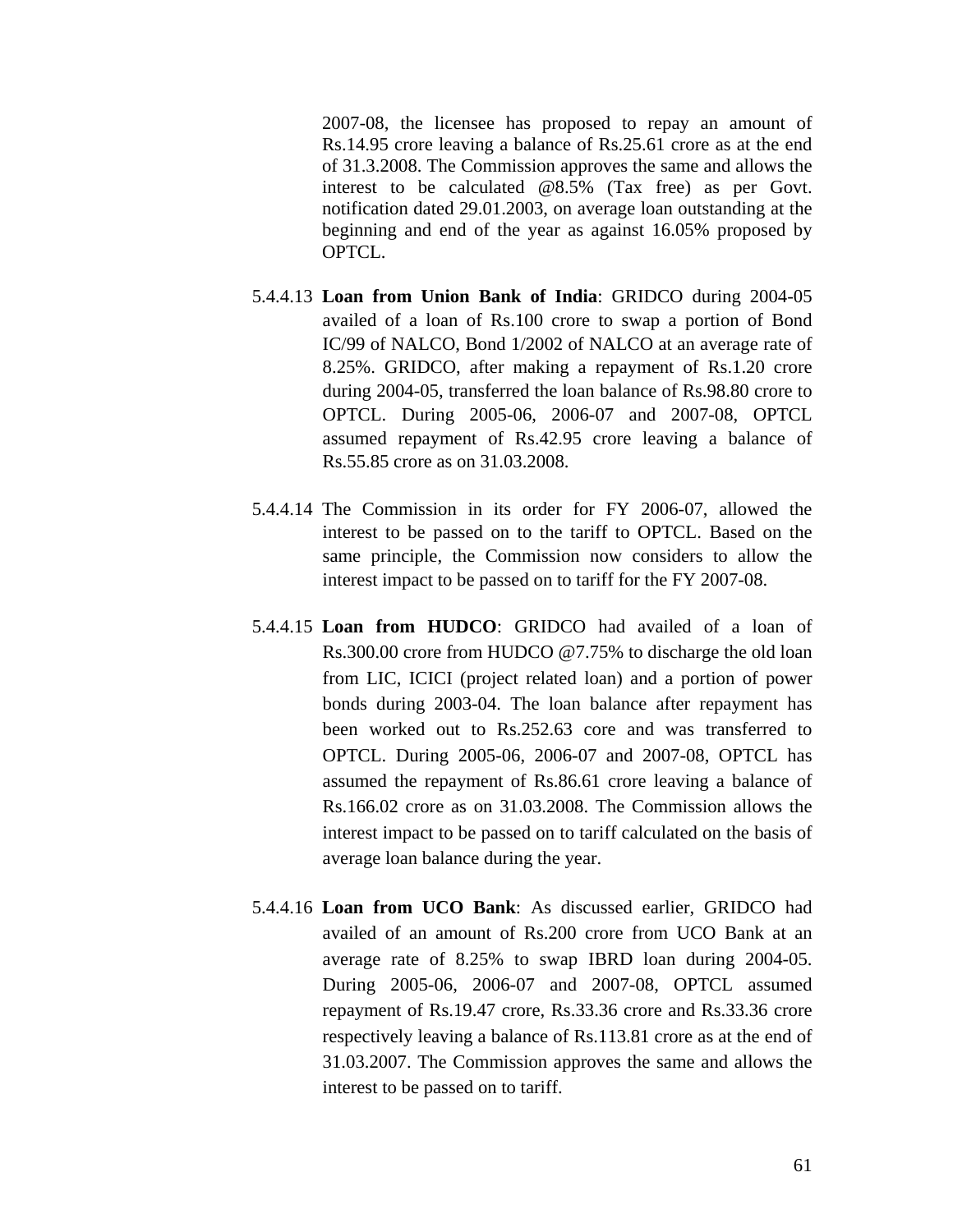2007-08, the licensee has proposed to repay an amount of Rs.14.95 crore leaving a balance of Rs.25.61 crore as at the end of 31.3.2008. The Commission approves the same and allows the interest to be calculated @8.5% (Tax free) as per Govt. notification dated 29.01.2003, on average loan outstanding at the beginning and end of the year as against 16.05% proposed by OPTCL.

5.4.4.13 **Loan from Union Bank of India**: GRIDCO during 2004-05 availed of a loan of Rs.100 crore to swap a portion of Bond IC/99 of NALCO, Bond 1/2002 of NALCO at an average rate of 8.25%. GRIDCO, after making a repayment of Rs.1.20 crore during 2004-05, transferred the loan balance of Rs.98.80 crore to OPTCL. During 2005-06, 2006-07 and 2007-08, OPTCL assumed repayment of Rs.42.95 crore leaving a balance of Rs.55.85 crore as on 31.03.2008.

5.4.4.14 The Commission in its order for FY 2006-07, allowed the interest to be passed on to the tariff to OPTCL. Based on the same principle, the Commission now considers to allow the interest impact to be passed on to tariff for the FY 2007-08.

5.4.4.15 **Loan from HUDCO**: GRIDCO had availed of a loan of Rs.300.00 crore from HUDCO @7.75% to discharge the old loan from LIC, ICICI (project related loan) and a portion of power bonds during 2003-04. The loan balance after repayment has been worked out to Rs.252.63 core and was transferred to OPTCL. During 2005-06, 2006-07 and 2007-08, OPTCL has assumed the repayment of Rs.86.61 crore leaving a balance of Rs.166.02 crore as on 31.03.2008. The Commission allows the interest impact to be passed on to tariff calculated on the basis of average loan balance during the year.

5.4.4.16 **Loan from UCO Bank**: As discussed earlier, GRIDCO had availed of an amount of Rs.200 crore from UCO Bank at an average rate of 8.25% to swap IBRD loan during 2004-05. During 2005-06, 2006-07 and 2007-08, OPTCL assumed repayment of Rs.19.47 crore, Rs.33.36 crore and Rs.33.36 crore respectively leaving a balance of Rs.113.81 crore as at the end of 31.03.2007. The Commission approves the same and allows the interest to be passed on to tariff.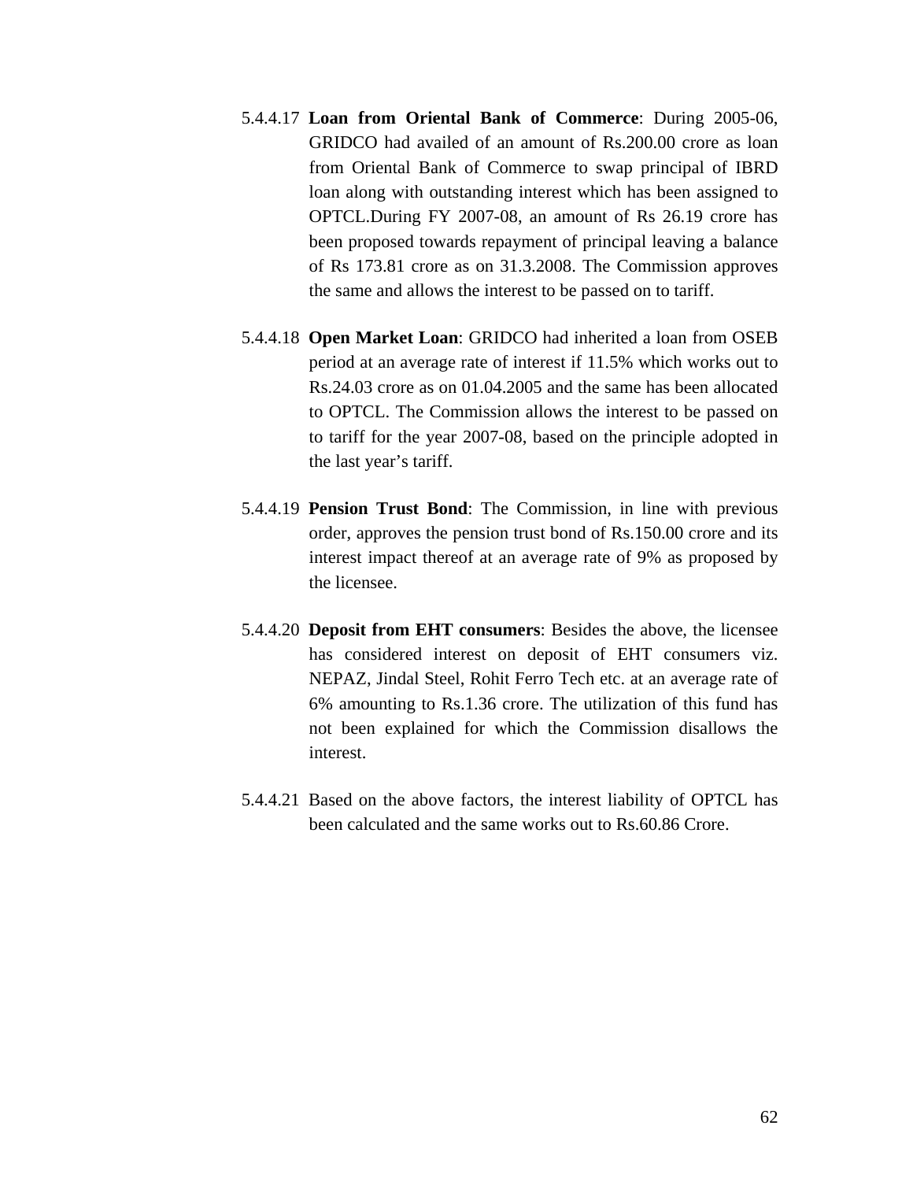5.4.4.17 **Loan from Oriental Bank of Commerce**: During 2005-06, GRIDCO had availed of an amount of Rs.200.00 crore as loan from Oriental Bank of Commerce to swap principal of IBRD loan along with outstanding interest which has been assigned to OPTCL.During FY 2007-08, an amount of Rs 26.19 crore has been proposed towards repayment of principal leaving a balance of Rs 173.81 crore as on 31.3.2008. The Commission approves the same and allows the interest to be passed on to tariff.

5.4.4.18 **Open Market Loan**: GRIDCO had inherited a loan from OSEB period at an average rate of interest if 11.5% which works out to Rs.24.03 crore as on 01.04.2005 and the same has been allocated to OPTCL. The Commission allows the interest to be passed on to tariff for the year 2007-08, based on the principle adopted in the last year's tariff.

5.4.4.19 **Pension Trust Bond**: The Commission, in line with previous order, approves the pension trust bond of Rs.150.00 crore and its interest impact thereof at an average rate of 9% as proposed by the licensee.

5.4.4.20 **Deposit from EHT consumers**: Besides the above, the licensee has considered interest on deposit of EHT consumers viz. NEPAZ, Jindal Steel, Rohit Ferro Tech etc. at an average rate of 6% amounting to Rs.1.36 crore. The utilization of this fund has not been explained for which the Commission disallows the interest.

5.4.4.21 Based on the above factors, the interest liability of OPTCL has been calculated and the same works out to Rs.60.86 Crore.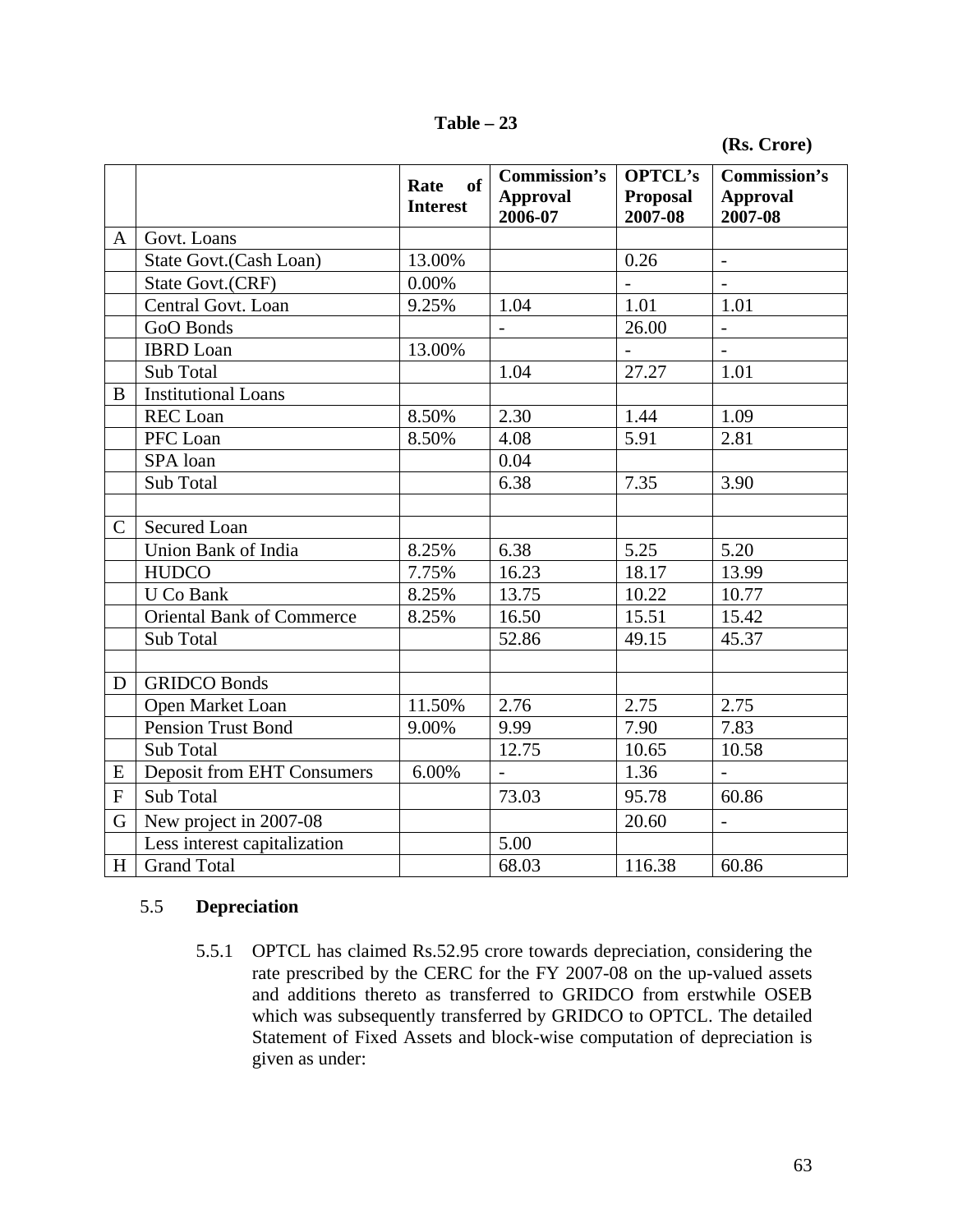**Table – 23**

**(Rs. Crore)**

| | | Rate of Interest | Commission's Approval 2006-07 | OPTCL's Proposal 2007-08 | Commission's Approval 2007-08 |
|---|---|---|---|---|---|
| A | Govt. Loans | | | | |
| | State Govt.(Cash Loan) | 13.00% | | 0.26 | - |
| | State Govt.(CRF) | 0.00% | | - | - |
| | Central Govt. Loan | 9.25% | 1.04 | 1.01 | 1.01 |
| | GoO Bonds | | - | 26.00 | - |
| | IBRD Loan | 13.00% | | - | - |
| | Sub Total | | 1.04 | 27.27 | 1.01 |
| B | Institutional Loans | | | | |
| | REC Loan | 8.50% | 2.30 | 1.44 | 1.09 |
| | PFC Loan | 8.50% | 4.08 | 5.91 | 2.81 |
| | SPA loan | | 0.04 | | |
| | Sub Total | | 6.38 | 7.35 | 3.90 |
| | | | | | |
| C | Secured Loan | | | | |
| | Union Bank of India | 8.25% | 6.38 | 5.25 | 5.20 |
| | HUDCO | 7.75% | 16.23 | 18.17 | 13.99 |
| | U Co Bank | 8.25% | 13.75 | 10.22 | 10.77 |
| | Oriental Bank of Commerce | 8.25% | 16.50 | 15.51 | 15.42 |
| | Sub Total | | 52.86 | 49.15 | 45.37 |
| | | | | | |
| D | GRIDCO Bonds | | | | |
| | Open Market Loan | 11.50% | 2.76 | 2.75 | 2.75 |
| | Pension Trust Bond | 9.00% | 9.99 | 7.90 | 7.83 |
| | Sub Total | | 12.75 | 10.65 | 10.58 |
| E | Deposit from EHT Consumers | 6.00% | - | 1.36 | - |
| F | Sub Total | | 73.03 | 95.78 | 60.86 |
| G | New project in 2007-08 | | | 20.60 | - |
| | Less interest capitalization | | 5.00 | | |
| H | Grand Total | | 68.03 | 116.38 | 60.86 |

## 5.5 Depreciation

5.5.1 OPTCL has claimed Rs.52.95 crore towards depreciation, considering the rate prescribed by the CERC for the FY 2007-08 on the up-valued assets and additions thereto as transferred to GRIDCO from erstwhile OSEB which was subsequently transferred by GRIDCO to OPTCL. The detailed Statement of Fixed Assets and block-wise computation of depreciation is given as under: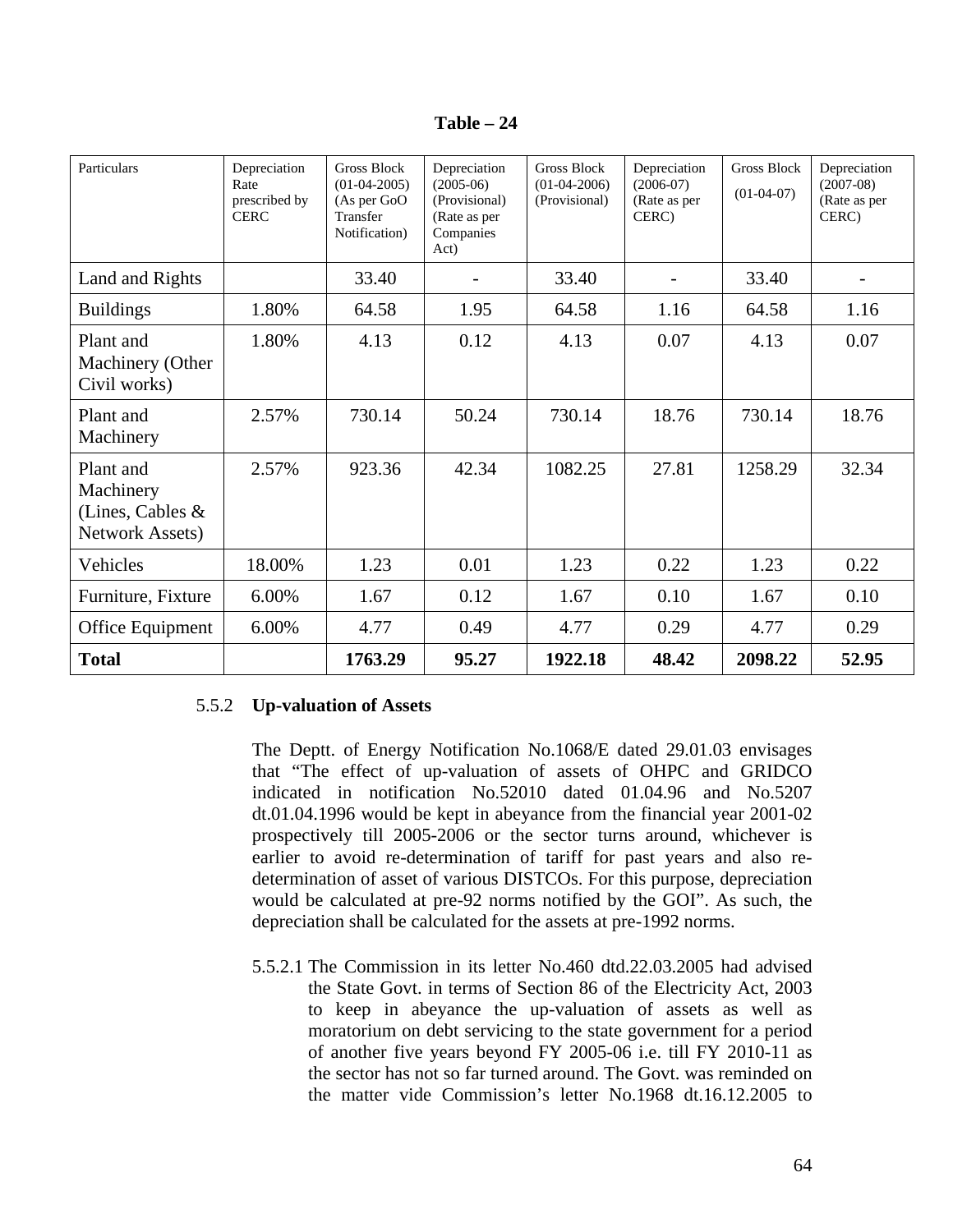**Table – 24**

| Particulars | Depreciation Rate prescribed by CERC | Gross Block (01-04-2005) (As per GoO Transfer Notification) | Depreciation (2005-06) (Provisional) (Rate as per Companies Act) | Gross Block (01-04-2006) (Provisional) | Depreciation (2006-07) (Rate as per CERC) | Gross Block (01-04-07) | Depreciation (2007-08) (Rate as per CERC) |
|---|---|---|---|---|---|---|---|
| Land and Rights | | 33.40 | - | 33.40 | - | 33.40 | - |
| Buildings | 1.80% | 64.58 | 1.95 | 64.58 | 1.16 | 64.58 | 1.16 |
| Plant and Machinery (Other Civil works) | 1.80% | 4.13 | 0.12 | 4.13 | 0.07 | 4.13 | 0.07 |
| Plant and Machinery | 2.57% | 730.14 | 50.24 | 730.14 | 18.76 | 730.14 | 18.76 |
| Plant and Machinery (Lines, Cables & Network Assets) | 2.57% | 923.36 | 42.34 | 1082.25 | 27.81 | 1258.29 | 32.34 |
| Vehicles | 18.00% | 1.23 | 0.01 | 1.23 | 0.22 | 1.23 | 0.22 |
| Furniture, Fixture | 6.00% | 1.67 | 0.12 | 1.67 | 0.10 | 1.67 | 0.10 |
| Office Equipment | 6.00% | 4.77 | 0.49 | 4.77 | 0.29 | 4.77 | 0.29 |
| **Total** | | **1763.29** | **95.27** | **1922.18** | **48.42** | **2098.22** | **52.95** |

5.5.2 **Up-valuation of Assets**

The Deptt. of Energy Notification No.1068/E dated 29.01.03 envisages that "The effect of up-valuation of assets of OHPC and GRIDCO indicated in notification No.52010 dated 01.04.96 and No.5207 dt.01.04.1996 would be kept in abeyance from the financial year 2001-02 prospectively till 2005-2006 or the sector turns around, whichever is earlier to avoid re-determination of tariff for past years and also re-determination of asset of various DISTCOs. For this purpose, depreciation would be calculated at pre-92 norms notified by the GOI". As such, the depreciation shall be calculated for the assets at pre-1992 norms.

5.5.2.1 The Commission in its letter No.460 dtd.22.03.2005 had advised the State Govt. in terms of Section 86 of the Electricity Act, 2003 to keep in abeyance the up-valuation of assets as well as moratorium on debt servicing to the state government for a period of another five years beyond FY 2005-06 i.e. till FY 2010-11 as the sector has not so far turned around. The Govt. was reminded on the matter vide Commission's letter No.1968 dt.16.12.2005 to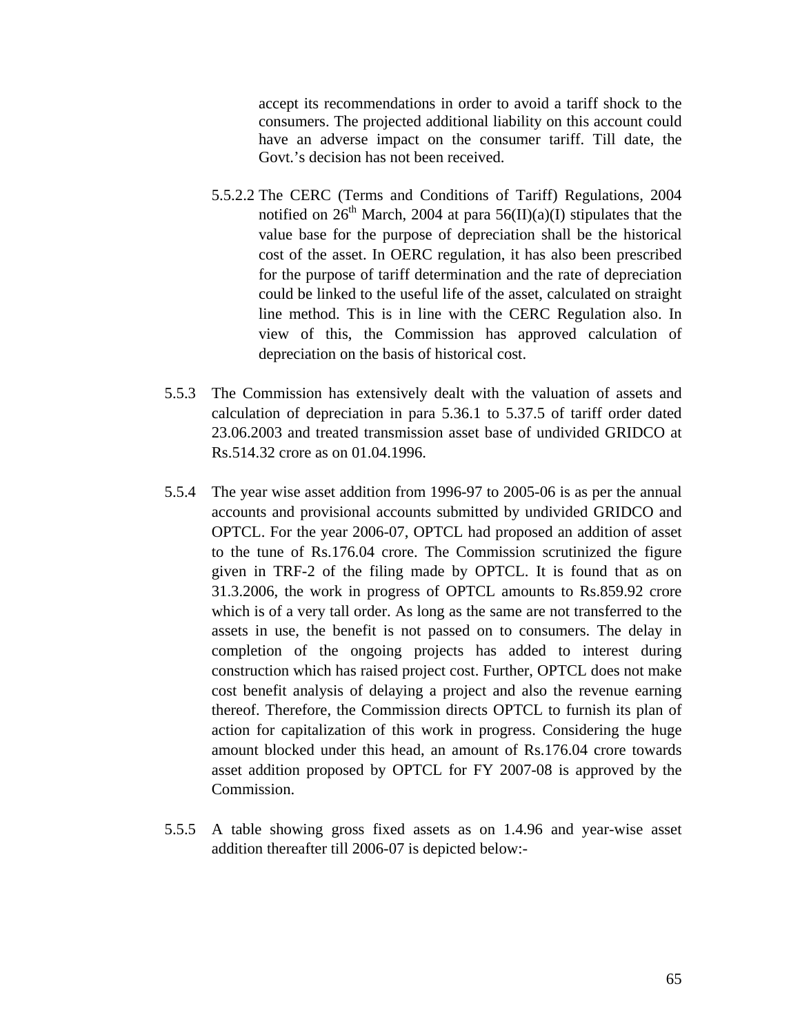accept its recommendations in order to avoid a tariff shock to the consumers. The projected additional liability on this account could have an adverse impact on the consumer tariff. Till date, the Govt.'s decision has not been received.

5.5.2.2 The CERC (Terms and Conditions of Tariff) Regulations, 2004 notified on 26th March, 2004 at para 56(II)(a)(I) stipulates that the value base for the purpose of depreciation shall be the historical cost of the asset. In OERC regulation, it has also been prescribed for the purpose of tariff determination and the rate of depreciation could be linked to the useful life of the asset, calculated on straight line method. This is in line with the CERC Regulation also. In view of this, the Commission has approved calculation of depreciation on the basis of historical cost.

5.5.3 The Commission has extensively dealt with the valuation of assets and calculation of depreciation in para 5.36.1 to 5.37.5 of tariff order dated 23.06.2003 and treated transmission asset base of undivided GRIDCO at Rs.514.32 crore as on 01.04.1996.

5.5.4 The year wise asset addition from 1996-97 to 2005-06 is as per the annual accounts and provisional accounts submitted by undivided GRIDCO and OPTCL. For the year 2006-07, OPTCL had proposed an addition of asset to the tune of Rs.176.04 crore. The Commission scrutinized the figure given in TRF-2 of the filing made by OPTCL. It is found that as on 31.3.2006, the work in progress of OPTCL amounts to Rs.859.92 crore which is of a very tall order. As long as the same are not transferred to the assets in use, the benefit is not passed on to consumers. The delay in completion of the ongoing projects has added to interest during construction which has raised project cost. Further, OPTCL does not make cost benefit analysis of delaying a project and also the revenue earning thereof. Therefore, the Commission directs OPTCL to furnish its plan of action for capitalization of this work in progress. Considering the huge amount blocked under this head, an amount of Rs.176.04 crore towards asset addition proposed by OPTCL for FY 2007-08 is approved by the Commission.

5.5.5 A table showing gross fixed assets as on 1.4.96 and year-wise asset addition thereafter till 2006-07 is depicted below:-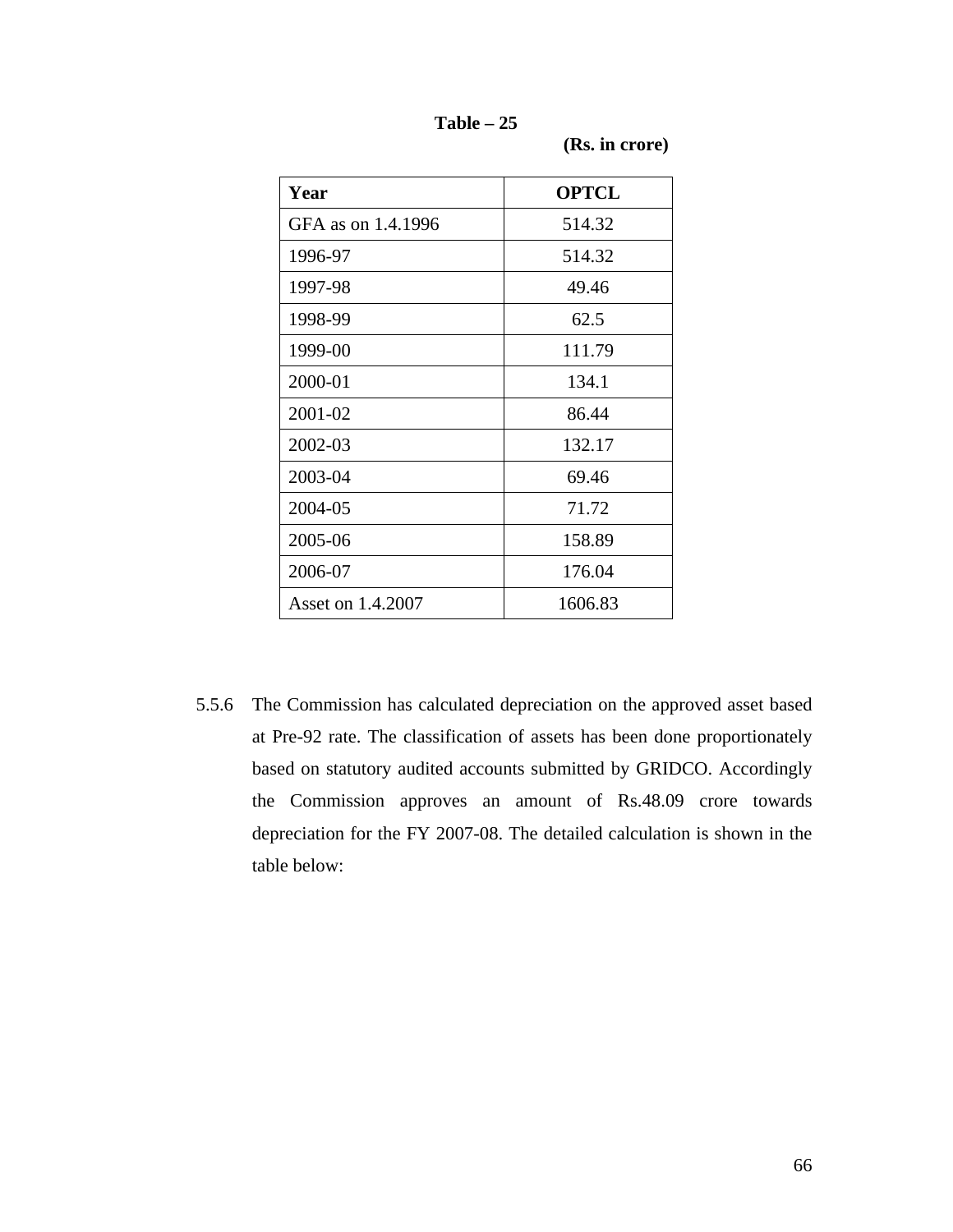**Table – 25**

**(Rs. in crore)**

| Year | OPTCL |
|---|---|
| GFA as on 1.4.1996 | 514.32 |
| 1996-97 | 514.32 |
| 1997-98 | 49.46 |
| 1998-99 | 62.5 |
| 1999-00 | 111.79 |
| 2000-01 | 134.1 |
| 2001-02 | 86.44 |
| 2002-03 | 132.17 |
| 2003-04 | 69.46 |
| 2004-05 | 71.72 |
| 2005-06 | 158.89 |
| 2006-07 | 176.04 |
| Asset on 1.4.2007 | 1606.83 |

5.5.6 The Commission has calculated depreciation on the approved asset based at Pre-92 rate. The classification of assets has been done proportionately based on statutory audited accounts submitted by GRIDCO. Accordingly the Commission approves an amount of Rs.48.09 crore towards depreciation for the FY 2007-08. The detailed calculation is shown in the table below: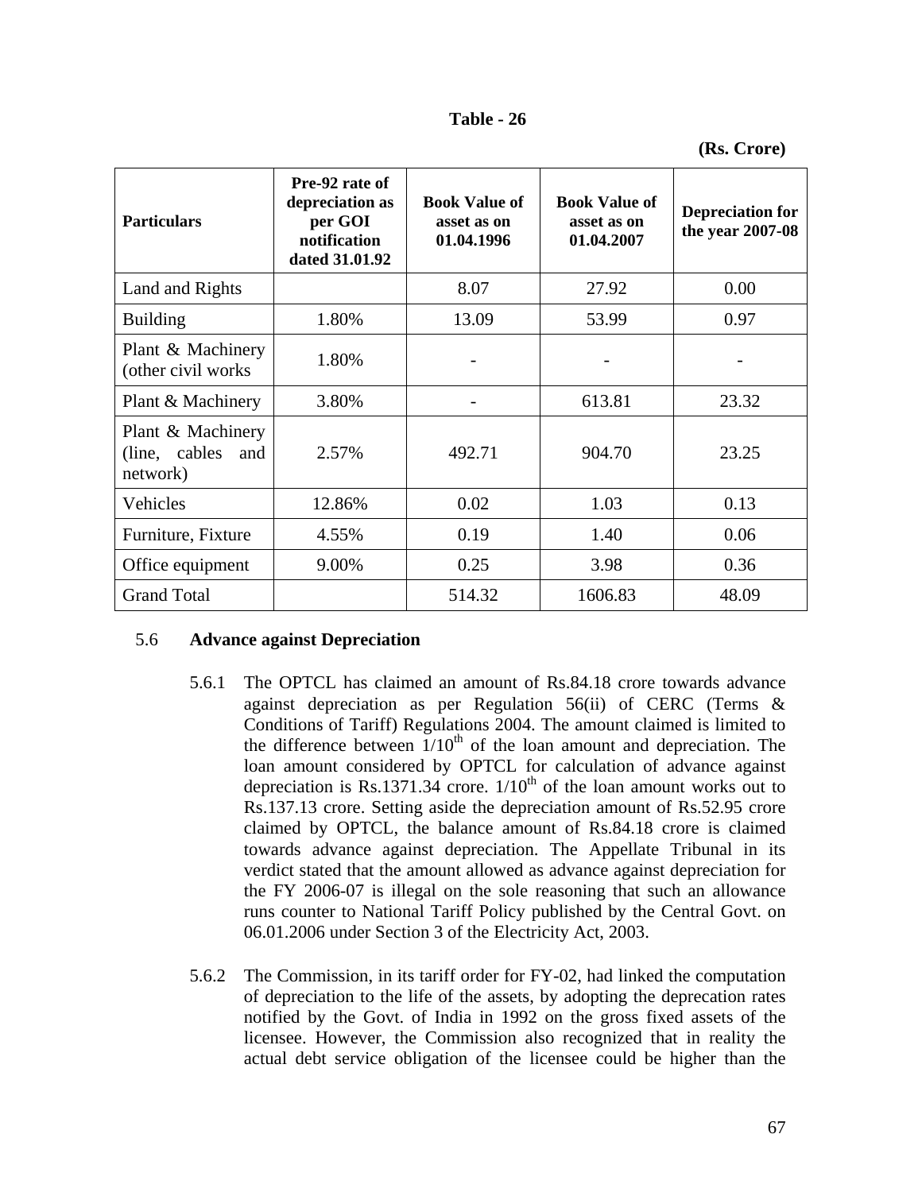**Table - 26**

**(Rs. Crore)**

| **Particulars** | **Pre-92 rate of depreciation as per GOI notification dated 31.01.92** | **Book Value of asset as on 01.04.1996** | **Book Value of asset as on 01.04.2007** | **Depreciation for the year 2007-08** |
|---|---|---|---|---|
| Land and Rights | | 8.07 | 27.92 | 0.00 |
| Building | 1.80% | 13.09 | 53.99 | 0.97 |
| Plant & Machinery (other civil works | 1.80% | - | - | - |
| Plant & Machinery | 3.80% | - | 613.81 | 23.32 |
| Plant & Machinery (line, cables and network) | 2.57% | 492.71 | 904.70 | 23.25 |
| Vehicles | 12.86% | 0.02 | 1.03 | 0.13 |
| Furniture, Fixture | 4.55% | 0.19 | 1.40 | 0.06 |
| Office equipment | 9.00% | 0.25 | 3.98 | 0.36 |
| Grand Total | | 514.32 | 1606.83 | 48.09 |

5.6 **Advance against Depreciation**

5.6.1 The OPTCL has claimed an amount of Rs.84.18 crore towards advance against depreciation as per Regulation 56(ii) of CERC (Terms & Conditions of Tariff) Regulations 2004. The amount claimed is limited to the difference between 1/10th of the loan amount and depreciation. The loan amount considered by OPTCL for calculation of advance against depreciation is Rs.1371.34 crore. 1/10th of the loan amount works out to Rs.137.13 crore. Setting aside the depreciation amount of Rs.52.95 crore claimed by OPTCL, the balance amount of Rs.84.18 crore is claimed towards advance against depreciation. The Appellate Tribunal in its verdict stated that the amount allowed as advance against depreciation for the FY 2006-07 is illegal on the sole reasoning that such an allowance runs counter to National Tariff Policy published by the Central Govt. on 06.01.2006 under Section 3 of the Electricity Act, 2003.

5.6.2 The Commission, in its tariff order for FY-02, had linked the computation of depreciation to the life of the assets, by adopting the deprecation rates notified by the Govt. of India in 1992 on the gross fixed assets of the licensee. However, the Commission also recognized that in reality the actual debt service obligation of the licensee could be higher than the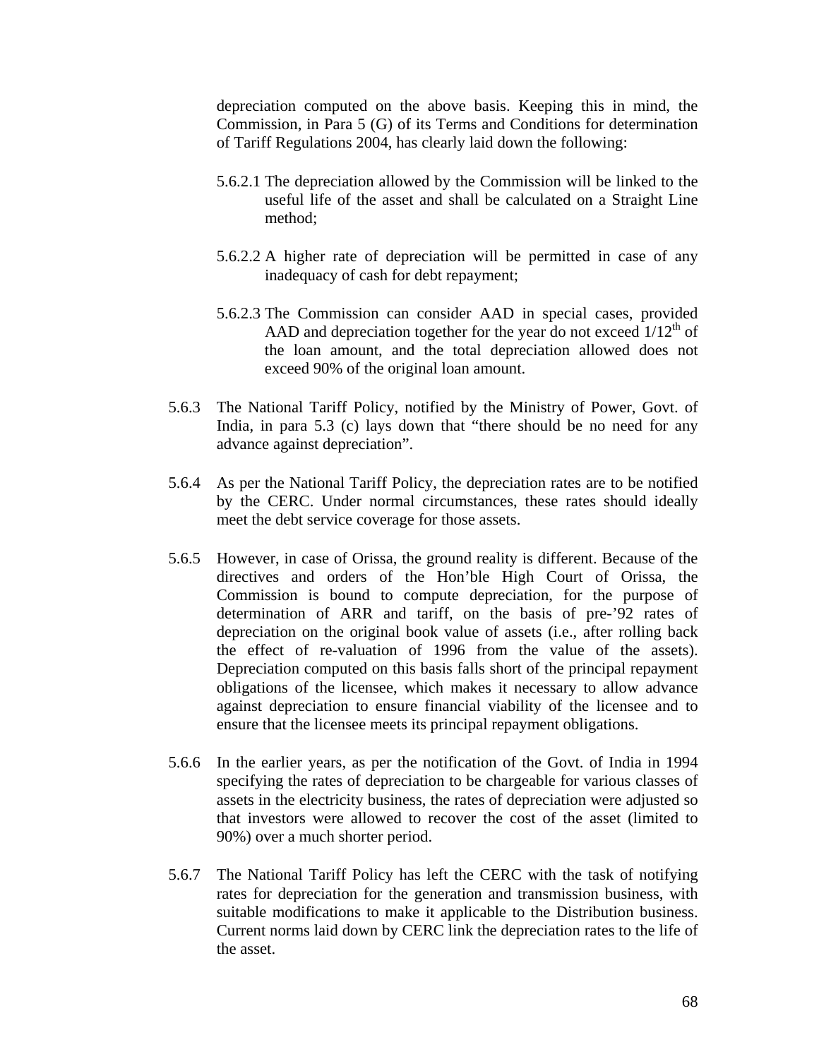depreciation computed on the above basis. Keeping this in mind, the Commission, in Para 5 (G) of its Terms and Conditions for determination of Tariff Regulations 2004, has clearly laid down the following:

5.6.2.1 The depreciation allowed by the Commission will be linked to the useful life of the asset and shall be calculated on a Straight Line method;

5.6.2.2 A higher rate of depreciation will be permitted in case of any inadequacy of cash for debt repayment;

5.6.2.3 The Commission can consider AAD in special cases, provided AAD and depreciation together for the year do not exceed $1/12^{th}$ of the loan amount, and the total depreciation allowed does not exceed 90% of the original loan amount.

5.6.3 The National Tariff Policy, notified by the Ministry of Power, Govt. of India, in para 5.3 (c) lays down that "there should be no need for any advance against depreciation".

5.6.4 As per the National Tariff Policy, the depreciation rates are to be notified by the CERC. Under normal circumstances, these rates should ideally meet the debt service coverage for those assets.

5.6.5 However, in case of Orissa, the ground reality is different. Because of the directives and orders of the Hon'ble High Court of Orissa, the Commission is bound to compute depreciation, for the purpose of determination of ARR and tariff, on the basis of pre-'92 rates of depreciation on the original book value of assets (i.e., after rolling back the effect of re-valuation of 1996 from the value of the assets). Depreciation computed on this basis falls short of the principal repayment obligations of the licensee, which makes it necessary to allow advance against depreciation to ensure financial viability of the licensee and to ensure that the licensee meets its principal repayment obligations.

5.6.6 In the earlier years, as per the notification of the Govt. of India in 1994 specifying the rates of depreciation to be chargeable for various classes of assets in the electricity business, the rates of depreciation were adjusted so that investors were allowed to recover the cost of the asset (limited to 90%) over a much shorter period.

5.6.7 The National Tariff Policy has left the CERC with the task of notifying rates for depreciation for the generation and transmission business, with suitable modifications to make it applicable to the Distribution business. Current norms laid down by CERC link the depreciation rates to the life of the asset.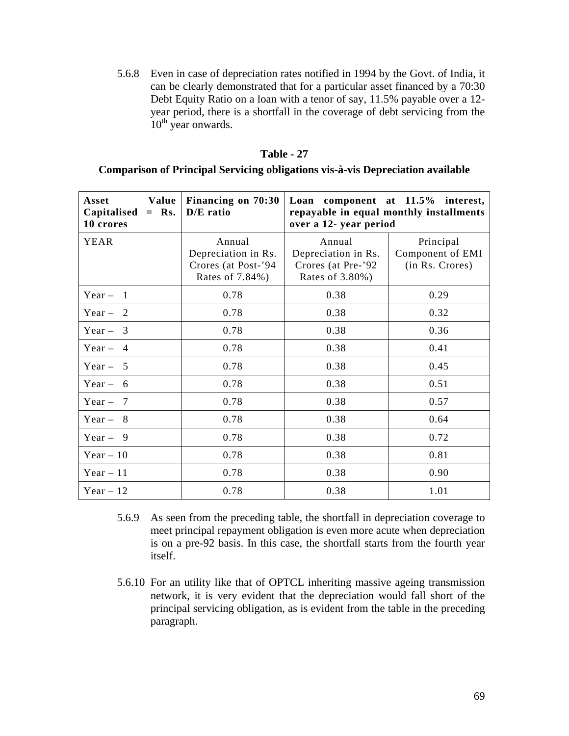5.6.8 Even in case of depreciation rates notified in 1994 by the Govt. of India, it can be clearly demonstrated that for a particular asset financed by a 70:30 Debt Equity Ratio on a loan with a tenor of say, 11.5% payable over a 12-year period, there is a shortfall in the coverage of debt servicing from the 10th year onwards.

**Table - 27**

**Comparison of Principal Servicing obligations vis-à-vis Depreciation available**

| **Asset Value Capitalised = Rs. 10 crores** | **Financing on 70:30 D/E ratio** | **Loan component at 11.5% interest, repayable in equal monthly installments over a 12- year period** | |
|---|---|---|---|
| YEAR | Annual Depreciation in Rs. Crores (at Post-'94 Rates of 7.84%) | Annual Depreciation in Rs. Crores (at Pre-'92 Rates of 3.80%) | Principal Component of EMI (in Rs. Crores) |
| Year – 1 | 0.78 | 0.38 | 0.29 |
| Year – 2 | 0.78 | 0.38 | 0.32 |
| Year – 3 | 0.78 | 0.38 | 0.36 |
| Year – 4 | 0.78 | 0.38 | 0.41 |
| Year – 5 | 0.78 | 0.38 | 0.45 |
| Year – 6 | 0.78 | 0.38 | 0.51 |
| Year – 7 | 0.78 | 0.38 | 0.57 |
| Year – 8 | 0.78 | 0.38 | 0.64 |
| Year – 9 | 0.78 | 0.38 | 0.72 |
| Year – 10 | 0.78 | 0.38 | 0.81 |
| Year – 11 | 0.78 | 0.38 | 0.90 |
| Year – 12 | 0.78 | 0.38 | 1.01 |

5.6.9 As seen from the preceding table, the shortfall in depreciation coverage to meet principal repayment obligation is even more acute when depreciation is on a pre-92 basis. In this case, the shortfall starts from the fourth year itself.

5.6.10 For an utility like that of OPTCL inheriting massive ageing transmission network, it is very evident that the depreciation would fall short of the principal servicing obligation, as is evident from the table in the preceding paragraph.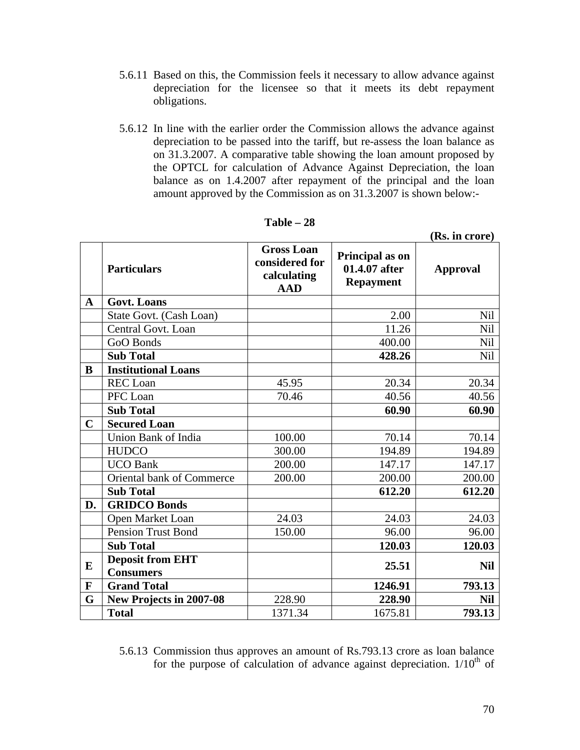5.6.11 Based on this, the Commission feels it necessary to allow advance against depreciation for the licensee so that it meets its debt repayment obligations.

5.6.12 In line with the earlier order the Commission allows the advance against depreciation to be passed into the tariff, but re-assess the loan balance as on 31.3.2007. A comparative table showing the loan amount proposed by the OPTCL for calculation of Advance Against Depreciation, the loan balance as on 1.4.2007 after repayment of the principal and the loan amount approved by the Commission as on 31.3.2007 is shown below:-

**Table – 28**

**(Rs. in crore)**

| | **Particulars** | **Gross Loan considered for calculating AAD** | **Principal as on 01.4.07 after Repayment** | **Approval** |
|---|---|---|---|---|
| **A** | **Govt. Loans** | | | |
| | State Govt. (Cash Loan) | | 2.00 | Nil |
| | Central Govt. Loan | | 11.26 | Nil |
| | GoO Bonds | | 400.00 | Nil |
| | **Sub Total** | | **428.26** | Nil |
| **B** | **Institutional Loans** | | | |
| | REC Loan | 45.95 | 20.34 | 20.34 |
| | PFC Loan | 70.46 | 40.56 | 40.56 |
| | **Sub Total** | | **60.90** | **60.90** |
| **C** | **Secured Loan** | | | |
| | Union Bank of India | 100.00 | 70.14 | 70.14 |
| | HUDCO | 300.00 | 194.89 | 194.89 |
| | UCO Bank | 200.00 | 147.17 | 147.17 |
| | Oriental bank of Commerce | 200.00 | 200.00 | 200.00 |
| | **Sub Total** | | **612.20** | **612.20** |
| **D.** | **GRIDCO Bonds** | | | |
| | Open Market Loan | 24.03 | 24.03 | 24.03 |
| | Pension Trust Bond | 150.00 | 96.00 | 96.00 |
| | **Sub Total** | | **120.03** | **120.03** |
| **E** | **Deposit from EHT Consumers** | | **25.51** | **Nil** |
| **F** | **Grand Total** | | **1246.91** | **793.13** |
| **G** | **New Projects in 2007-08** | 228.90 | **228.90** | **Nil** |
| | **Total** | 1371.34 | 1675.81 | **793.13** |

5.6.13 Commission thus approves an amount of Rs.793.13 crore as loan balance for the purpose of calculation of advance against depreciation. 1/10$^{th}$ of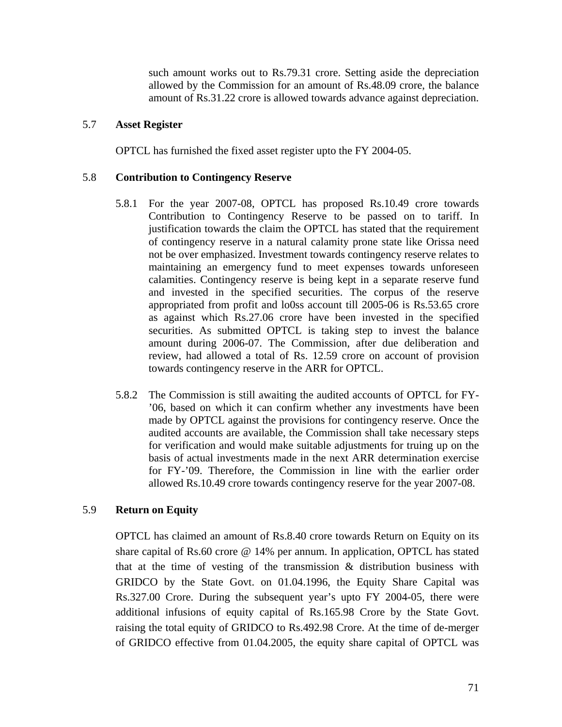such amount works out to Rs.79.31 crore. Setting aside the depreciation allowed by the Commission for an amount of Rs.48.09 crore, the balance amount of Rs.31.22 crore is allowed towards advance against depreciation.

## 5.7 Asset Register

OPTCL has furnished the fixed asset register upto the FY 2004-05.

## 5.8 Contribution to Contingency Reserve

5.8.1 For the year 2007-08, OPTCL has proposed Rs.10.49 crore towards Contribution to Contingency Reserve to be passed on to tariff. In justification towards the claim the OPTCL has stated that the requirement of contingency reserve in a natural calamity prone state like Orissa need not be over emphasized. Investment towards contingency reserve relates to maintaining an emergency fund to meet expenses towards unforeseen calamities. Contingency reserve is being kept in a separate reserve fund and invested in the specified securities. The corpus of the reserve appropriated from profit and lo0ss account till 2005-06 is Rs.53.65 crore as against which Rs.27.06 crore have been invested in the specified securities. As submitted OPTCL is taking step to invest the balance amount during 2006-07. The Commission, after due deliberation and review, had allowed a total of Rs. 12.59 crore on account of provision towards contingency reserve in the ARR for OPTCL.

5.8.2 The Commission is still awaiting the audited accounts of OPTCL for FY-'06, based on which it can confirm whether any investments have been made by OPTCL against the provisions for contingency reserve. Once the audited accounts are available, the Commission shall take necessary steps for verification and would make suitable adjustments for truing up on the basis of actual investments made in the next ARR determination exercise for FY-'09. Therefore, the Commission in line with the earlier order allowed Rs.10.49 crore towards contingency reserve for the year 2007-08.

## 5.9 Return on Equity

OPTCL has claimed an amount of Rs.8.40 crore towards Return on Equity on its share capital of Rs.60 crore @ 14% per annum. In application, OPTCL has stated that at the time of vesting of the transmission & distribution business with GRIDCO by the State Govt. on 01.04.1996, the Equity Share Capital was Rs.327.00 Crore. During the subsequent year's upto FY 2004-05, there were additional infusions of equity capital of Rs.165.98 Crore by the State Govt. raising the total equity of GRIDCO to Rs.492.98 Crore. At the time of de-merger of GRIDCO effective from 01.04.2005, the equity share capital of OPTCL was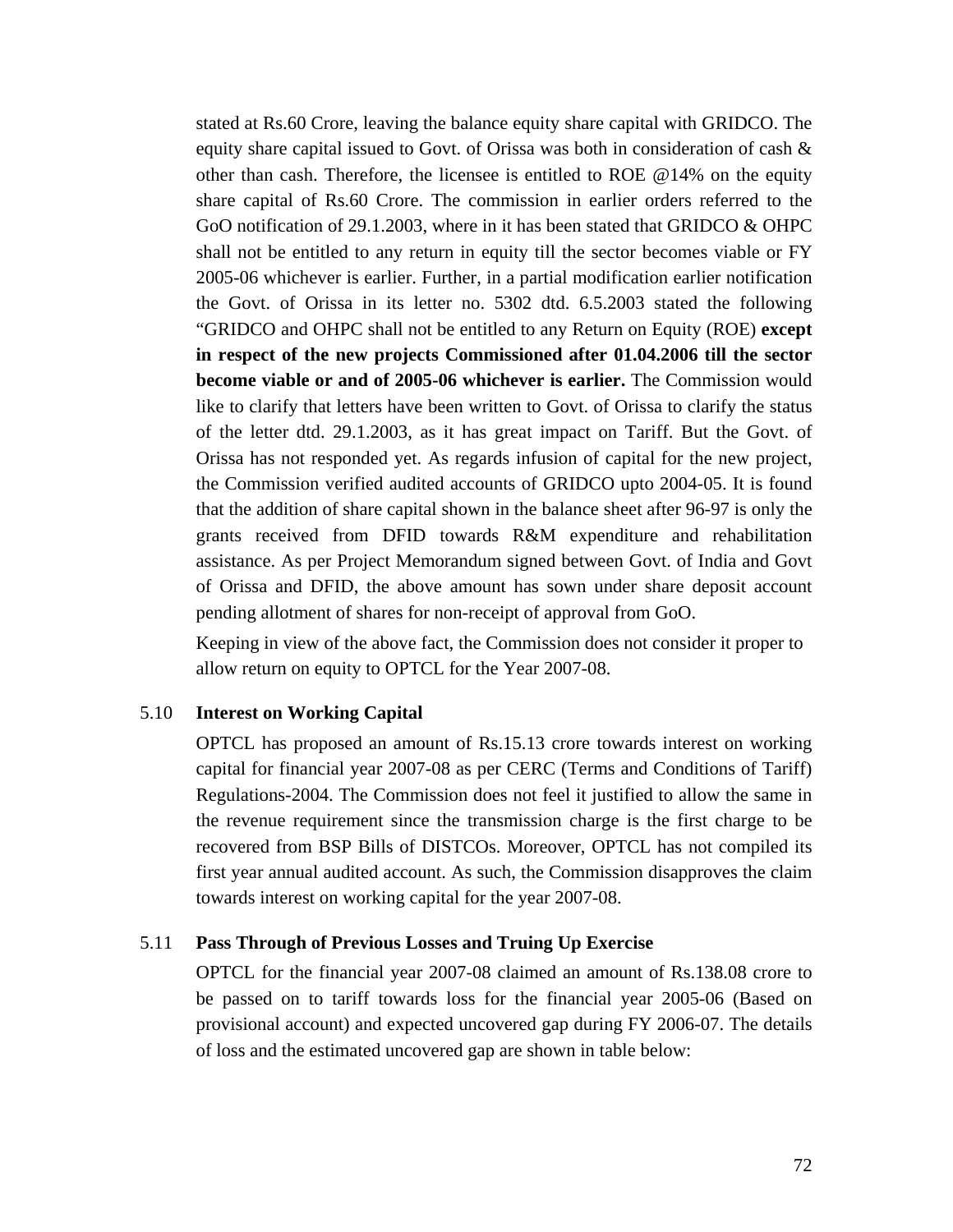stated at Rs.60 Crore, leaving the balance equity share capital with GRIDCO. The equity share capital issued to Govt. of Orissa was both in consideration of cash & other than cash. Therefore, the licensee is entitled to ROE @14% on the equity share capital of Rs.60 Crore. The commission in earlier orders referred to the GoO notification of 29.1.2003, where in it has been stated that GRIDCO & OHPC shall not be entitled to any return in equity till the sector becomes viable or FY 2005-06 whichever is earlier. Further, in a partial modification earlier notification the Govt. of Orissa in its letter no. 5302 dtd. 6.5.2003 stated the following "GRIDCO and OHPC shall not be entitled to any Return on Equity (ROE) **except in respect of the new projects Commissioned after 01.04.2006 till the sector become viable or and of 2005-06 whichever is earlier.** The Commission would like to clarify that letters have been written to Govt. of Orissa to clarify the status of the letter dtd. 29.1.2003, as it has great impact on Tariff. But the Govt. of Orissa has not responded yet. As regards infusion of capital for the new project, the Commission verified audited accounts of GRIDCO upto 2004-05. It is found that the addition of share capital shown in the balance sheet after 96-97 is only the grants received from DFID towards R&M expenditure and rehabilitation assistance. As per Project Memorandum signed between Govt. of India and Govt of Orissa and DFID, the above amount has sown under share deposit account pending allotment of shares for non-receipt of approval from GoO.

Keeping in view of the above fact, the Commission does not consider it proper to allow return on equity to OPTCL for the Year 2007-08.

### 5.10 Interest on Working Capital

OPTCL has proposed an amount of Rs.15.13 crore towards interest on working capital for financial year 2007-08 as per CERC (Terms and Conditions of Tariff) Regulations-2004. The Commission does not feel it justified to allow the same in the revenue requirement since the transmission charge is the first charge to be recovered from BSP Bills of DISTCOs. Moreover, OPTCL has not compiled its first year annual audited account. As such, the Commission disapproves the claim towards interest on working capital for the year 2007-08.

### 5.11 Pass Through of Previous Losses and Truing Up Exercise

OPTCL for the financial year 2007-08 claimed an amount of Rs.138.08 crore to be passed on to tariff towards loss for the financial year 2005-06 (Based on provisional account) and expected uncovered gap during FY 2006-07. The details of loss and the estimated uncovered gap are shown in table below: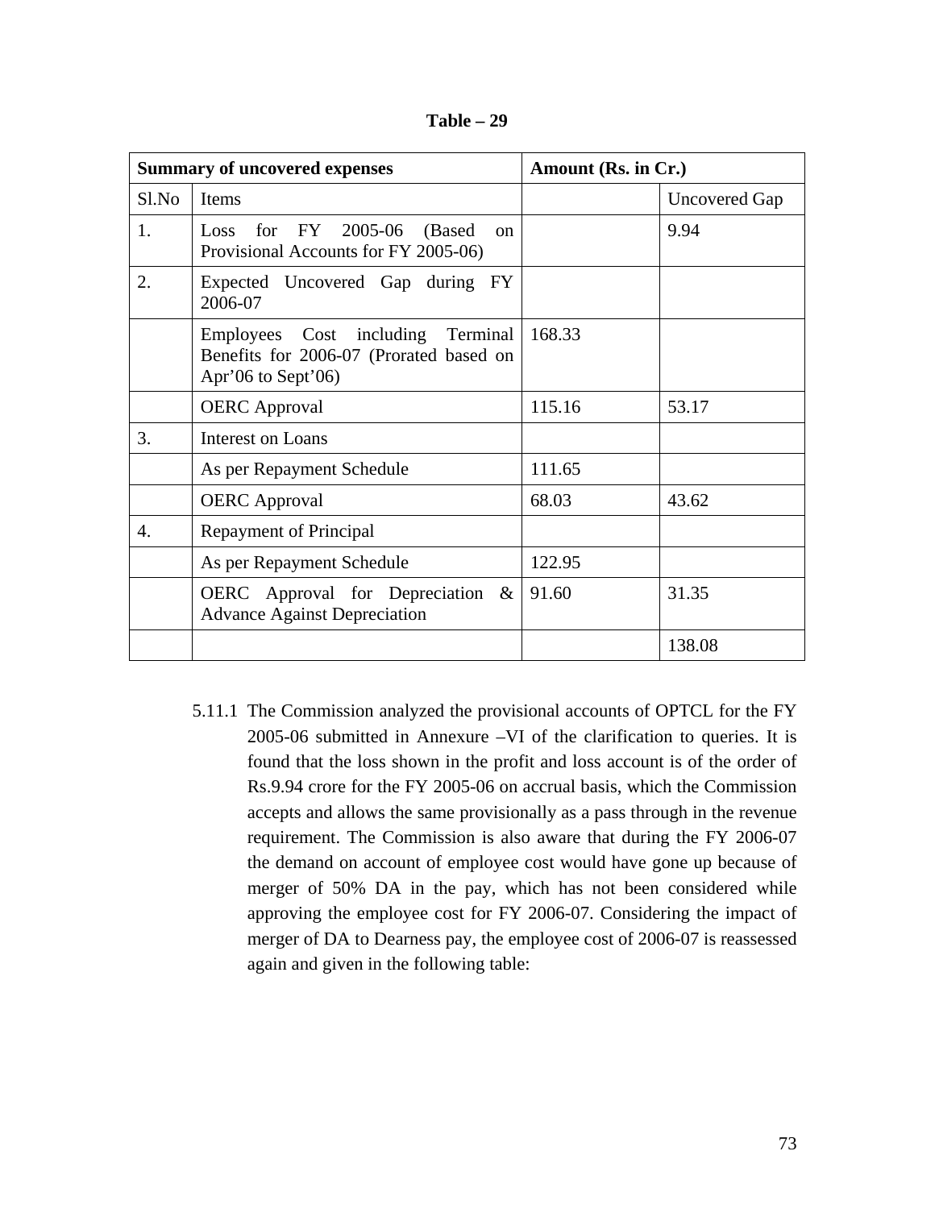**Table – 29**

| Summary of uncovered expenses | | Amount (Rs. in Cr.) | |
|---|---|---|---|
| Sl.No | Items | | Uncovered Gap |
| 1. | Loss for FY 2005-06 (Based on Provisional Accounts for FY 2005-06) | | 9.94 |
| 2. | Expected Uncovered Gap during FY 2006-07 | | |
| | Employees Cost including Terminal Benefits for 2006-07 (Prorated based on Apr'06 to Sept'06) | 168.33 | |
| | OERC Approval | 115.16 | 53.17 |
| 3. | Interest on Loans | | |
| | As per Repayment Schedule | 111.65 | |
| | OERC Approval | 68.03 | 43.62 |
| 4. | Repayment of Principal | | |
| | As per Repayment Schedule | 122.95 | |
| | OERC Approval for Depreciation & Advance Against Depreciation | 91.60 | 31.35 |
| | | | 138.08 |

5.11.1 The Commission analyzed the provisional accounts of OPTCL for the FY 2005-06 submitted in Annexure –VI of the clarification to queries. It is found that the loss shown in the profit and loss account is of the order of Rs.9.94 crore for the FY 2005-06 on accrual basis, which the Commission accepts and allows the same provisionally as a pass through in the revenue requirement. The Commission is also aware that during the FY 2006-07 the demand on account of employee cost would have gone up because of merger of 50% DA in the pay, which has not been considered while approving the employee cost for FY 2006-07. Considering the impact of merger of DA to Dearness pay, the employee cost of 2006-07 is reassessed again and given in the following table: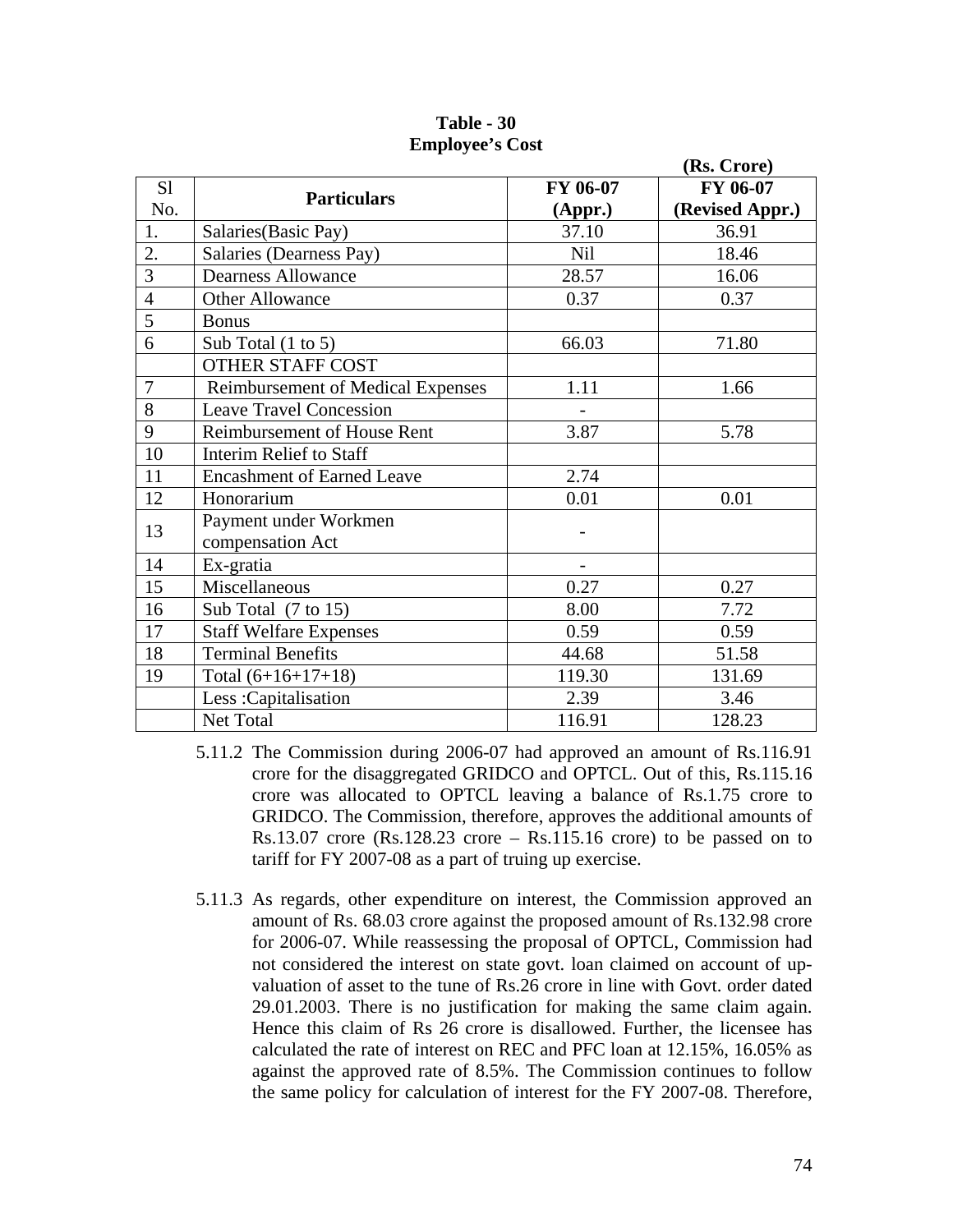**Table - 30**
**Employee's Cost**

(Rs. Crore)

| Sl No. | Particulars | FY 06-07 (Appr.) | FY 06-07 (Revised Appr.) |
|---|---|---|---|
| 1. | Salaries(Basic Pay) | 37.10 | 36.91 |
| 2. | Salaries (Dearness Pay) | Nil | 18.46 |
| 3 | Dearness Allowance | 28.57 | 16.06 |
| 4 | Other Allowance | 0.37 | 0.37 |
| 5 | Bonus | | |
| 6 | Sub Total (1 to 5) | 66.03 | 71.80 |
| | OTHER STAFF COST | | |
| 7 | Reimbursement of Medical Expenses | 1.11 | 1.66 |
| 8 | Leave Travel Concession | - | |
| 9 | Reimbursement of House Rent | 3.87 | 5.78 |
| 10 | Interim Relief to Staff | | |
| 11 | Encashment of Earned Leave | 2.74 | |
| 12 | Honorarium | 0.01 | 0.01 |
| 13 | Payment under Workmen compensation Act | - | |
| 14 | Ex-gratia | - | |
| 15 | Miscellaneous | 0.27 | 0.27 |
| 16 | Sub Total (7 to 15) | 8.00 | 7.72 |
| 17 | Staff Welfare Expenses | 0.59 | 0.59 |
| 18 | Terminal Benefits | 44.68 | 51.58 |
| 19 | Total (6+16+17+18) | 119.30 | 131.69 |
| | Less :Capitalisation | 2.39 | 3.46 |
| | Net Total | 116.91 | 128.23 |

5.11.2 The Commission during 2006-07 had approved an amount of Rs.116.91 crore for the disaggregated GRIDCO and OPTCL. Out of this, Rs.115.16 crore was allocated to OPTCL leaving a balance of Rs.1.75 crore to GRIDCO. The Commission, therefore, approves the additional amounts of Rs.13.07 crore (Rs.128.23 crore – Rs.115.16 crore) to be passed on to tariff for FY 2007-08 as a part of truing up exercise.

5.11.3 As regards, other expenditure on interest, the Commission approved an amount of Rs. 68.03 crore against the proposed amount of Rs.132.98 crore for 2006-07. While reassessing the proposal of OPTCL, Commission had not considered the interest on state govt. loan claimed on account of up-valuation of asset to the tune of Rs.26 crore in line with Govt. order dated 29.01.2003. There is no justification for making the same claim again. Hence this claim of Rs 26 crore is disallowed. Further, the licensee has calculated the rate of interest on REC and PFC loan at 12.15%, 16.05% as against the approved rate of 8.5%. The Commission continues to follow the same policy for calculation of interest for the FY 2007-08. Therefore,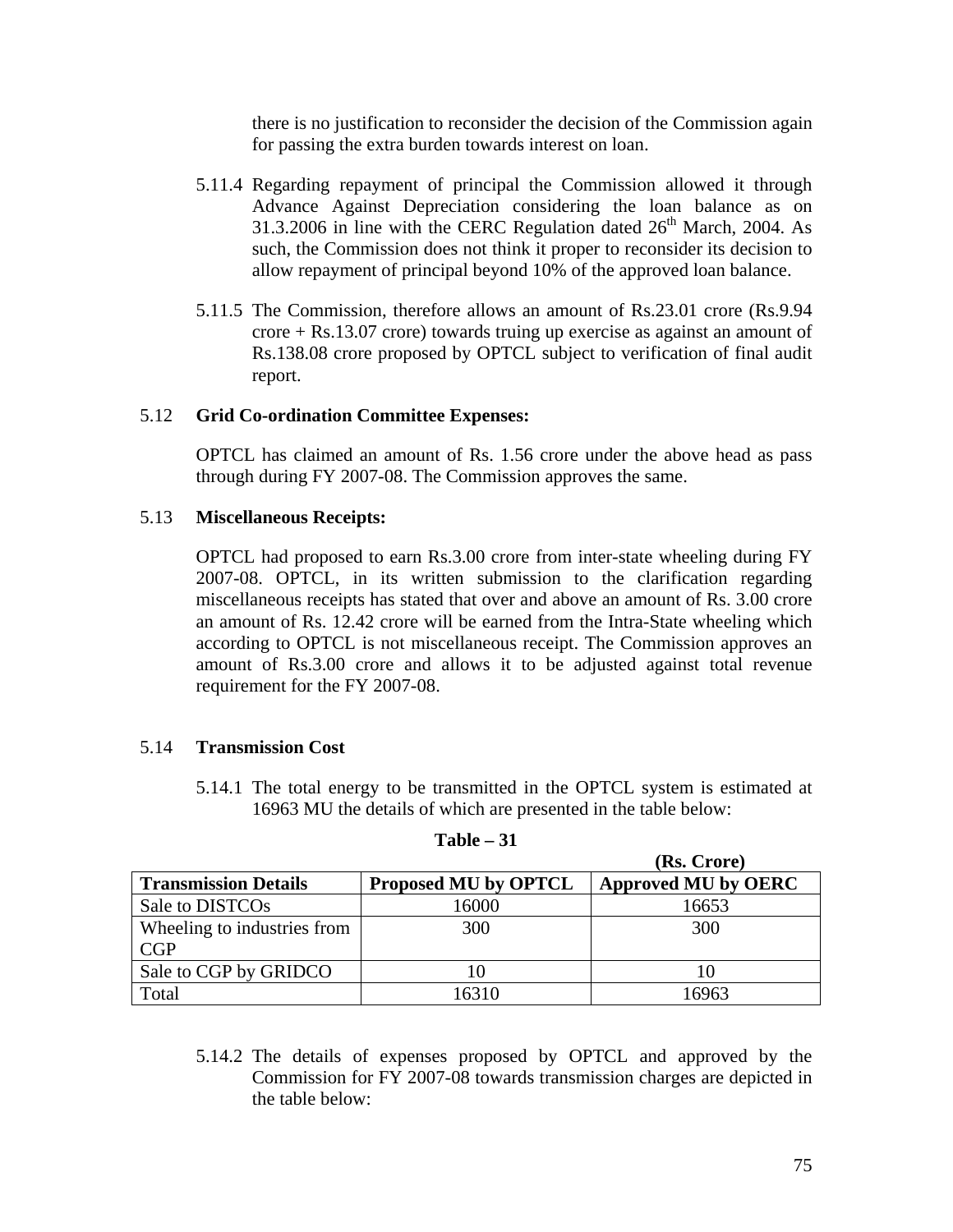there is no justification to reconsider the decision of the Commission again for passing the extra burden towards interest on loan.

5.11.4 Regarding repayment of principal the Commission allowed it through Advance Against Depreciation considering the loan balance as on 31.3.2006 in line with the CERC Regulation dated 26th March, 2004. As such, the Commission does not think it proper to reconsider its decision to allow repayment of principal beyond 10% of the approved loan balance.

5.11.5 The Commission, therefore allows an amount of Rs.23.01 crore (Rs.9.94 crore + Rs.13.07 crore) towards truing up exercise as against an amount of Rs.138.08 crore proposed by OPTCL subject to verification of final audit report.

### 5.12 Grid Co-ordination Committee Expenses:

OPTCL has claimed an amount of Rs. 1.56 crore under the above head as pass through during FY 2007-08. The Commission approves the same.

### 5.13 Miscellaneous Receipts:

OPTCL had proposed to earn Rs.3.00 crore from inter-state wheeling during FY 2007-08. OPTCL, in its written submission to the clarification regarding miscellaneous receipts has stated that over and above an amount of Rs. 3.00 crore an amount of Rs. 12.42 crore will be earned from the Intra-State wheeling which according to OPTCL is not miscellaneous receipt. The Commission approves an amount of Rs.3.00 crore and allows it to be adjusted against total revenue requirement for the FY 2007-08.

### 5.14 Transmission Cost

5.14.1 The total energy to be transmitted in the OPTCL system is estimated at 16963 MU the details of which are presented in the table below:

**Table – 31**

**(Rs. Crore)**

| Transmission Details | Proposed MU by OPTCL | Approved MU by OERC |
|---|---|---|
| Sale to DISTCOs | 16000 | 16653 |
| Wheeling to industries from CGP | 300 | 300 |
| Sale to CGP by GRIDCO | 10 | 10 |
| Total | 16310 | 16963 |

5.14.2 The details of expenses proposed by OPTCL and approved by the Commission for FY 2007-08 towards transmission charges are depicted in the table below: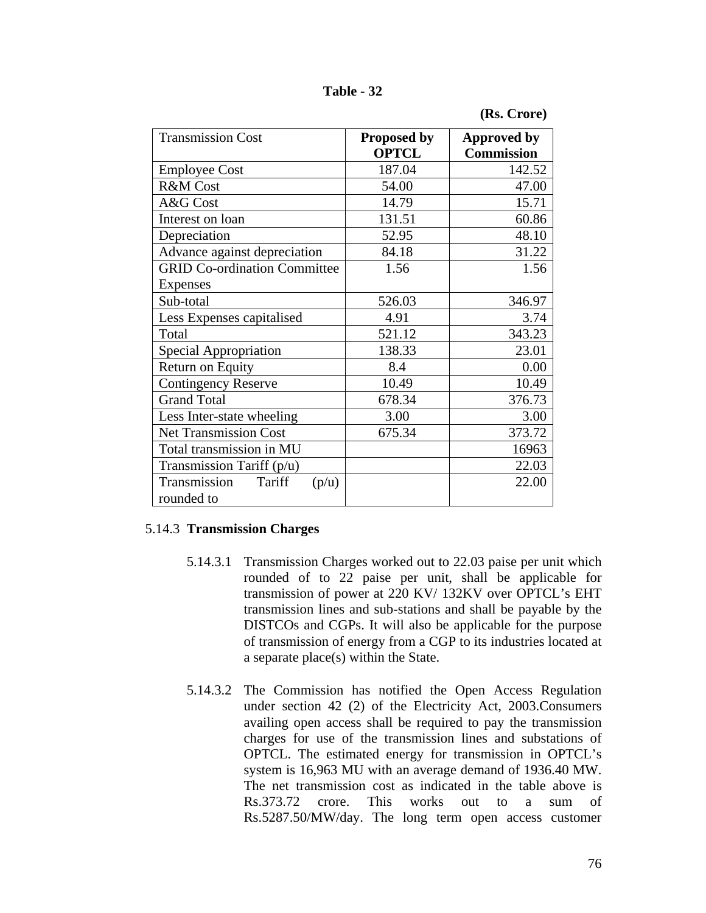**Table - 32**

**(Rs. Crore)**

| Transmission Cost | **Proposed by OPTCL** | **Approved by Commission** |
|---|---|---|
| Employee Cost | 187.04 | 142.52 |
| R&M Cost | 54.00 | 47.00 |
| A&G Cost | 14.79 | 15.71 |
| Interest on loan | 131.51 | 60.86 |
| Depreciation | 52.95 | 48.10 |
| Advance against depreciation | 84.18 | 31.22 |
| GRID Co-ordination Committee Expenses | 1.56 | 1.56 |
| Sub-total | 526.03 | 346.97 |
| Less Expenses capitalised | 4.91 | 3.74 |
| Total | 521.12 | 343.23 |
| Special Appropriation | 138.33 | 23.01 |
| Return on Equity | 8.4 | 0.00 |
| Contingency Reserve | 10.49 | 10.49 |
| Grand Total | 678.34 | 376.73 |
| Less Inter-state wheeling | 3.00 | 3.00 |
| Net Transmission Cost | 675.34 | 373.72 |
| Total transmission in MU | | 16963 |
| Transmission Tariff (p/u) | | 22.03 |
| Transmission Tariff (p/u) rounded to | | 22.00 |

5.14.3 **Transmission Charges**

5.14.3.1 Transmission Charges worked out to 22.03 paise per unit which rounded of to 22 paise per unit, shall be applicable for transmission of power at 220 KV/ 132KV over OPTCL's EHT transmission lines and sub-stations and shall be payable by the DISTCOs and CGPs. It will also be applicable for the purpose of transmission of energy from a CGP to its industries located at a separate place(s) within the State.

5.14.3.2 The Commission has notified the Open Access Regulation under section 42 (2) of the Electricity Act, 2003.Consumers availing open access shall be required to pay the transmission charges for use of the transmission lines and substations of OPTCL. The estimated energy for transmission in OPTCL's system is 16,963 MU with an average demand of 1936.40 MW. The net transmission cost as indicated in the table above is Rs.373.72 crore. This works out to a sum of Rs.5287.50/MW/day. The long term open access customer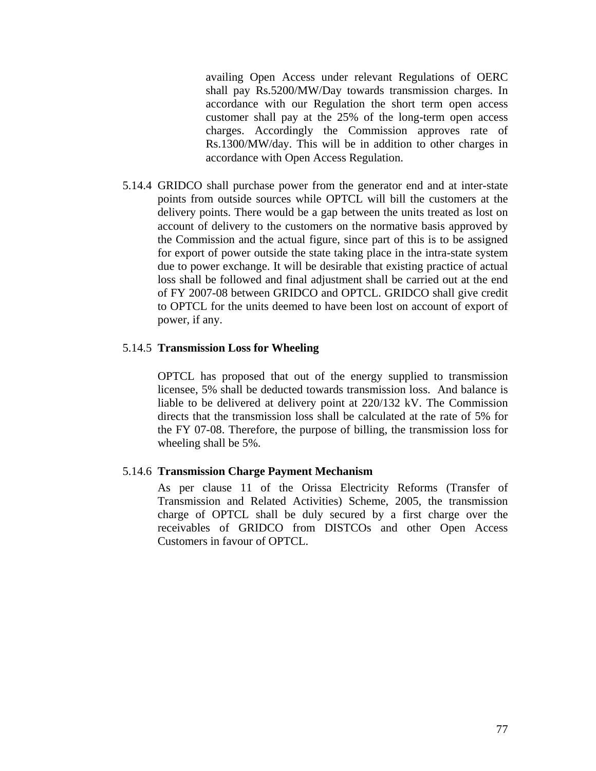availing Open Access under relevant Regulations of OERC shall pay Rs.5200/MW/Day towards transmission charges. In accordance with our Regulation the short term open access customer shall pay at the 25% of the long-term open access charges. Accordingly the Commission approves rate of Rs.1300/MW/day. This will be in addition to other charges in accordance with Open Access Regulation.

5.14.4 GRIDCO shall purchase power from the generator end and at inter-state points from outside sources while OPTCL will bill the customers at the delivery points. There would be a gap between the units treated as lost on account of delivery to the customers on the normative basis approved by the Commission and the actual figure, since part of this is to be assigned for export of power outside the state taking place in the intra-state system due to power exchange. It will be desirable that existing practice of actual loss shall be followed and final adjustment shall be carried out at the end of FY 2007-08 between GRIDCO and OPTCL. GRIDCO shall give credit to OPTCL for the units deemed to have been lost on account of export of power, if any.

5.14.5 **Transmission Loss for Wheeling**

OPTCL has proposed that out of the energy supplied to transmission licensee, 5% shall be deducted towards transmission loss. And balance is liable to be delivered at delivery point at 220/132 kV. The Commission directs that the transmission loss shall be calculated at the rate of 5% for the FY 07-08. Therefore, the purpose of billing, the transmission loss for wheeling shall be 5%.

5.14.6 **Transmission Charge Payment Mechanism**

As per clause 11 of the Orissa Electricity Reforms (Transfer of Transmission and Related Activities) Scheme, 2005, the transmission charge of OPTCL shall be duly secured by a first charge over the receivables of GRIDCO from DISTCOs and other Open Access Customers in favour of OPTCL.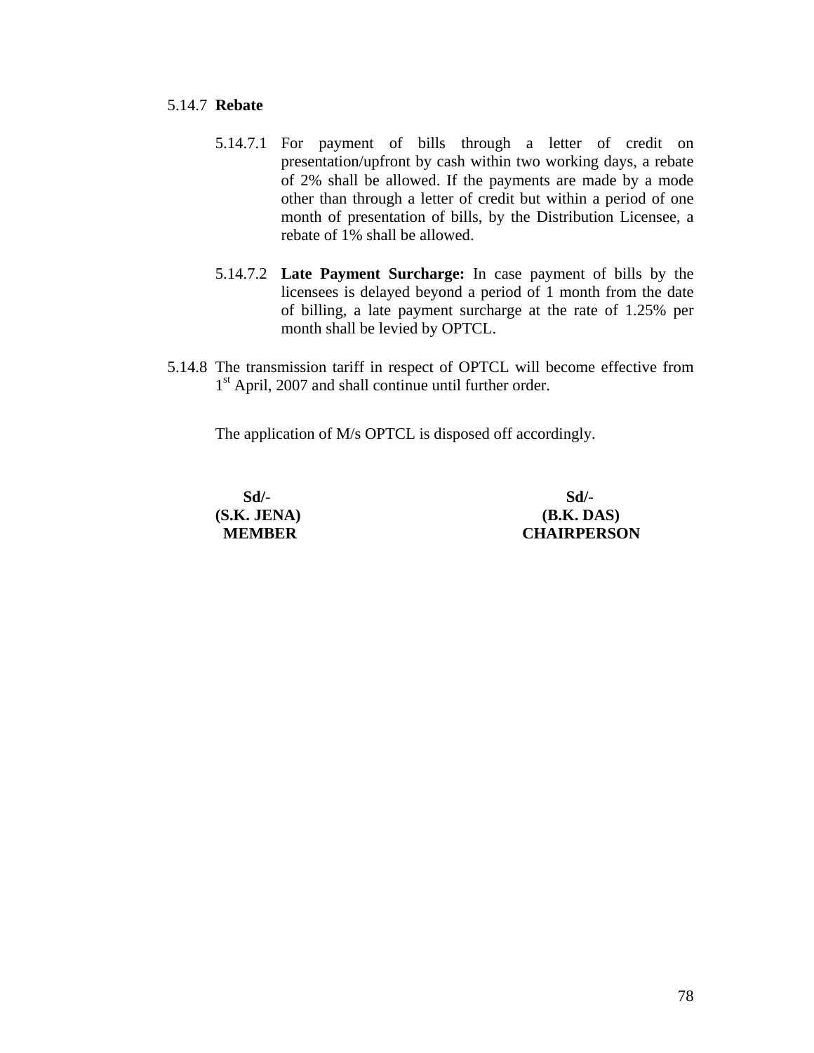5.14.7 **Rebate**

5.14.7.1 For payment of bills through a letter of credit on presentation/upfront by cash within two working days, a rebate of 2% shall be allowed. If the payments are made by a mode other than through a letter of credit but within a period of one month of presentation of bills, by the Distribution Licensee, a rebate of 1% shall be allowed.

5.14.7.2 **Late Payment Surcharge:** In case payment of bills by the licensees is delayed beyond a period of 1 month from the date of billing, a late payment surcharge at the rate of 1.25% per month shall be levied by OPTCL.

5.14.8 The transmission tariff in respect of OPTCL will become effective from 1st April, 2007 and shall continue until further order.

The application of M/s OPTCL is disposed off accordingly.

| | |
|---|---|
| **Sd/-** | **Sd/-** |
| **(S.K. JENA)** | **(B.K. DAS)** |
| **MEMBER** | **CHAIRPERSON** |